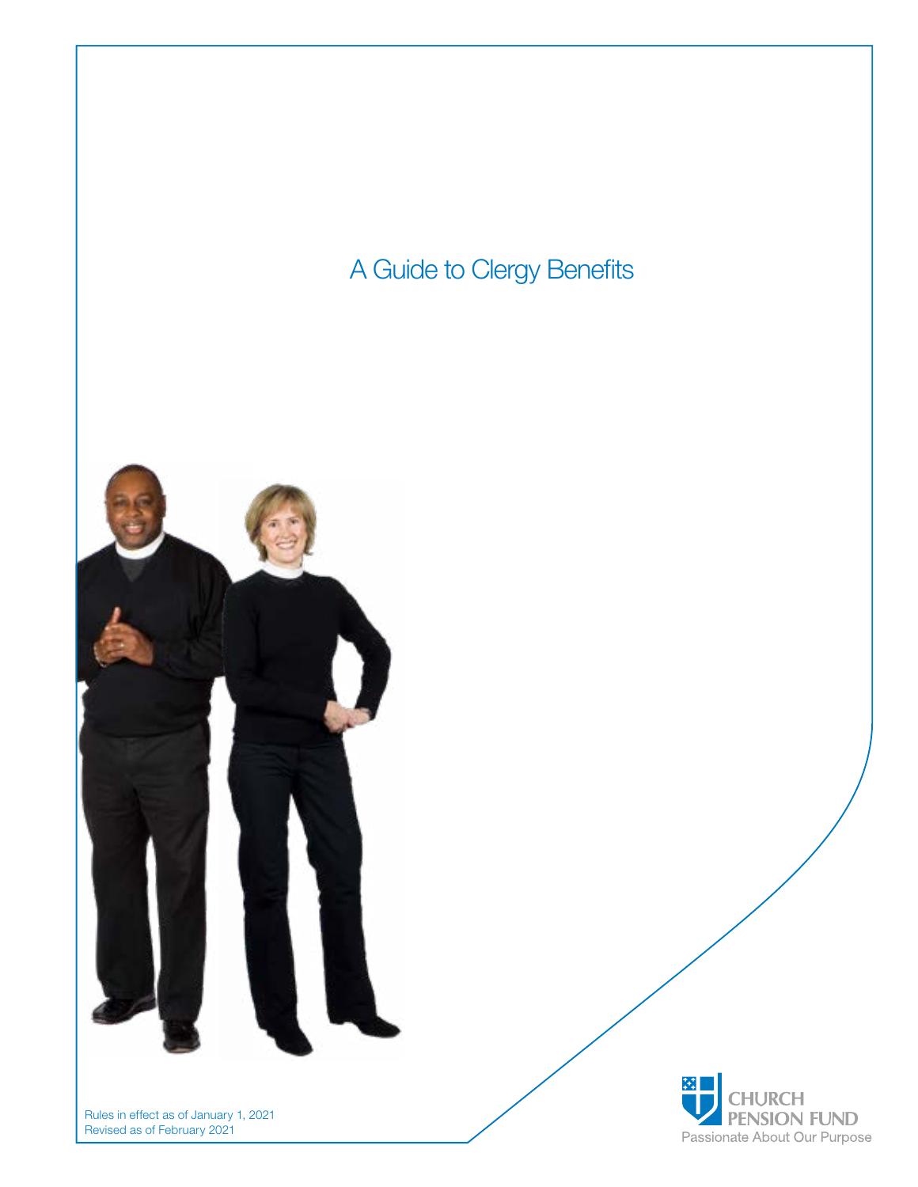# A Guide to Clergy Benefits

Rules in effect as of January 1, 2021
Revised as of February 2021

CHURCH PENSION FUND
Passionate About Our Purpose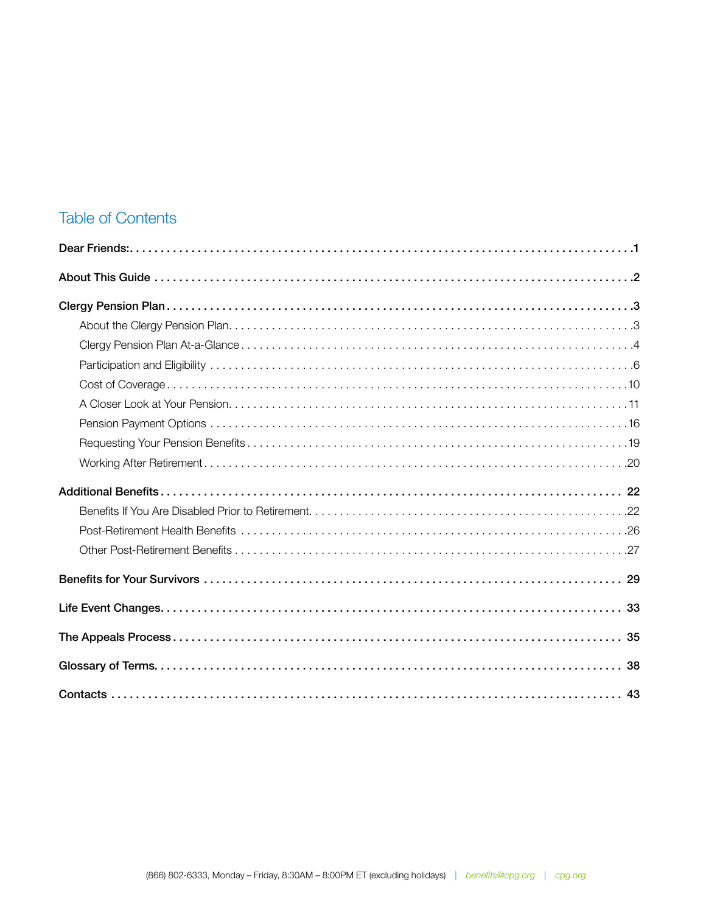## Table of Contents

**Dear Friends:** ........ 1

**About This Guide** ........ 2

**Clergy Pension Plan** ........ 3

- About the Clergy Pension Plan ........ 3
- Clergy Pension Plan At-a-Glance ........ 4
- Participation and Eligibility ........ 6
- Cost of Coverage ........ 10
- A Closer Look at Your Pension ........ 11
- Pension Payment Options ........ 16
- Requesting Your Pension Benefits ........ 19
- Working After Retirement ........ 20

**Additional Benefits** ........ 22

- Benefits If You Are Disabled Prior to Retirement ........ 22
- Post-Retirement Health Benefits ........ 26
- Other Post-Retirement Benefits ........ 27

**Benefits for Your Survivors** ........ 29

**Life Event Changes** ........ 33

**The Appeals Process** ........ 35

**Glossary of Terms** ........ 38

**Contacts** ........ 43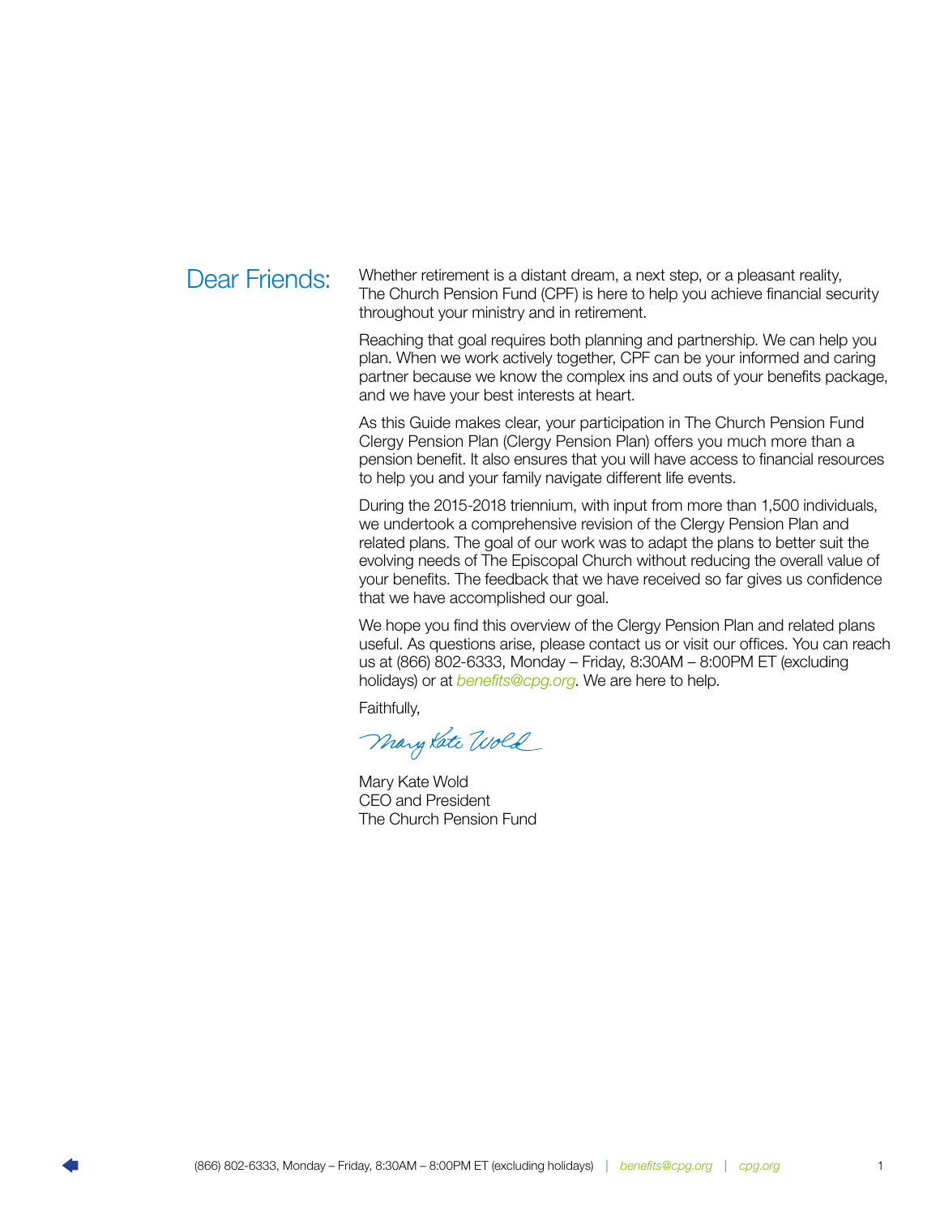## Dear Friends:

Whether retirement is a distant dream, a next step, or a pleasant reality, The Church Pension Fund (CPF) is here to help you achieve financial security throughout your ministry and in retirement.

Reaching that goal requires both planning and partnership. We can help you plan. When we work actively together, CPF can be your informed and caring partner because we know the complex ins and outs of your benefits package, and we have your best interests at heart.

As this Guide makes clear, your participation in The Church Pension Fund Clergy Pension Plan (Clergy Pension Plan) offers you much more than a pension benefit. It also ensures that you will have access to financial resources to help you and your family navigate different life events.

During the 2015-2018 triennium, with input from more than 1,500 individuals, we undertook a comprehensive revision of the Clergy Pension Plan and related plans. The goal of our work was to adapt the plans to better suit the evolving needs of The Episcopal Church without reducing the overall value of your benefits. The feedback that we have received so far gives us confidence that we have accomplished our goal.

We hope you find this overview of the Clergy Pension Plan and related plans useful. As questions arise, please contact us or visit our offices. You can reach us at (866) 802-6333, Monday – Friday, 8:30AM – 8:00PM ET (excluding holidays) or at *benefits@cpg.org*. We are here to help.

Faithfully,

Mary Kate Wold

Mary Kate Wold
CEO and President
The Church Pension Fund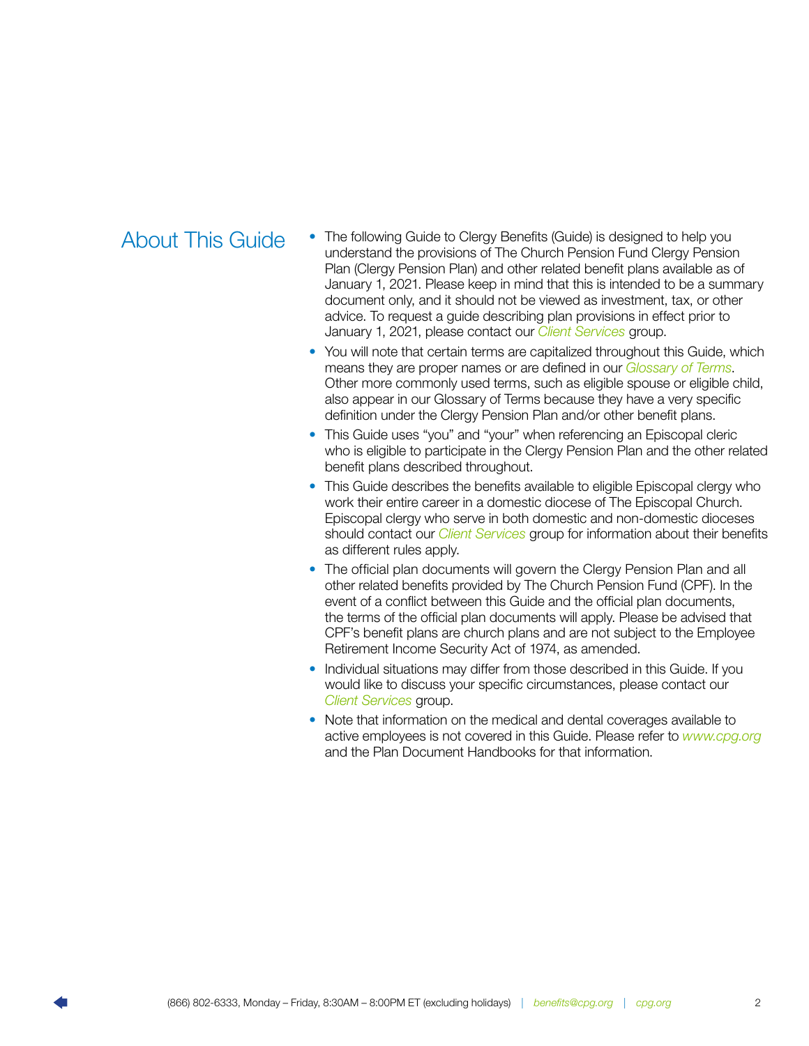# About This Guide

- The following Guide to Clergy Benefits (Guide) is designed to help you understand the provisions of The Church Pension Fund Clergy Pension Plan (Clergy Pension Plan) and other related benefit plans available as of January 1, 2021. Please keep in mind that this is intended to be a summary document only, and it should not be viewed as investment, tax, or other advice. To request a guide describing plan provisions in effect prior to January 1, 2021, please contact our *Client Services* group.
- You will note that certain terms are capitalized throughout this Guide, which means they are proper names or are defined in our *Glossary of Terms*. Other more commonly used terms, such as eligible spouse or eligible child, also appear in our Glossary of Terms because they have a very specific definition under the Clergy Pension Plan and/or other benefit plans.
- This Guide uses “you” and “your” when referencing an Episcopal cleric who is eligible to participate in the Clergy Pension Plan and the other related benefit plans described throughout.
- This Guide describes the benefits available to eligible Episcopal clergy who work their entire career in a domestic diocese of The Episcopal Church. Episcopal clergy who serve in both domestic and non-domestic dioceses should contact our *Client Services* group for information about their benefits as different rules apply.
- The official plan documents will govern the Clergy Pension Plan and all other related benefits provided by The Church Pension Fund (CPF). In the event of a conflict between this Guide and the official plan documents, the terms of the official plan documents will apply. Please be advised that CPF’s benefit plans are church plans and are not subject to the Employee Retirement Income Security Act of 1974, as amended.
- Individual situations may differ from those described in this Guide. If you would like to discuss your specific circumstances, please contact our *Client Services* group.
- Note that information on the medical and dental coverages available to active employees is not covered in this Guide. Please refer to *www.cpg.org* and the Plan Document Handbooks for that information.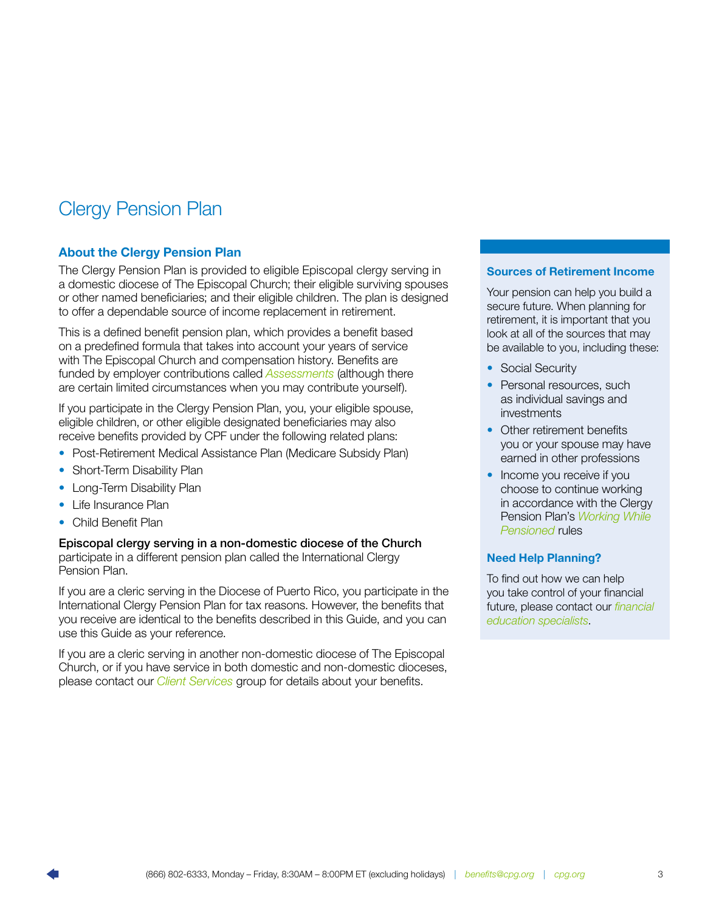# Clergy Pension Plan

## About the Clergy Pension Plan

The Clergy Pension Plan is provided to eligible Episcopal clergy serving in a domestic diocese of The Episcopal Church; their eligible surviving spouses or other named beneficiaries; and their eligible children. The plan is designed to offer a dependable source of income replacement in retirement.

This is a defined benefit pension plan, which provides a benefit based on a predefined formula that takes into account your years of service with The Episcopal Church and compensation history. Benefits are funded by employer contributions called *Assessments* (although there are certain limited circumstances when you may contribute yourself).

If you participate in the Clergy Pension Plan, you, your eligible spouse, eligible children, or other eligible designated beneficiaries may also receive benefits provided by CPF under the following related plans:

- Post-Retirement Medical Assistance Plan (Medicare Subsidy Plan)
- Short-Term Disability Plan
- Long-Term Disability Plan
- Life Insurance Plan
- Child Benefit Plan

**Episcopal clergy serving in a non-domestic diocese of the Church** participate in a different pension plan called the International Clergy Pension Plan.

If you are a cleric serving in the Diocese of Puerto Rico, you participate in the International Clergy Pension Plan for tax reasons. However, the benefits that you receive are identical to the benefits described in this Guide, and you can use this Guide as your reference.

If you are a cleric serving in another non-domestic diocese of The Episcopal Church, or if you have service in both domestic and non-domestic dioceses, please contact our *Client Services* group for details about your benefits.

### Sources of Retirement Income

Your pension can help you build a secure future. When planning for retirement, it is important that you look at all of the sources that may be available to you, including these:

- Social Security
- Personal resources, such as individual savings and investments
- Other retirement benefits you or your spouse may have earned in other professions
- Income you receive if you choose to continue working in accordance with the Clergy Pension Plan's *Working While Pensioned* rules

### Need Help Planning?

To find out how we can help you take control of your financial future, please contact our *financial education specialists*.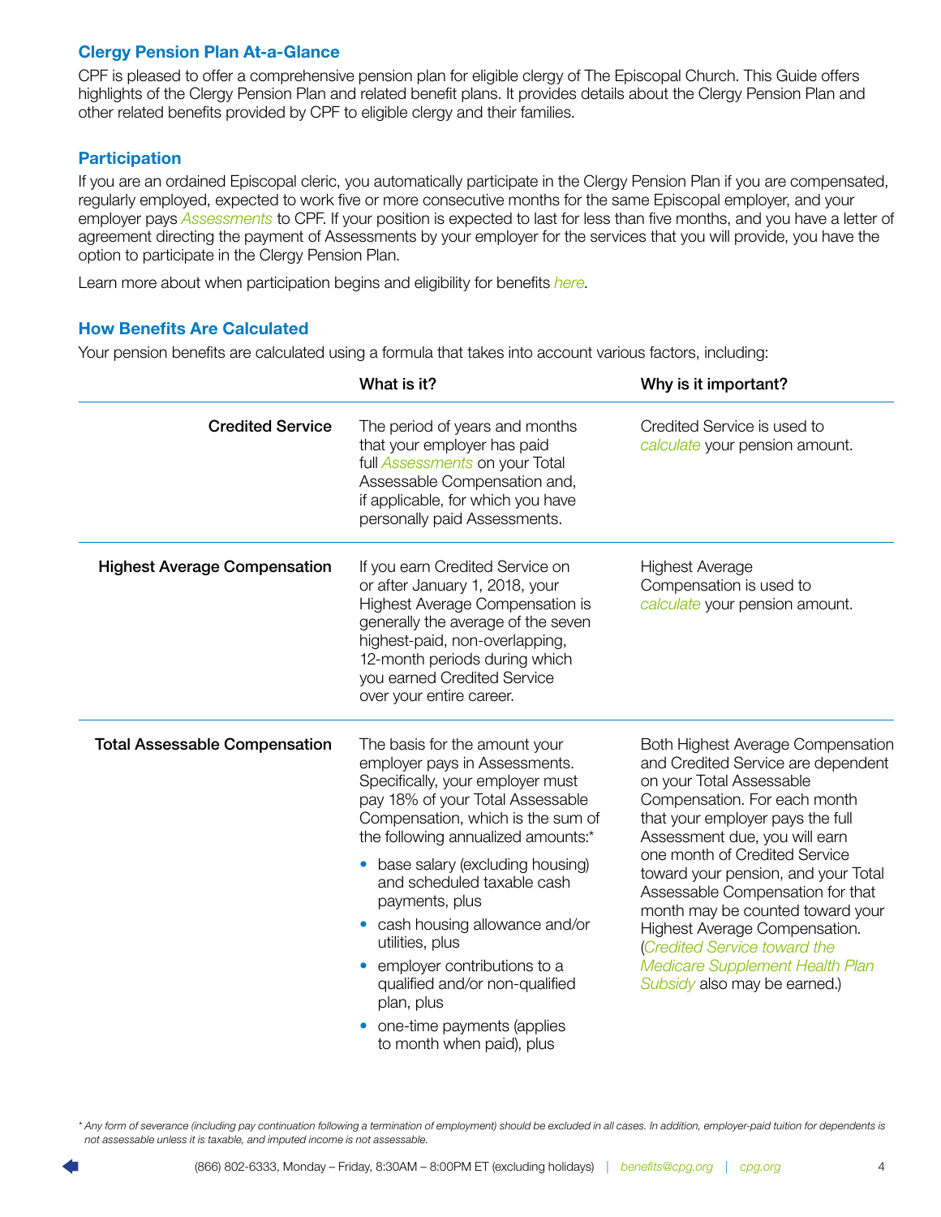## Clergy Pension Plan At-a-Glance

CPF is pleased to offer a comprehensive pension plan for eligible clergy of The Episcopal Church. This Guide offers highlights of the Clergy Pension Plan and related benefit plans. It provides details about the Clergy Pension Plan and other related benefits provided by CPF to eligible clergy and their families.

## Participation

If you are an ordained Episcopal cleric, you automatically participate in the Clergy Pension Plan if you are compensated, regularly employed, expected to work five or more consecutive months for the same Episcopal employer, and your employer pays *Assessments* to CPF. If your position is expected to last for less than five months, and you have a letter of agreement directing the payment of Assessments by your employer for the services that you will provide, you have the option to participate in the Clergy Pension Plan.

Learn more about when participation begins and eligibility for benefits *here*.

## How Benefits Are Calculated

Your pension benefits are calculated using a formula that takes into account various factors, including:

| | What is it? | Why is it important? |
|---|---|---|
| **Credited Service** | The period of years and months that your employer has paid full *Assessments* on your Total Assessable Compensation and, if applicable, for which you have personally paid Assessments. | Credited Service is used to *calculate* your pension amount. |
| **Highest Average Compensation** | If you earn Credited Service on or after January 1, 2018, your Highest Average Compensation is generally the average of the seven highest-paid, non-overlapping, 12-month periods during which you earned Credited Service over your entire career. | Highest Average Compensation is used to *calculate* your pension amount. |
| **Total Assessable Compensation** | The basis for the amount your employer pays in Assessments. Specifically, your employer must pay 18% of your Total Assessable Compensation, which is the sum of the following annualized amounts:* <br>• base salary (excluding housing) and scheduled taxable cash payments, plus <br>• cash housing allowance and/or utilities, plus <br>• employer contributions to a qualified and/or non-qualified plan, plus <br>• one-time payments (applies to month when paid), plus | Both Highest Average Compensation and Credited Service are dependent on your Total Assessable Compensation. For each month that your employer pays the full Assessment due, you will earn one month of Credited Service toward your pension, and your Total Assessable Compensation for that month may be counted toward your Highest Average Compensation. (*Credited Service toward the Medicare Supplement Health Plan Subsidy* also may be earned.) |

*\* Any form of severance (including pay continuation following a termination of employment) should be excluded in all cases. In addition, employer-paid tuition for dependents is not assessable unless it is taxable, and imputed income is not assessable.*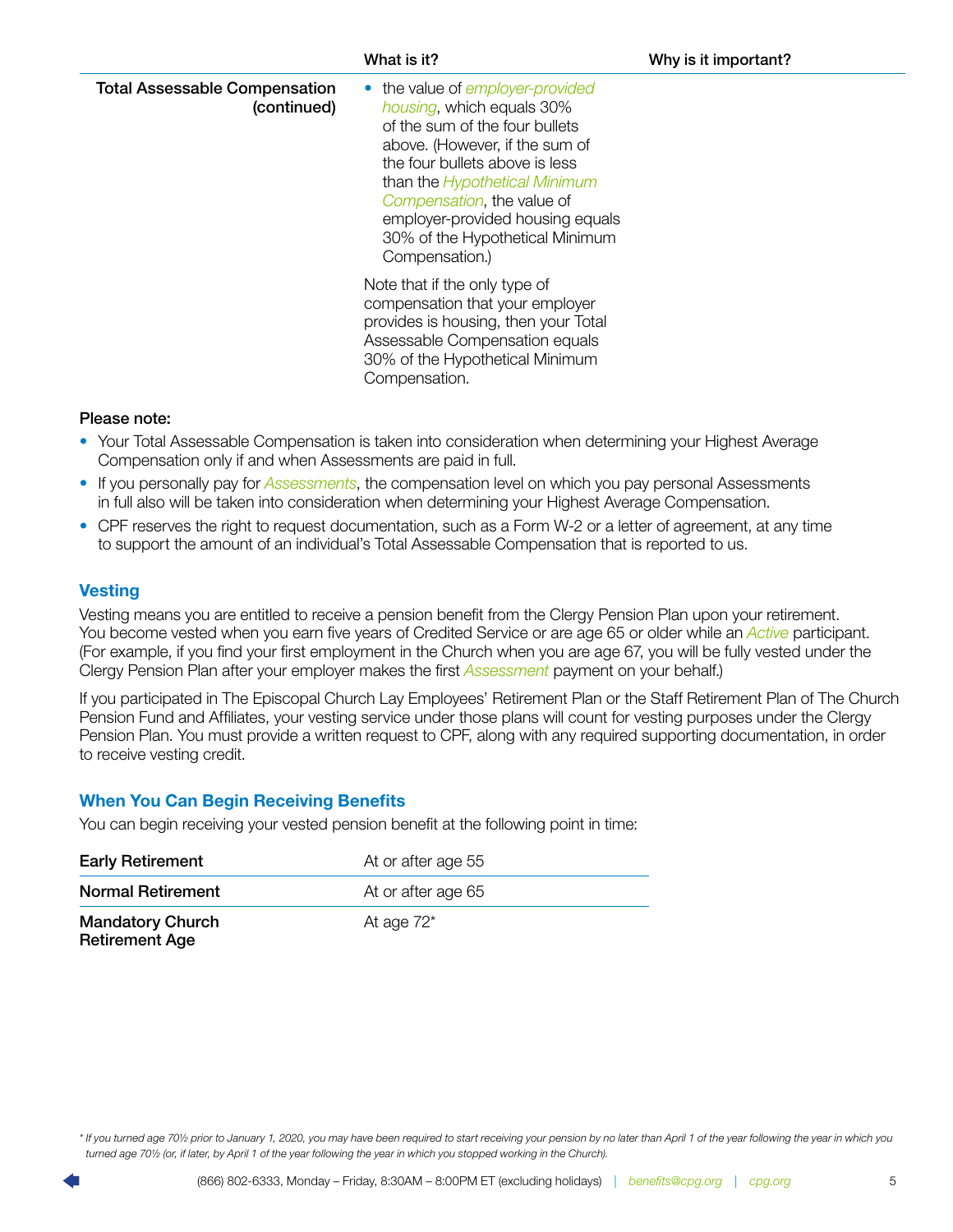| | What is it? | Why is it important? |
|---|---|---|
| **Total Assessable Compensation (continued)** | • the value of *employer-provided housing*, which equals 30% of the sum of the four bullets above. (However, if the sum of the four bullets above is less than the *Hypothetical Minimum Compensation*, the value of employer-provided housing equals 30% of the Hypothetical Minimum Compensation.)<br><br>Note that if the only type of compensation that your employer provides is housing, then your Total Assessable Compensation equals 30% of the Hypothetical Minimum Compensation. | |

**Please note:**

- Your Total Assessable Compensation is taken into consideration when determining your Highest Average Compensation only if and when Assessments are paid in full.
- If you personally pay for *Assessments*, the compensation level on which you pay personal Assessments in full also will be taken into consideration when determining your Highest Average Compensation.
- CPF reserves the right to request documentation, such as a Form W-2 or a letter of agreement, at any time to support the amount of an individual's Total Assessable Compensation that is reported to us.

## Vesting

Vesting means you are entitled to receive a pension benefit from the Clergy Pension Plan upon your retirement. You become vested when you earn five years of Credited Service or are age 65 or older while an *Active* participant. (For example, if you find your first employment in the Church when you are age 67, you will be fully vested under the Clergy Pension Plan after your employer makes the first *Assessment* payment on your behalf.)

If you participated in The Episcopal Church Lay Employees' Retirement Plan or the Staff Retirement Plan of The Church Pension Fund and Affiliates, your vesting service under those plans will count for vesting purposes under the Clergy Pension Plan. You must provide a written request to CPF, along with any required supporting documentation, in order to receive vesting credit.

## When You Can Begin Receiving Benefits

You can begin receiving your vested pension benefit at the following point in time:

| | |
|---|---|
| **Early Retirement** | At or after age 55 |
| **Normal Retirement** | At or after age 65 |
| **Mandatory Church Retirement Age** | At age 72* |

*\* If you turned age 70½ prior to January 1, 2020, you may have been required to start receiving your pension by no later than April 1 of the year following the year in which you turned age 70½ (or, if later, by April 1 of the year following the year in which you stopped working in the Church).*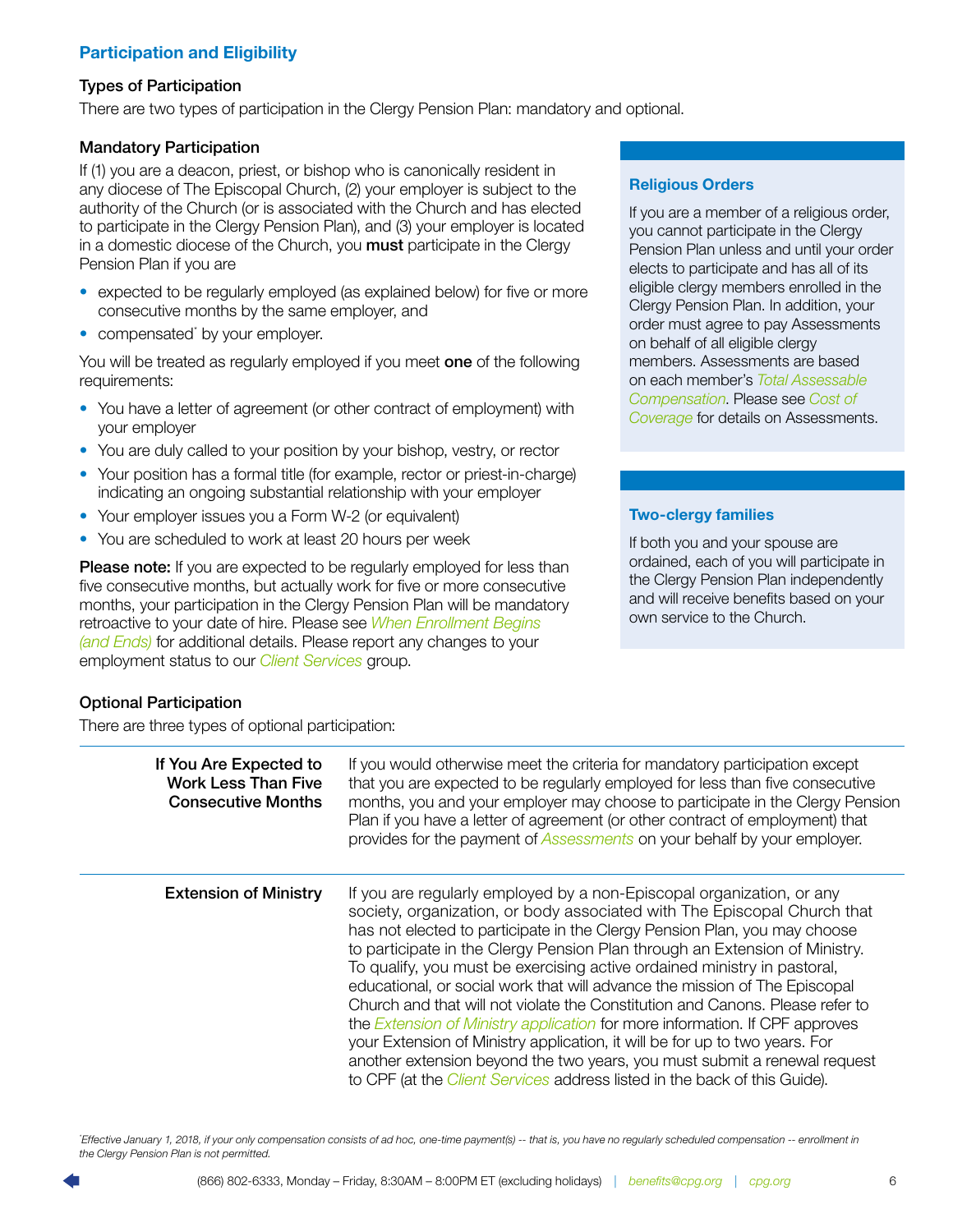## Participation and Eligibility

### Types of Participation

There are two types of participation in the Clergy Pension Plan: mandatory and optional.

### Mandatory Participation

If (1) you are a deacon, priest, or bishop who is canonically resident in any diocese of The Episcopal Church, (2) your employer is subject to the authority of the Church (or is associated with the Church and has elected to participate in the Clergy Pension Plan), and (3) your employer is located in a domestic diocese of the Church, you **must** participate in the Clergy Pension Plan if you are

- expected to be regularly employed (as explained below) for five or more consecutive months by the same employer, and
- compensated* by your employer.

You will be treated as regularly employed if you meet **one** of the following requirements:

- You have a letter of agreement (or other contract of employment) with your employer
- You are duly called to your position by your bishop, vestry, or rector
- Your position has a formal title (for example, rector or priest-in-charge) indicating an ongoing substantial relationship with your employer
- Your employer issues you a Form W-2 (or equivalent)
- You are scheduled to work at least 20 hours per week

**Please note:** If you are expected to be regularly employed for less than five consecutive months, but actually work for five or more consecutive months, your participation in the Clergy Pension Plan will be mandatory retroactive to your date of hire. Please see *When Enrollment Begins (and Ends)* for additional details. Please report any changes to your employment status to our *Client Services* group.

#### Religious Orders

If you are a member of a religious order, you cannot participate in the Clergy Pension Plan unless and until your order elects to participate and has all of its eligible clergy members enrolled in the Clergy Pension Plan. In addition, your order must agree to pay Assessments on behalf of all eligible clergy members. Assessments are based on each member's *Total Assessable Compensation*. Please see *Cost of Coverage* for details on Assessments.

#### Two-clergy families

If both you and your spouse are ordained, each of you will participate in the Clergy Pension Plan independently and will receive benefits based on your own service to the Church.

### Optional Participation

There are three types of optional participation:

| | |
|---|---|
| **If You Are Expected to Work Less Than Five Consecutive Months** | If you would otherwise meet the criteria for mandatory participation except that you are expected to be regularly employed for less than five consecutive months, you and your employer may choose to participate in the Clergy Pension Plan if you have a letter of agreement (or other contract of employment) that provides for the payment of *Assessments* on your behalf by your employer. |
| **Extension of Ministry** | If you are regularly employed by a non-Episcopal organization, or any society, organization, or body associated with The Episcopal Church that has not elected to participate in the Clergy Pension Plan, you may choose to participate in the Clergy Pension Plan through an Extension of Ministry. To qualify, you must be exercising active ordained ministry in pastoral, educational, or social work that will advance the mission of The Episcopal Church and that will not violate the Constitution and Canons. Please refer to the *Extension of Ministry application* for more information. If CPF approves your Extension of Ministry application, it will be for up to two years. For another extension beyond the two years, you must submit a renewal request to CPF (at the *Client Services* address listed in the back of this Guide). |

*Effective January 1, 2018, if your only compensation consists of ad hoc, one-time payment(s) -- that is, you have no regularly scheduled compensation -- enrollment in the Clergy Pension Plan is not permitted.*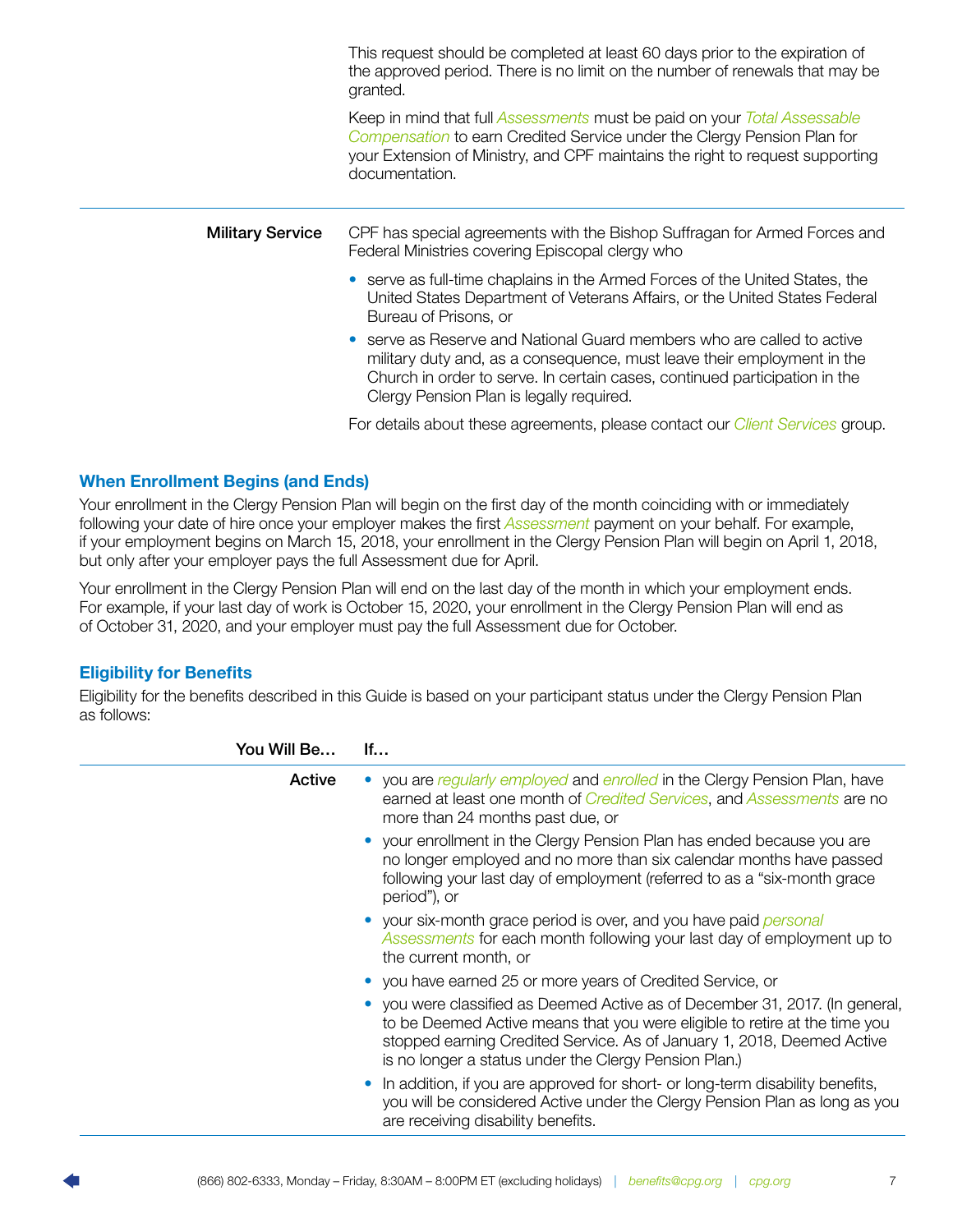This request should be completed at least 60 days prior to the expiration of the approved period. There is no limit on the number of renewals that may be granted.

Keep in mind that full *Assessments* must be paid on your *Total Assessable Compensation* to earn Credited Service under the Clergy Pension Plan for your Extension of Ministry, and CPF maintains the right to request supporting documentation.

**Military Service**

CPF has special agreements with the Bishop Suffragan for Armed Forces and Federal Ministries covering Episcopal clergy who

- serve as full-time chaplains in the Armed Forces of the United States, the United States Department of Veterans Affairs, or the United States Federal Bureau of Prisons, or
- serve as Reserve and National Guard members who are called to active military duty and, as a consequence, must leave their employment in the Church in order to serve. In certain cases, continued participation in the Clergy Pension Plan is legally required.

For details about these agreements, please contact our *Client Services* group.

## When Enrollment Begins (and Ends)

Your enrollment in the Clergy Pension Plan will begin on the first day of the month coinciding with or immediately following your date of hire once your employer makes the first *Assessment* payment on your behalf. For example, if your employment begins on March 15, 2018, your enrollment in the Clergy Pension Plan will begin on April 1, 2018, but only after your employer pays the full Assessment due for April.

Your enrollment in the Clergy Pension Plan will end on the last day of the month in which your employment ends. For example, if your last day of work is October 15, 2020, your enrollment in the Clergy Pension Plan will end as of October 31, 2020, and your employer must pay the full Assessment due for October.

## Eligibility for Benefits

Eligibility for the benefits described in this Guide is based on your participant status under the Clergy Pension Plan as follows:

| You Will Be… | If… |
| --- | --- |
| Active | • you are *regularly employed* and *enrolled* in the Clergy Pension Plan, have earned at least one month of *Credited Services*, and *Assessments* are no more than 24 months past due, or<br>• your enrollment in the Clergy Pension Plan has ended because you are no longer employed and no more than six calendar months have passed following your last day of employment (referred to as a “six-month grace period”), or<br>• your six-month grace period is over, and you have paid *personal Assessments* for each month following your last day of employment up to the current month, or<br>• you have earned 25 or more years of Credited Service, or<br>• you were classified as Deemed Active as of December 31, 2017. (In general, to be Deemed Active means that you were eligible to retire at the time you stopped earning Credited Service. As of January 1, 2018, Deemed Active is no longer a status under the Clergy Pension Plan.)<br>• In addition, if you are approved for short- or long-term disability benefits, you will be considered Active under the Clergy Pension Plan as long as you are receiving disability benefits. |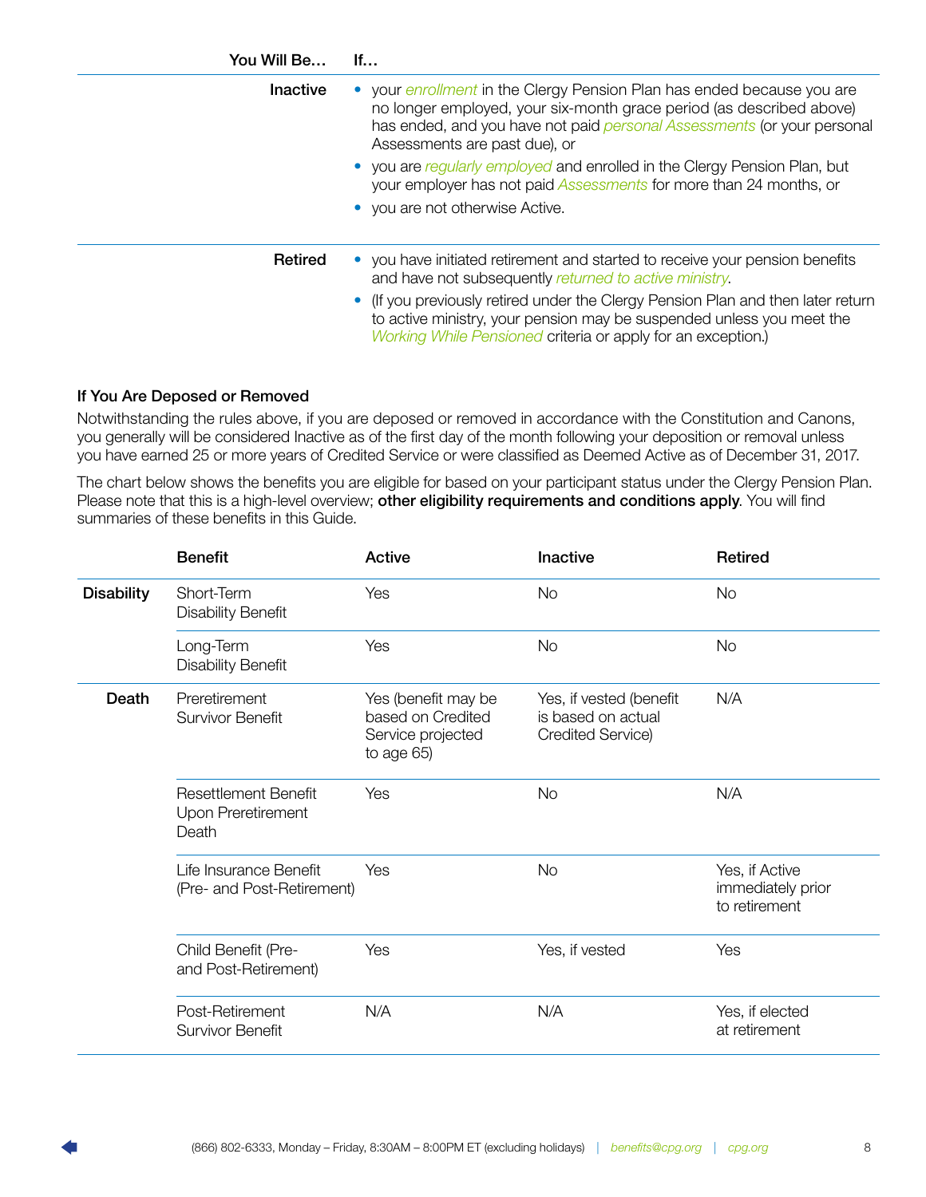| You Will Be… | If… |
|---|---|
| **Inactive** | • your *enrollment* in the Clergy Pension Plan has ended because you are no longer employed, your six-month grace period (as described above) has ended, and you have not paid *personal Assessments* (or your personal Assessments are past due), or<br>• you are *regularly employed* and enrolled in the Clergy Pension Plan, but your employer has not paid *Assessments* for more than 24 months, or<br>• you are not otherwise Active. |
| **Retired** | • you have initiated retirement and started to receive your pension benefits and have not subsequently *returned to active ministry*.<br>• (If you previously retired under the Clergy Pension Plan and then later return to active ministry, your pension may be suspended unless you meet the *Working While Pensioned* criteria or apply for an exception.) |

### If You Are Deposed or Removed

Notwithstanding the rules above, if you are deposed or removed in accordance with the Constitution and Canons, you generally will be considered Inactive as of the first day of the month following your deposition or removal unless you have earned 25 or more years of Credited Service or were classified as Deemed Active as of December 31, 2017.

The chart below shows the benefits you are eligible for based on your participant status under the Clergy Pension Plan. Please note that this is a high-level overview; **other eligibility requirements and conditions apply**. You will find summaries of these benefits in this Guide.

| | Benefit | Active | Inactive | Retired |
|---|---|---|---|---|
| **Disability** | Short-Term Disability Benefit | Yes | No | No |
| | Long-Term Disability Benefit | Yes | No | No |
| **Death** | Preretirement Survivor Benefit | Yes (benefit may be based on Credited Service projected to age 65) | Yes, if vested (benefit is based on actual Credited Service) | N/A |
| | Resettlement Benefit Upon Preretirement Death | Yes | No | N/A |
| | Life Insurance Benefit (Pre- and Post-Retirement) | Yes | No | Yes, if Active immediately prior to retirement |
| | Child Benefit (Pre- and Post-Retirement) | Yes | Yes, if vested | Yes |
| | Post-Retirement Survivor Benefit | N/A | N/A | Yes, if elected at retirement |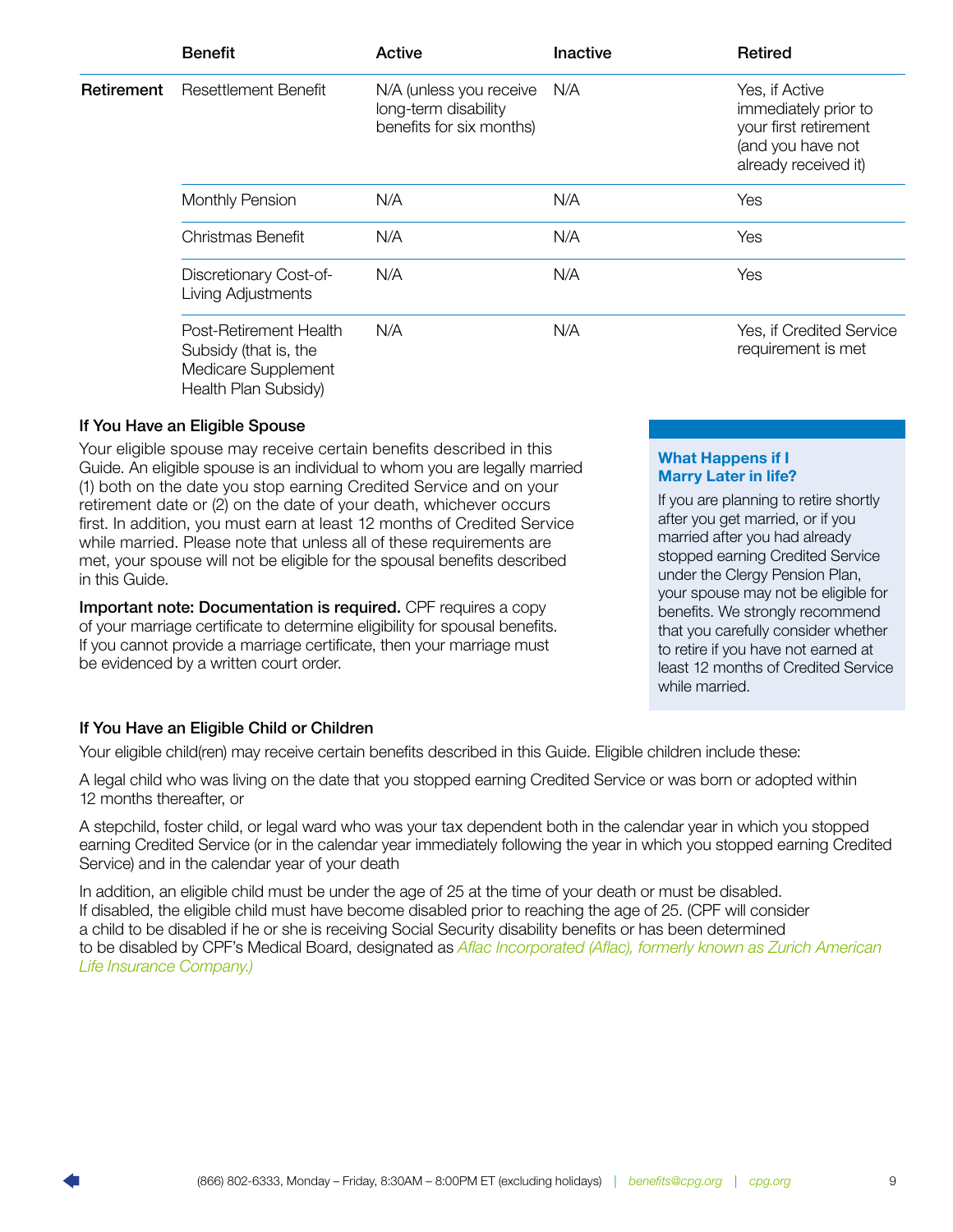| | Benefit | Active | Inactive | Retired |
|---|---|---|---|---|
| **Retirement** | Resettlement Benefit | N/A (unless you receive long-term disability benefits for six months) | N/A | Yes, if Active immediately prior to your first retirement (and you have not already received it) |
| | Monthly Pension | N/A | N/A | Yes |
| | Christmas Benefit | N/A | N/A | Yes |
| | Discretionary Cost-of-Living Adjustments | N/A | N/A | Yes |
| | Post-Retirement Health Subsidy (that is, the Medicare Supplement Health Plan Subsidy) | N/A | N/A | Yes, if Credited Service requirement is met |

### If You Have an Eligible Spouse

Your eligible spouse may receive certain benefits described in this Guide. An eligible spouse is an individual to whom you are legally married (1) both on the date you stop earning Credited Service and on your retirement date or (2) on the date of your death, whichever occurs first. In addition, you must earn at least 12 months of Credited Service while married. Please note that unless all of these requirements are met, your spouse will not be eligible for the spousal benefits described in this Guide.

**Important note: Documentation is required.** CPF requires a copy of your marriage certificate to determine eligibility for spousal benefits. If you cannot provide a marriage certificate, then your marriage must be evidenced by a written court order.

> **What Happens if I Marry Later in life?**
>
> If you are planning to retire shortly after you get married, or if you married after you had already stopped earning Credited Service under the Clergy Pension Plan, your spouse may not be eligible for benefits. We strongly recommend that you carefully consider whether to retire if you have not earned at least 12 months of Credited Service while married.

### If You Have an Eligible Child or Children

Your eligible child(ren) may receive certain benefits described in this Guide. Eligible children include these:

A legal child who was living on the date that you stopped earning Credited Service or was born or adopted within 12 months thereafter, or

A stepchild, foster child, or legal ward who was your tax dependent both in the calendar year in which you stopped earning Credited Service (or in the calendar year immediately following the year in which you stopped earning Credited Service) and in the calendar year of your death

In addition, an eligible child must be under the age of 25 at the time of your death or must be disabled. If disabled, the eligible child must have become disabled prior to reaching the age of 25. (CPF will consider a child to be disabled if he or she is receiving Social Security disability benefits or has been determined to be disabled by CPF's Medical Board, designated as *Aflac Incorporated (Aflac), formerly known as Zurich American Life Insurance Company.)*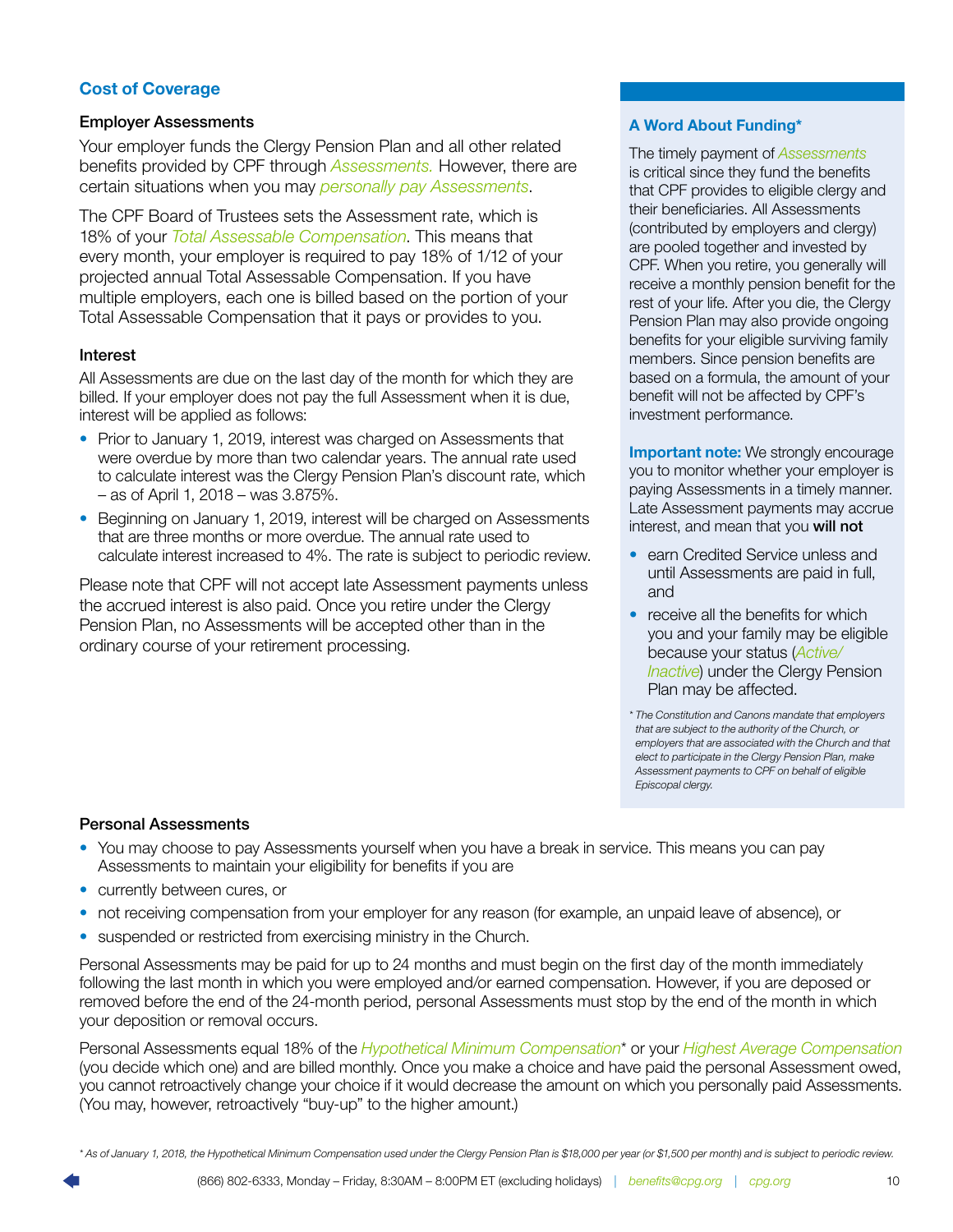## Cost of Coverage

### Employer Assessments

Your employer funds the Clergy Pension Plan and all other related benefits provided by CPF through *Assessments.* However, there are certain situations when you may *personally pay Assessments*.

The CPF Board of Trustees sets the Assessment rate, which is 18% of your *Total Assessable Compensation*. This means that every month, your employer is required to pay 18% of 1/12 of your projected annual Total Assessable Compensation. If you have multiple employers, each one is billed based on the portion of your Total Assessable Compensation that it pays or provides to you.

### Interest

All Assessments are due on the last day of the month for which they are billed. If your employer does not pay the full Assessment when it is due, interest will be applied as follows:

- Prior to January 1, 2019, interest was charged on Assessments that were overdue by more than two calendar years. The annual rate used to calculate interest was the Clergy Pension Plan's discount rate, which – as of April 1, 2018 – was 3.875%.
- Beginning on January 1, 2019, interest will be charged on Assessments that are three months or more overdue. The annual rate used to calculate interest increased to 4%. The rate is subject to periodic review.

Please note that CPF will not accept late Assessment payments unless the accrued interest is also paid. Once you retire under the Clergy Pension Plan, no Assessments will be accepted other than in the ordinary course of your retirement processing.

### A Word About Funding*

The timely payment of *Assessments* is critical since they fund the benefits that CPF provides to eligible clergy and their beneficiaries. All Assessments (contributed by employers and clergy) are pooled together and invested by CPF. When you retire, you generally will receive a monthly pension benefit for the rest of your life. After you die, the Clergy Pension Plan may also provide ongoing benefits for your eligible surviving family members. Since pension benefits are based on a formula, the amount of your benefit will not be affected by CPF's investment performance.

**Important note:** We strongly encourage you to monitor whether your employer is paying Assessments in a timely manner. Late Assessment payments may accrue interest, and mean that you **will not**

- earn Credited Service unless and until Assessments are paid in full, and
- receive all the benefits for which you and your family may be eligible because your status (*Active/Inactive*) under the Clergy Pension Plan may be affected.

*\* The Constitution and Canons mandate that employers that are subject to the authority of the Church, or employers that are associated with the Church and that elect to participate in the Clergy Pension Plan, make Assessment payments to CPF on behalf of eligible Episcopal clergy.*

### Personal Assessments

- You may choose to pay Assessments yourself when you have a break in service. This means you can pay Assessments to maintain your eligibility for benefits if you are
- currently between cures, or
- not receiving compensation from your employer for any reason (for example, an unpaid leave of absence), or
- suspended or restricted from exercising ministry in the Church.

Personal Assessments may be paid for up to 24 months and must begin on the first day of the month immediately following the last month in which you were employed and/or earned compensation. However, if you are deposed or removed before the end of the 24-month period, personal Assessments must stop by the end of the month in which your deposition or removal occurs.

Personal Assessments equal 18% of the *Hypothetical Minimum Compensation** or your *Highest Average Compensation* (you decide which one) and are billed monthly. Once you make a choice and have paid the personal Assessment owed, you cannot retroactively change your choice if it would decrease the amount on which you personally paid Assessments. (You may, however, retroactively "buy-up" to the higher amount.)

*\* As of January 1, 2018, the Hypothetical Minimum Compensation used under the Clergy Pension Plan is $18,000 per year (or $1,500 per month) and is subject to periodic review.*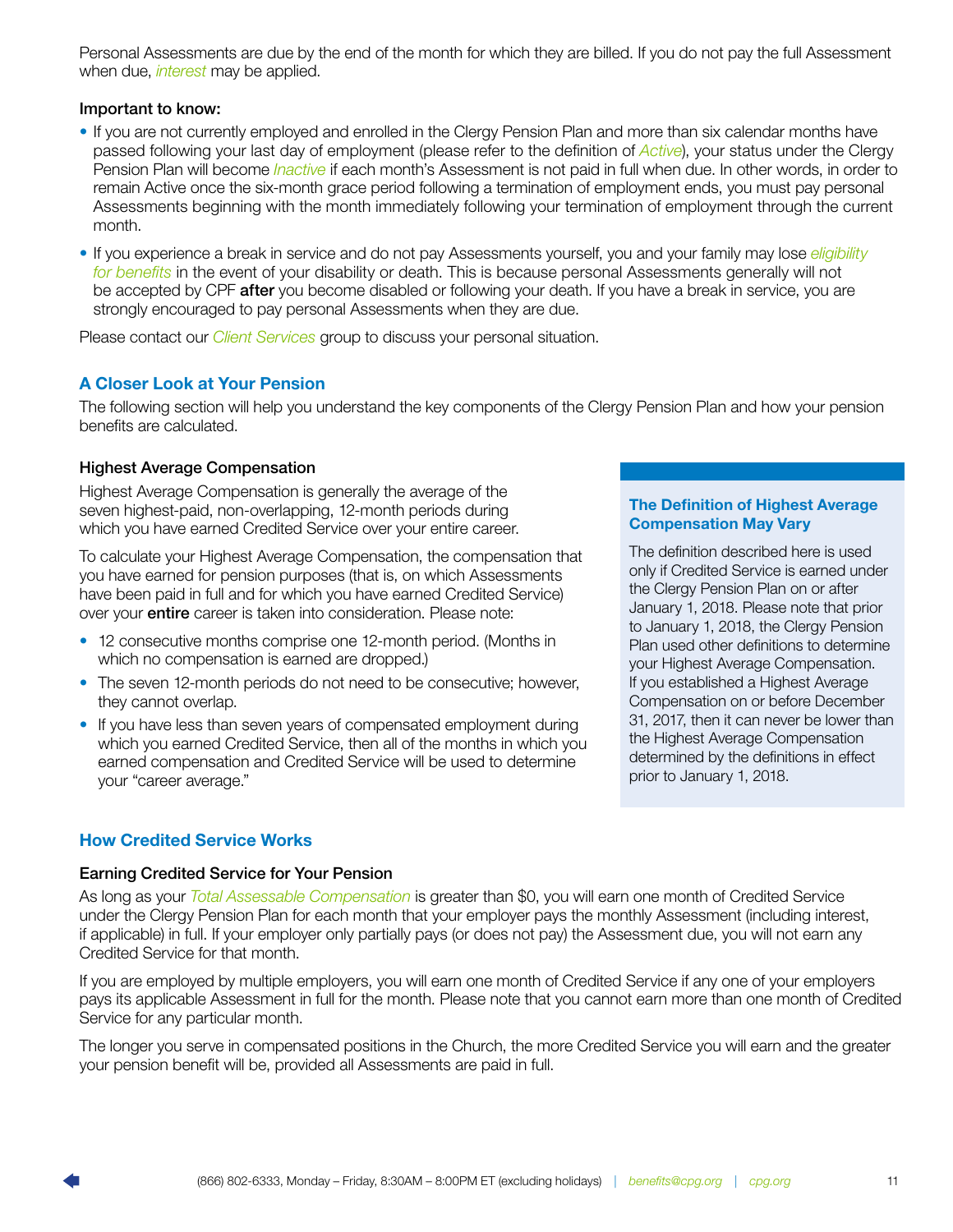Personal Assessments are due by the end of the month for which they are billed. If you do not pay the full Assessment when due, *interest* may be applied.

**Important to know:**

- If you are not currently employed and enrolled in the Clergy Pension Plan and more than six calendar months have passed following your last day of employment (please refer to the definition of *Active*), your status under the Clergy Pension Plan will become *Inactive* if each month's Assessment is not paid in full when due. In other words, in order to remain Active once the six-month grace period following a termination of employment ends, you must pay personal Assessments beginning with the month immediately following your termination of employment through the current month.
- If you experience a break in service and do not pay Assessments yourself, you and your family may lose *eligibility for benefits* in the event of your disability or death. This is because personal Assessments generally will not be accepted by CPF **after** you become disabled or following your death. If you have a break in service, you are strongly encouraged to pay personal Assessments when they are due.

Please contact our *Client Services* group to discuss your personal situation.

## A Closer Look at Your Pension

The following section will help you understand the key components of the Clergy Pension Plan and how your pension benefits are calculated.

### Highest Average Compensation

Highest Average Compensation is generally the average of the seven highest-paid, non-overlapping, 12-month periods during which you have earned Credited Service over your entire career.

To calculate your Highest Average Compensation, the compensation that you have earned for pension purposes (that is, on which Assessments have been paid in full and for which you have earned Credited Service) over your **entire** career is taken into consideration. Please note:

- 12 consecutive months comprise one 12-month period. (Months in which no compensation is earned are dropped.)
- The seven 12-month periods do not need to be consecutive; however, they cannot overlap.
- If you have less than seven years of compensated employment during which you earned Credited Service, then all of the months in which you earned compensation and Credited Service will be used to determine your "career average."

**The Definition of Highest Average Compensation May Vary**

The definition described here is used only if Credited Service is earned under the Clergy Pension Plan on or after January 1, 2018. Please note that prior to January 1, 2018, the Clergy Pension Plan used other definitions to determine your Highest Average Compensation. If you established a Highest Average Compensation on or before December 31, 2017, then it can never be lower than the Highest Average Compensation determined by the definitions in effect prior to January 1, 2018.

## How Credited Service Works

### Earning Credited Service for Your Pension

As long as your *Total Assessable Compensation* is greater than $0, you will earn one month of Credited Service under the Clergy Pension Plan for each month that your employer pays the monthly Assessment (including interest, if applicable) in full. If your employer only partially pays (or does not pay) the Assessment due, you will not earn any Credited Service for that month.

If you are employed by multiple employers, you will earn one month of Credited Service if any one of your employers pays its applicable Assessment in full for the month. Please note that you cannot earn more than one month of Credited Service for any particular month.

The longer you serve in compensated positions in the Church, the more Credited Service you will earn and the greater your pension benefit will be, provided all Assessments are paid in full.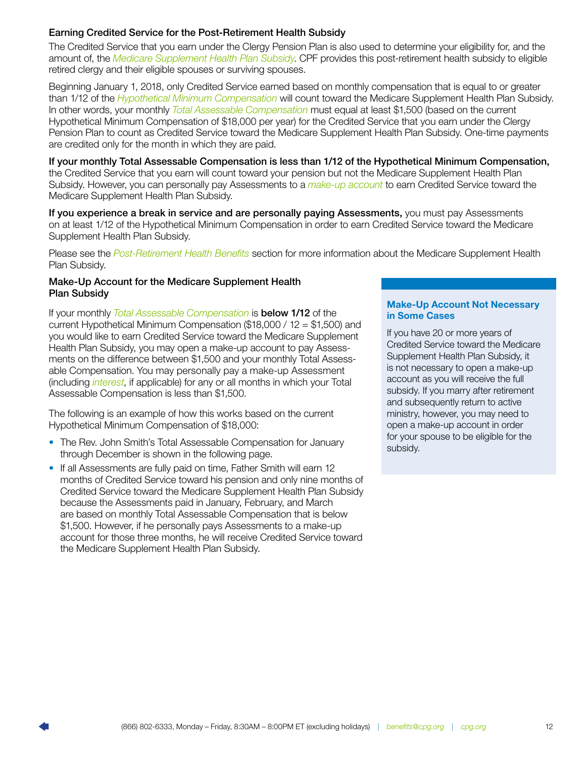### Earning Credited Service for the Post-Retirement Health Subsidy

The Credited Service that you earn under the Clergy Pension Plan is also used to determine your eligibility for, and the amount of, the *Medicare Supplement Health Plan Subsidy*. CPF provides this post-retirement health subsidy to eligible retired clergy and their eligible spouses or surviving spouses.

Beginning January 1, 2018, only Credited Service earned based on monthly compensation that is equal to or greater than 1/12 of the *Hypothetical Minimum Compensation* will count toward the Medicare Supplement Health Plan Subsidy. In other words, your monthly *Total Assessable Compensation* must equal at least $1,500 (based on the current Hypothetical Minimum Compensation of $18,000 per year) for the Credited Service that you earn under the Clergy Pension Plan to count as Credited Service toward the Medicare Supplement Health Plan Subsidy. One-time payments are credited only for the month in which they are paid.

**If your monthly Total Assessable Compensation is less than 1/12 of the Hypothetical Minimum Compensation,** the Credited Service that you earn will count toward your pension but not the Medicare Supplement Health Plan Subsidy. However, you can personally pay Assessments to a *make-up account* to earn Credited Service toward the Medicare Supplement Health Plan Subsidy.

**If you experience a break in service and are personally paying Assessments,** you must pay Assessments on at least 1/12 of the Hypothetical Minimum Compensation in order to earn Credited Service toward the Medicare Supplement Health Plan Subsidy.

Please see the *Post-Retirement Health Benefits* section for more information about the Medicare Supplement Health Plan Subsidy.

### Make-Up Account for the Medicare Supplement Health Plan Subsidy

If your monthly *Total Assessable Compensation* is **below 1/12** of the current Hypothetical Minimum Compensation ($18,000 / 12 = $1,500) and you would like to earn Credited Service toward the Medicare Supplement Health Plan Subsidy, you may open a make-up account to pay Assessments on the difference between $1,500 and your monthly Total Assessable Compensation. You may personally pay a make-up Assessment (including *interest*, if applicable) for any or all months in which your Total Assessable Compensation is less than $1,500.

The following is an example of how this works based on the current Hypothetical Minimum Compensation of $18,000:

- The Rev. John Smith's Total Assessable Compensation for January through December is shown in the following page.
- If all Assessments are fully paid on time, Father Smith will earn 12 months of Credited Service toward his pension and only nine months of Credited Service toward the Medicare Supplement Health Plan Subsidy because the Assessments paid in January, February, and March are based on monthly Total Assessable Compensation that is below $1,500. However, if he personally pays Assessments to a make-up account for those three months, he will receive Credited Service toward the Medicare Supplement Health Plan Subsidy.

#### Make-Up Account Not Necessary in Some Cases

If you have 20 or more years of Credited Service toward the Medicare Supplement Health Plan Subsidy, it is not necessary to open a make-up account as you will receive the full subsidy. If you marry after retirement and subsequently return to active ministry, however, you may need to open a make-up account in order for your spouse to be eligible for the subsidy.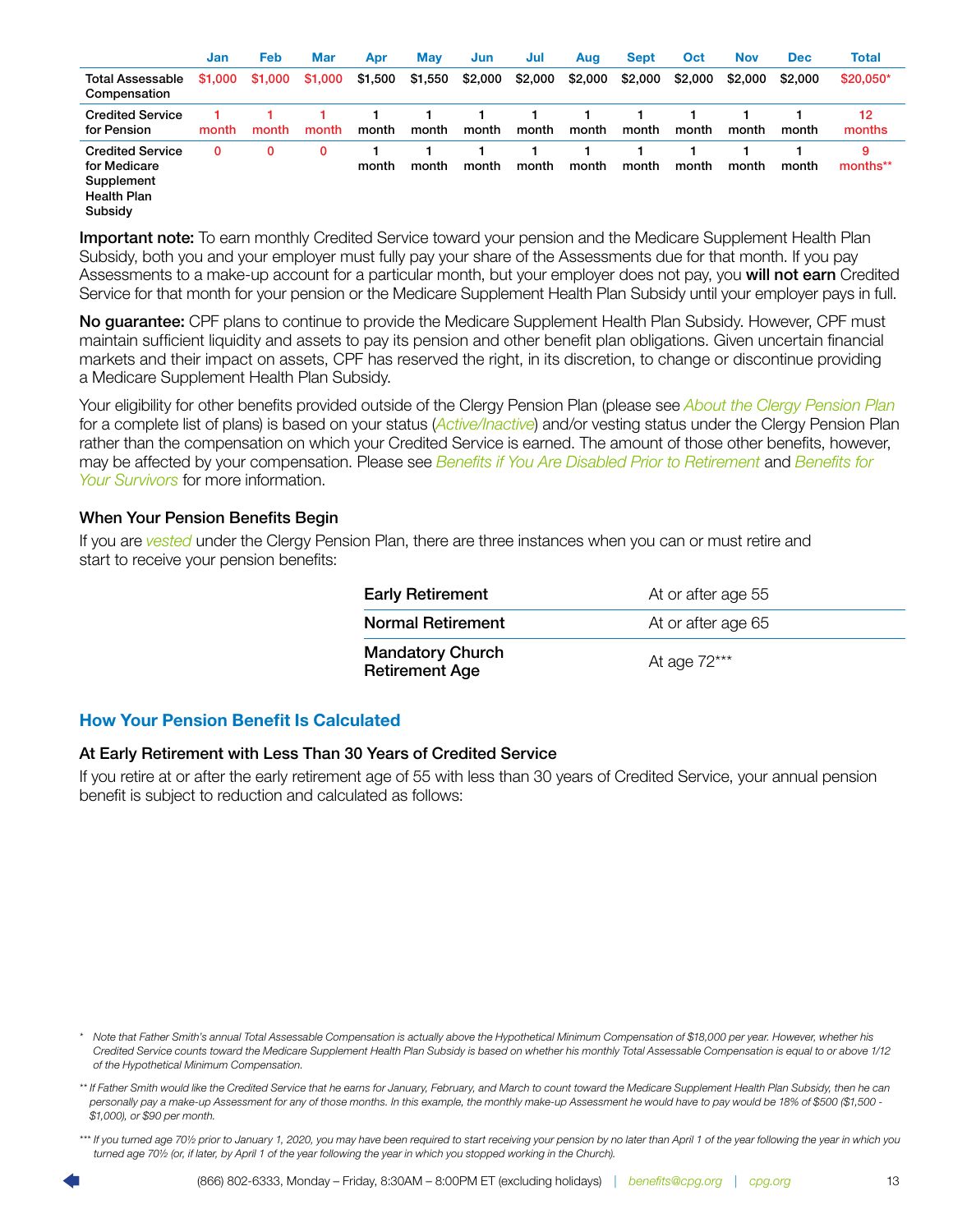| | Jan | Feb | Mar | Apr | May | Jun | Jul | Aug | Sept | Oct | Nov | Dec | Total |
|---|---|---|---|---|---|---|---|---|---|---|---|---|---|
| Total Assessable Compensation | $1,000 | $1,000 | $1,000 | $1,500 | $1,550 | $2,000 | $2,000 | $2,000 | $2,000 | $2,000 | $2,000 | $2,000 | $20,050* |
| Credited Service for Pension | 1 month | 1 month | 1 month | 1 month | 1 month | 1 month | 1 month | 1 month | 1 month | 1 month | 1 month | 1 month | 12 months |
| Credited Service for Medicare Supplement Health Plan Subsidy | 0 | 0 | 0 | 1 month | 1 month | 1 month | 1 month | 1 month | 1 month | 1 month | 1 month | 1 month | 9 months** |

**Important note:** To earn monthly Credited Service toward your pension and the Medicare Supplement Health Plan Subsidy, both you and your employer must fully pay your share of the Assessments due for that month. If you pay Assessments to a make-up account for a particular month, but your employer does not pay, you **will not earn** Credited Service for that month for your pension or the Medicare Supplement Health Plan Subsidy until your employer pays in full.

**No guarantee:** CPF plans to continue to provide the Medicare Supplement Health Plan Subsidy. However, CPF must maintain sufficient liquidity and assets to pay its pension and other benefit plan obligations. Given uncertain financial markets and their impact on assets, CPF has reserved the right, in its discretion, to change or discontinue providing a Medicare Supplement Health Plan Subsidy.

Your eligibility for other benefits provided outside of the Clergy Pension Plan (please see *About the Clergy Pension Plan* for a complete list of plans) is based on your status (*Active/Inactive*) and/or vesting status under the Clergy Pension Plan rather than the compensation on which your Credited Service is earned. The amount of those other benefits, however, may be affected by your compensation. Please see *Benefits if You Are Disabled Prior to Retirement* and *Benefits for Your Survivors* for more information.

### When Your Pension Benefits Begin

If you are *vested* under the Clergy Pension Plan, there are three instances when you can or must retire and start to receive your pension benefits:

| | |
|---|---|
| **Early Retirement** | At or after age 55 |
| **Normal Retirement** | At or after age 65 |
| **Mandatory Church Retirement Age** | At age 72*** |

## How Your Pension Benefit Is Calculated

### At Early Retirement with Less Than 30 Years of Credited Service

If you retire at or after the early retirement age of 55 with less than 30 years of Credited Service, your annual pension benefit is subject to reduction and calculated as follows:

\* *Note that Father Smith's annual Total Assessable Compensation is actually above the Hypothetical Minimum Compensation of $18,000 per year. However, whether his Credited Service counts toward the Medicare Supplement Health Plan Subsidy is based on whether his monthly Total Assessable Compensation is equal to or above 1/12 of the Hypothetical Minimum Compensation.*

\*\* *If Father Smith would like the Credited Service that he earns for January, February, and March to count toward the Medicare Supplement Health Plan Subsidy, then he can personally pay a make-up Assessment for any of those months. In this example, the monthly make-up Assessment he would have to pay would be 18% of $500 ($1,500 - $1,000), or $90 per month.*

\*\*\* *If you turned age 70½ prior to January 1, 2020, you may have been required to start receiving your pension by no later than April 1 of the year following the year in which you turned age 70½ (or, if later, by April 1 of the year following the year in which you stopped working in the Church).*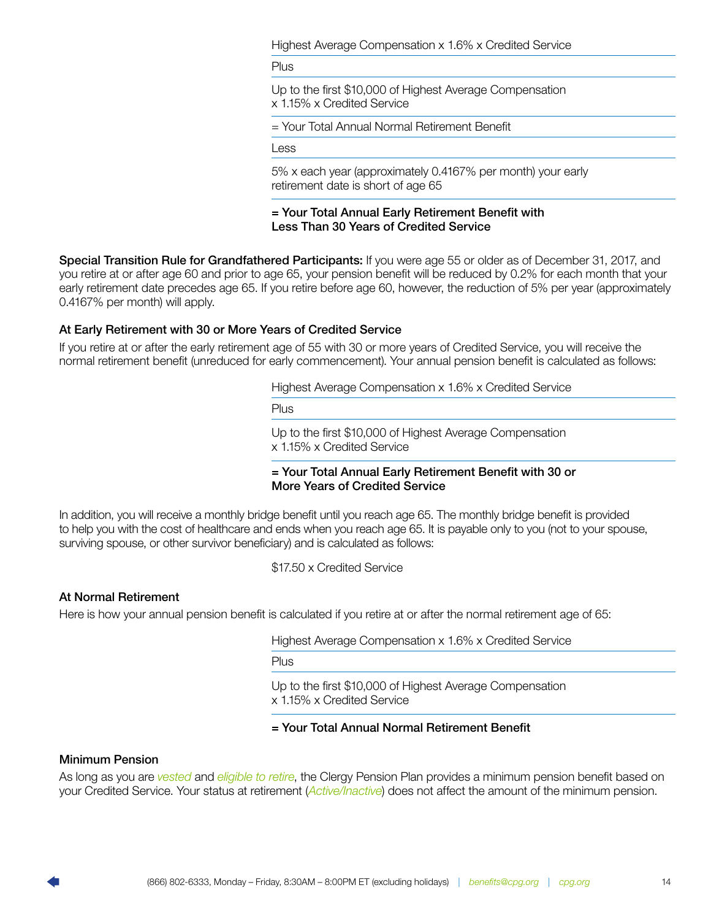Highest Average Compensation x 1.6% x Credited Service

Plus

Up to the first $10,000 of Highest Average Compensation x 1.15% x Credited Service

= Your Total Annual Normal Retirement Benefit

Less

5% x each year (approximately 0.4167% per month) your early retirement date is short of age 65

**= Your Total Annual Early Retirement Benefit with Less Than 30 Years of Credited Service**

**Special Transition Rule for Grandfathered Participants:** If you were age 55 or older as of December 31, 2017, and you retire at or after age 60 and prior to age 65, your pension benefit will be reduced by 0.2% for each month that your early retirement date precedes age 65. If you retire before age 60, however, the reduction of 5% per year (approximately 0.4167% per month) will apply.

### At Early Retirement with 30 or More Years of Credited Service

If you retire at or after the early retirement age of 55 with 30 or more years of Credited Service, you will receive the normal retirement benefit (unreduced for early commencement). Your annual pension benefit is calculated as follows:

Highest Average Compensation x 1.6% x Credited Service

Plus

Up to the first $10,000 of Highest Average Compensation x 1.15% x Credited Service

**= Your Total Annual Early Retirement Benefit with 30 or More Years of Credited Service**

In addition, you will receive a monthly bridge benefit until you reach age 65. The monthly bridge benefit is provided to help you with the cost of healthcare and ends when you reach age 65. It is payable only to you (not to your spouse, surviving spouse, or other survivor beneficiary) and is calculated as follows:

$17.50 x Credited Service

### At Normal Retirement

Here is how your annual pension benefit is calculated if you retire at or after the normal retirement age of 65:

Highest Average Compensation x 1.6% x Credited Service

Plus

Up to the first $10,000 of Highest Average Compensation x 1.15% x Credited Service

**= Your Total Annual Normal Retirement Benefit**

### Minimum Pension

As long as you are *vested* and *eligible to retire*, the Clergy Pension Plan provides a minimum pension benefit based on your Credited Service. Your status at retirement (*Active/Inactive*) does not affect the amount of the minimum pension.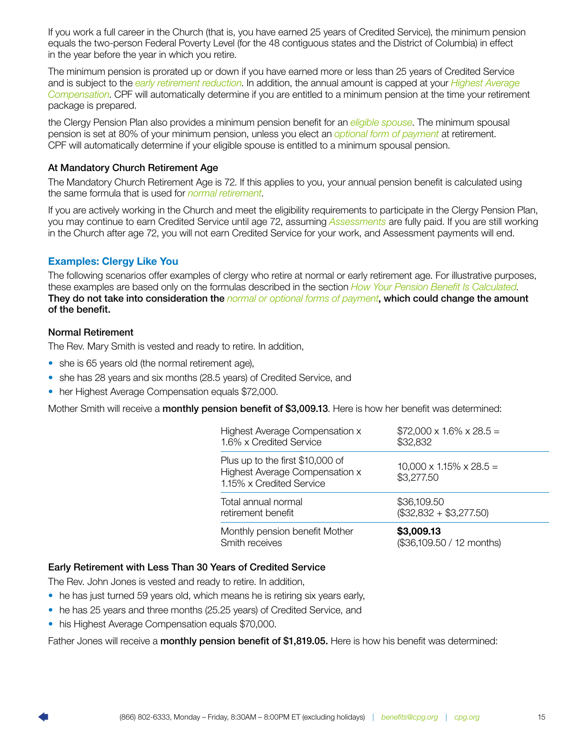If you work a full career in the Church (that is, you have earned 25 years of Credited Service), the minimum pension equals the two-person Federal Poverty Level (for the 48 contiguous states and the District of Columbia) in effect in the year before the year in which you retire.

The minimum pension is prorated up or down if you have earned more or less than 25 years of Credited Service and is subject to the *early retirement reduction*. In addition, the annual amount is capped at your *Highest Average Compensation*. CPF will automatically determine if you are entitled to a minimum pension at the time your retirement package is prepared.

the Clergy Pension Plan also provides a minimum pension benefit for an *eligible spouse*. The minimum spousal pension is set at 80% of your minimum pension, unless you elect an *optional form of payment* at retirement. CPF will automatically determine if your eligible spouse is entitled to a minimum spousal pension.

### At Mandatory Church Retirement Age

The Mandatory Church Retirement Age is 72. If this applies to you, your annual pension benefit is calculated using the same formula that is used for *normal retirement*.

If you are actively working in the Church and meet the eligibility requirements to participate in the Clergy Pension Plan, you may continue to earn Credited Service until age 72, assuming *Assessments* are fully paid. If you are still working in the Church after age 72, you will not earn Credited Service for your work, and Assessment payments will end.

## Examples: Clergy Like You

The following scenarios offer examples of clergy who retire at normal or early retirement age. For illustrative purposes, these examples are based only on the formulas described in the section *How Your Pension Benefit Is Calculated*. **They do not take into consideration the *normal or optional forms of payment*, which could change the amount of the benefit.**

### Normal Retirement

The Rev. Mary Smith is vested and ready to retire. In addition,

- she is 65 years old (the normal retirement age),
- she has 28 years and six months (28.5 years) of Credited Service, and
- her Highest Average Compensation equals $72,000.

Mother Smith will receive a **monthly pension benefit of $3,009.13**. Here is how her benefit was determined:

| | |
|---|---|
| Highest Average Compensation x 1.6% x Credited Service | $72,000 x 1.6% x 28.5 = $32,832 |
| Plus up to the first $10,000 of Highest Average Compensation x 1.15% x Credited Service | 10,000 x 1.15% x 28.5 = $3,277.50 |
| Total annual normal retirement benefit | $36,109.50 ($32,832 + $3,277.50) |
| Monthly pension benefit Mother Smith receives | **$3,009.13** ($36,109.50 / 12 months) |

### Early Retirement with Less Than 30 Years of Credited Service

The Rev. John Jones is vested and ready to retire. In addition,

- he has just turned 59 years old, which means he is retiring six years early,
- he has 25 years and three months (25.25 years) of Credited Service, and
- his Highest Average Compensation equals $70,000.

Father Jones will receive a **monthly pension benefit of $1,819.05.** Here is how his benefit was determined: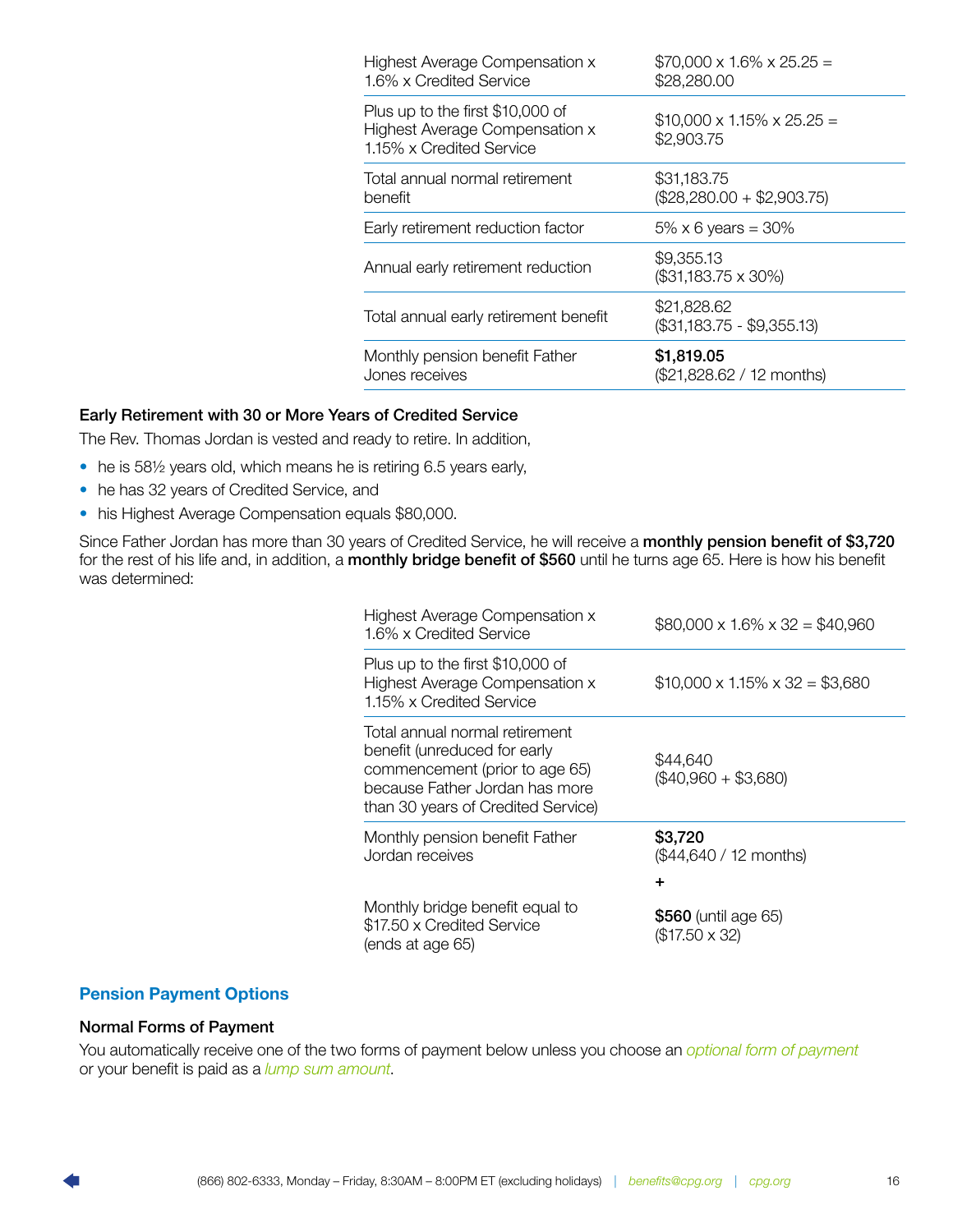| | |
|---|---|
| Highest Average Compensation x 1.6% x Credited Service | \$70,000 x 1.6% x 25.25 = \$28,280.00 |
| Plus up to the first \$10,000 of Highest Average Compensation x 1.15% x Credited Service | \$10,000 x 1.15% x 25.25 = \$2,903.75 |
| Total annual normal retirement benefit | \$31,183.75 (\$28,280.00 + \$2,903.75) |
| Early retirement reduction factor | 5% x 6 years = 30% |
| Annual early retirement reduction | \$9,355.13 (\$31,183.75 x 30%) |
| Total annual early retirement benefit | \$21,828.62 (\$31,183.75 - \$9,355.13) |
| Monthly pension benefit Father Jones receives | **\$1,819.05** (\$21,828.62 / 12 months) |

### Early Retirement with 30 or More Years of Credited Service

The Rev. Thomas Jordan is vested and ready to retire. In addition,

- he is 58½ years old, which means he is retiring 6.5 years early,
- he has 32 years of Credited Service, and
- his Highest Average Compensation equals \$80,000.

Since Father Jordan has more than 30 years of Credited Service, he will receive a **monthly pension benefit of \$3,720** for the rest of his life and, in addition, a **monthly bridge benefit of \$560** until he turns age 65. Here is how his benefit was determined:

| | |
|---|---|
| Highest Average Compensation x 1.6% x Credited Service | \$80,000 x 1.6% x 32 = \$40,960 |
| Plus up to the first \$10,000 of Highest Average Compensation x 1.15% x Credited Service | \$10,000 x 1.15% x 32 = \$3,680 |
| Total annual normal retirement benefit (unreduced for early commencement (prior to age 65) because Father Jordan has more than 30 years of Credited Service) | \$44,640 (\$40,960 + \$3,680) |
| Monthly pension benefit Father Jordan receives | **\$3,720** (\$44,640 / 12 months) + |
| Monthly bridge benefit equal to \$17.50 x Credited Service (ends at age 65) | **\$560** (until age 65) (\$17.50 x 32) |

## Pension Payment Options

### Normal Forms of Payment

You automatically receive one of the two forms of payment below unless you choose an *optional form of payment* or your benefit is paid as a *lump sum amount*.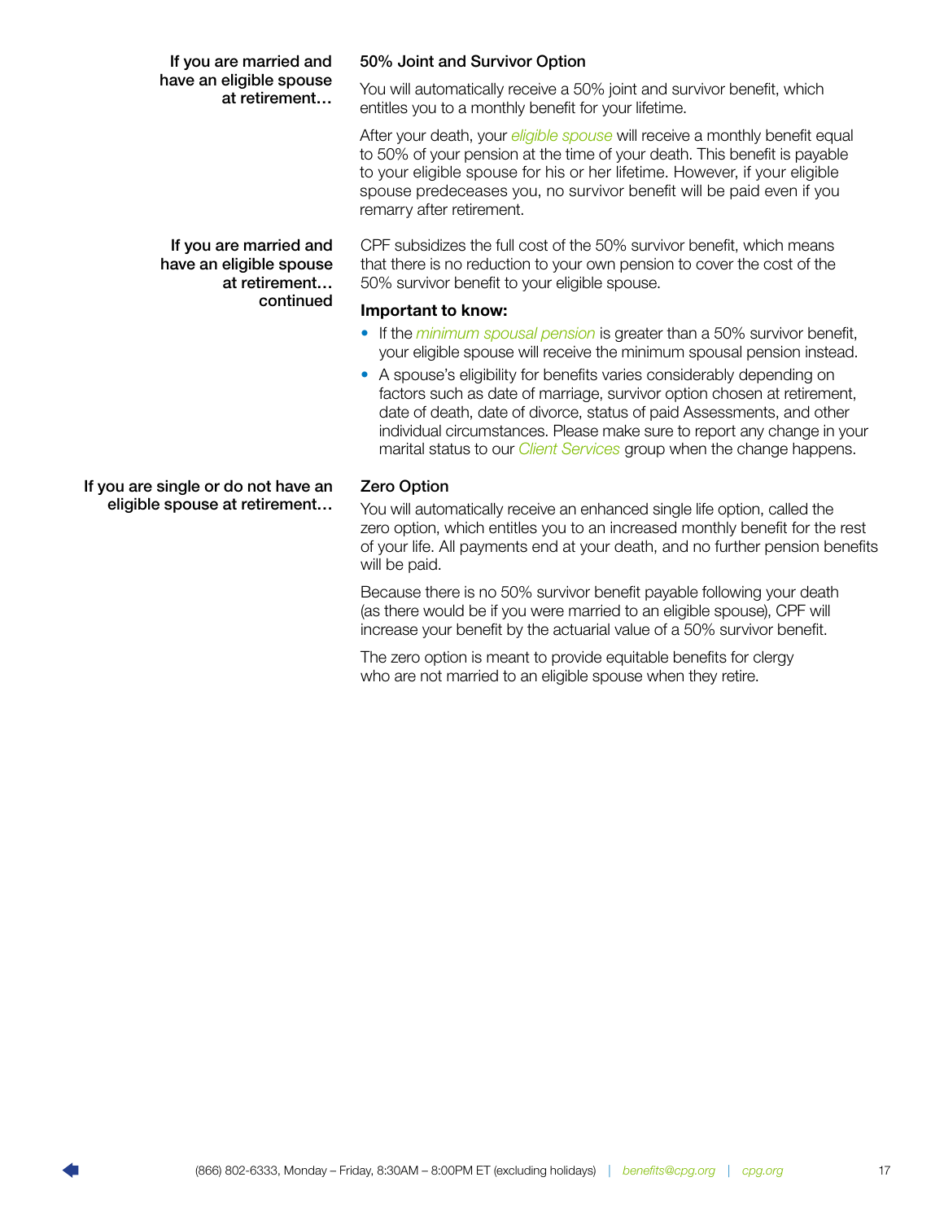**If you are married and have an eligible spouse at retirement…**

### 50% Joint and Survivor Option

You will automatically receive a 50% joint and survivor benefit, which entitles you to a monthly benefit for your lifetime.

After your death, your *eligible spouse* will receive a monthly benefit equal to 50% of your pension at the time of your death. This benefit is payable to your eligible spouse for his or her lifetime. However, if your eligible spouse predeceases you, no survivor benefit will be paid even if you remarry after retirement.

**If you are married and have an eligible spouse at retirement… continued**

CPF subsidizes the full cost of the 50% survivor benefit, which means that there is no reduction to your own pension to cover the cost of the 50% survivor benefit to your eligible spouse.

**Important to know:**

- If the *minimum spousal pension* is greater than a 50% survivor benefit, your eligible spouse will receive the minimum spousal pension instead.
- A spouse's eligibility for benefits varies considerably depending on factors such as date of marriage, survivor option chosen at retirement, date of death, date of divorce, status of paid Assessments, and other individual circumstances. Please make sure to report any change in your marital status to our *Client Services* group when the change happens.

**If you are single or do not have an eligible spouse at retirement…**

### Zero Option

You will automatically receive an enhanced single life option, called the zero option, which entitles you to an increased monthly benefit for the rest of your life. All payments end at your death, and no further pension benefits will be paid.

Because there is no 50% survivor benefit payable following your death (as there would be if you were married to an eligible spouse), CPF will increase your benefit by the actuarial value of a 50% survivor benefit.

The zero option is meant to provide equitable benefits for clergy who are not married to an eligible spouse when they retire.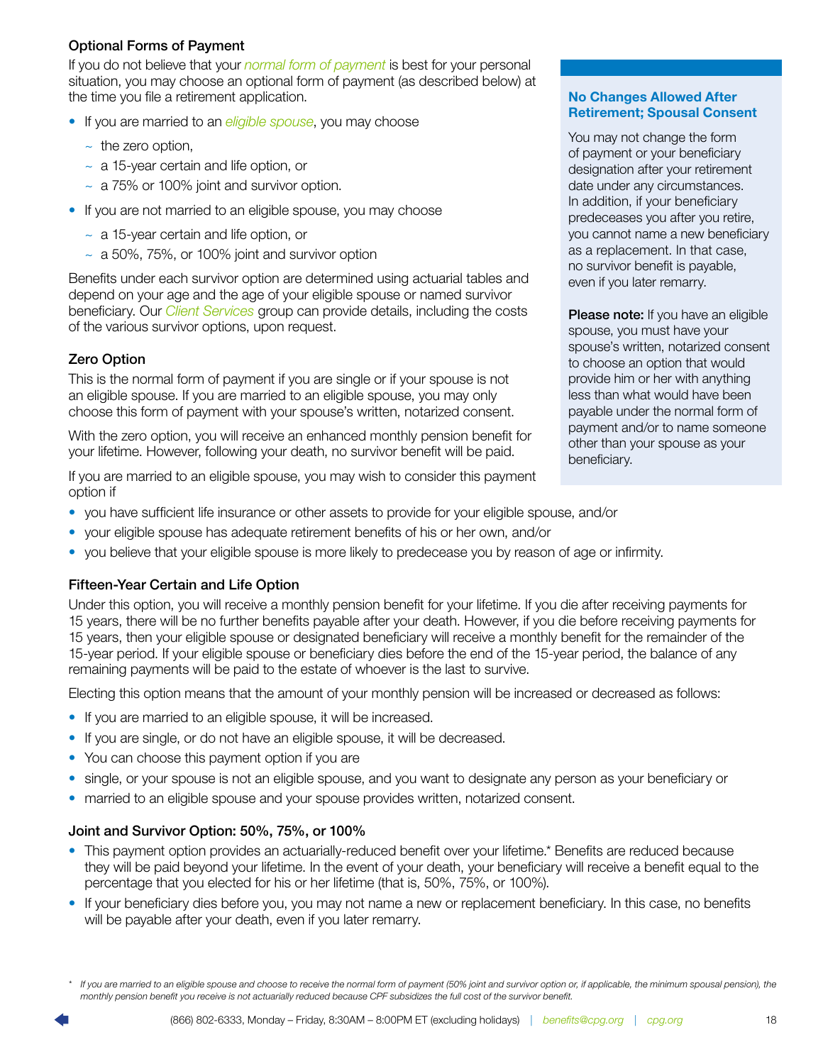### Optional Forms of Payment

If you do not believe that your *normal form of payment* is best for your personal situation, you may choose an optional form of payment (as described below) at the time you file a retirement application.

- If you are married to an *eligible spouse*, you may choose
  - ~ the zero option,
  - ~ a 15-year certain and life option, or
  - ~ a 75% or 100% joint and survivor option.
- If you are not married to an eligible spouse, you may choose
  - ~ a 15-year certain and life option, or
  - ~ a 50%, 75%, or 100% joint and survivor option

Benefits under each survivor option are determined using actuarial tables and depend on your age and the age of your eligible spouse or named survivor beneficiary. Our *Client Services* group can provide details, including the costs of the various survivor options, upon request.

> **No Changes Allowed After Retirement; Spousal Consent**
>
> You may not change the form of payment or your beneficiary designation after your retirement date under any circumstances. In addition, if your beneficiary predeceases you after you retire, you cannot name a new beneficiary as a replacement. In that case, no survivor benefit is payable, even if you later remarry.
>
> **Please note:** If you have an eligible spouse, you must have your spouse's written, notarized consent to choose an option that would provide him or her with anything less than what would have been payable under the normal form of payment and/or to name someone other than your spouse as your beneficiary.

### Zero Option

This is the normal form of payment if you are single or if your spouse is not an eligible spouse. If you are married to an eligible spouse, you may only choose this form of payment with your spouse's written, notarized consent.

With the zero option, you will receive an enhanced monthly pension benefit for your lifetime. However, following your death, no survivor benefit will be paid.

If you are married to an eligible spouse, you may wish to consider this payment option if

- you have sufficient life insurance or other assets to provide for your eligible spouse, and/or
- your eligible spouse has adequate retirement benefits of his or her own, and/or
- you believe that your eligible spouse is more likely to predecease you by reason of age or infirmity.

### Fifteen-Year Certain and Life Option

Under this option, you will receive a monthly pension benefit for your lifetime. If you die after receiving payments for 15 years, there will be no further benefits payable after your death. However, if you die before receiving payments for 15 years, then your eligible spouse or designated beneficiary will receive a monthly benefit for the remainder of the 15-year period. If your eligible spouse or beneficiary dies before the end of the 15-year period, the balance of any remaining payments will be paid to the estate of whoever is the last to survive.

Electing this option means that the amount of your monthly pension will be increased or decreased as follows:

- If you are married to an eligible spouse, it will be increased.
- If you are single, or do not have an eligible spouse, it will be decreased.
- You can choose this payment option if you are
- single, or your spouse is not an eligible spouse, and you want to designate any person as your beneficiary or
- married to an eligible spouse and your spouse provides written, notarized consent.

### Joint and Survivor Option: 50%, 75%, or 100%

- This payment option provides an actuarially-reduced benefit over your lifetime.* Benefits are reduced because they will be paid beyond your lifetime. In the event of your death, your beneficiary will receive a benefit equal to the percentage that you elected for his or her lifetime (that is, 50%, 75%, or 100%).
- If your beneficiary dies before you, you may not name a new or replacement beneficiary. In this case, no benefits will be payable after your death, even if you later remarry.

\* *If you are married to an eligible spouse and choose to receive the normal form of payment (50% joint and survivor option or, if applicable, the minimum spousal pension), the monthly pension benefit you receive is not actuarially reduced because CPF subsidizes the full cost of the survivor benefit.*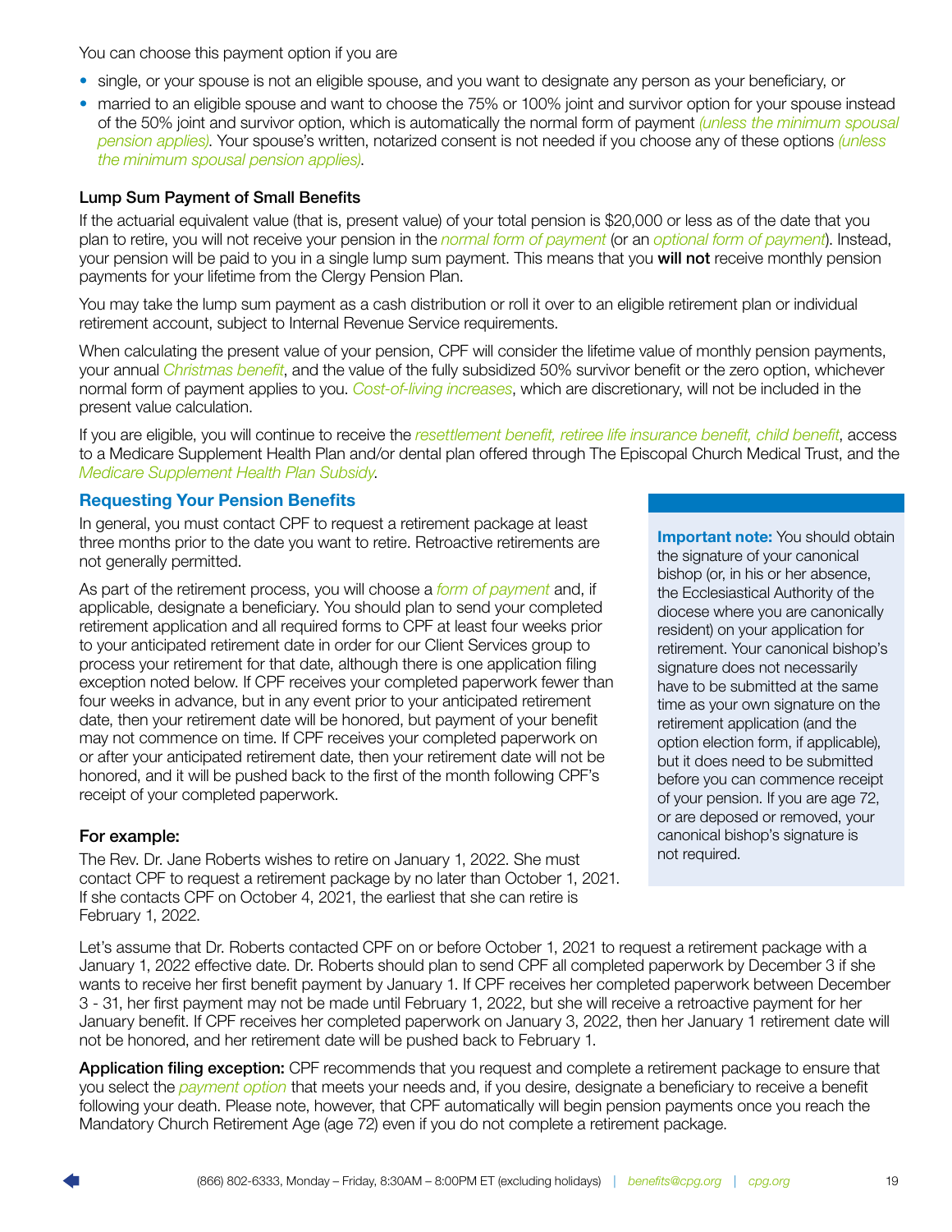You can choose this payment option if you are

- single, or your spouse is not an eligible spouse, and you want to designate any person as your beneficiary, or
- married to an eligible spouse and want to choose the 75% or 100% joint and survivor option for your spouse instead of the 50% joint and survivor option, which is automatically the normal form of payment *(unless the minimum spousal pension applies)*. Your spouse's written, notarized consent is not needed if you choose any of these options *(unless the minimum spousal pension applies)*.

### Lump Sum Payment of Small Benefits

If the actuarial equivalent value (that is, present value) of your total pension is $20,000 or less as of the date that you plan to retire, you will not receive your pension in the *normal form of payment* (or an *optional form of payment*). Instead, your pension will be paid to you in a single lump sum payment. This means that you **will not** receive monthly pension payments for your lifetime from the Clergy Pension Plan.

You may take the lump sum payment as a cash distribution or roll it over to an eligible retirement plan or individual retirement account, subject to Internal Revenue Service requirements.

When calculating the present value of your pension, CPF will consider the lifetime value of monthly pension payments, your annual *Christmas benefit*, and the value of the fully subsidized 50% survivor benefit or the zero option, whichever normal form of payment applies to you. *Cost-of-living increases*, which are discretionary, will not be included in the present value calculation.

If you are eligible, you will continue to receive the *resettlement benefit, retiree life insurance benefit, child benefit*, access to a Medicare Supplement Health Plan and/or dental plan offered through The Episcopal Church Medical Trust, and the *Medicare Supplement Health Plan Subsidy*.

## Requesting Your Pension Benefits

In general, you must contact CPF to request a retirement package at least three months prior to the date you want to retire. Retroactive retirements are not generally permitted.

As part of the retirement process, you will choose a *form of payment* and, if applicable, designate a beneficiary. You should plan to send your completed retirement application and all required forms to CPF at least four weeks prior to your anticipated retirement date in order for our Client Services group to process your retirement for that date, although there is one application filing exception noted below. If CPF receives your completed paperwork fewer than four weeks in advance, but in any event prior to your anticipated retirement date, then your retirement date will be honored, but payment of your benefit may not commence on time. If CPF receives your completed paperwork on or after your anticipated retirement date, then your retirement date will not be honored, and it will be pushed back to the first of the month following CPF's receipt of your completed paperwork.

**Important note:** You should obtain the signature of your canonical bishop (or, in his or her absence, the Ecclesiastical Authority of the diocese where you are canonically resident) on your application for retirement. Your canonical bishop's signature does not necessarily have to be submitted at the same time as your own signature on the retirement application (and the option election form, if applicable), but it does need to be submitted before you can commence receipt of your pension. If you are age 72, or are deposed or removed, your canonical bishop's signature is not required.

### For example:

The Rev. Dr. Jane Roberts wishes to retire on January 1, 2022. She must contact CPF to request a retirement package by no later than October 1, 2021. If she contacts CPF on October 4, 2021, the earliest that she can retire is February 1, 2022.

Let's assume that Dr. Roberts contacted CPF on or before October 1, 2021 to request a retirement package with a January 1, 2022 effective date. Dr. Roberts should plan to send CPF all completed paperwork by December 3 if she wants to receive her first benefit payment by January 1. If CPF receives her completed paperwork between December 3 - 31, her first payment may not be made until February 1, 2022, but she will receive a retroactive payment for her January benefit. If CPF receives her completed paperwork on January 3, 2022, then her January 1 retirement date will not be honored, and her retirement date will be pushed back to February 1.

**Application filing exception:** CPF recommends that you request and complete a retirement package to ensure that you select the *payment option* that meets your needs and, if you desire, designate a beneficiary to receive a benefit following your death. Please note, however, that CPF automatically will begin pension payments once you reach the Mandatory Church Retirement Age (age 72) even if you do not complete a retirement package.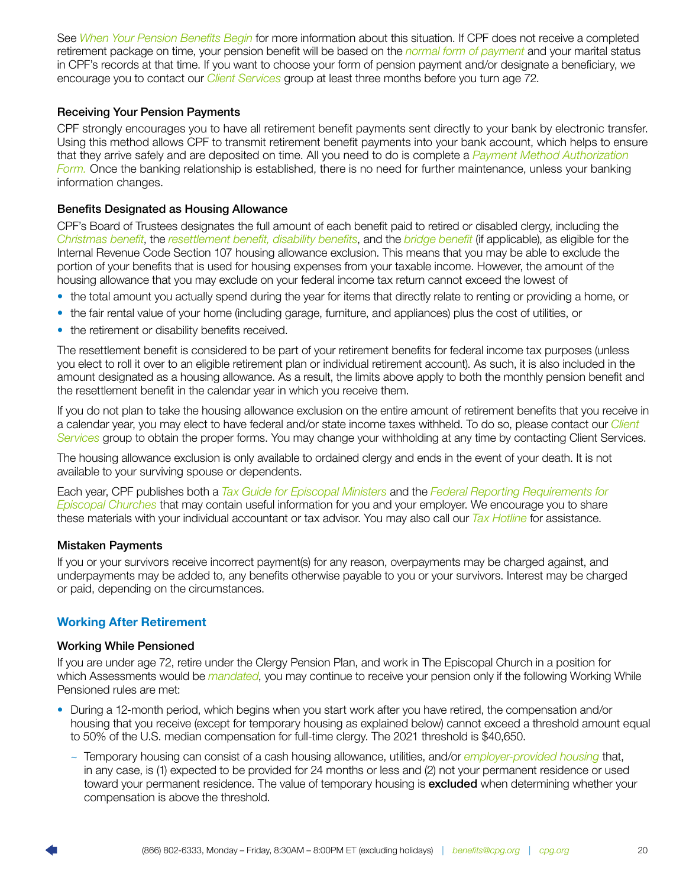See *When Your Pension Benefits Begin* for more information about this situation. If CPF does not receive a completed retirement package on time, your pension benefit will be based on the *normal form of payment* and your marital status in CPF's records at that time. If you want to choose your form of pension payment and/or designate a beneficiary, we encourage you to contact our *Client Services* group at least three months before you turn age 72.

### Receiving Your Pension Payments

CPF strongly encourages you to have all retirement benefit payments sent directly to your bank by electronic transfer. Using this method allows CPF to transmit retirement benefit payments into your bank account, which helps to ensure that they arrive safely and are deposited on time. All you need to do is complete a *Payment Method Authorization Form.* Once the banking relationship is established, there is no need for further maintenance, unless your banking information changes.

### Benefits Designated as Housing Allowance

CPF's Board of Trustees designates the full amount of each benefit paid to retired or disabled clergy, including the *Christmas benefit*, the *resettlement benefit, disability benefits*, and the *bridge benefit* (if applicable), as eligible for the Internal Revenue Code Section 107 housing allowance exclusion. This means that you may be able to exclude the portion of your benefits that is used for housing expenses from your taxable income. However, the amount of the housing allowance that you may exclude on your federal income tax return cannot exceed the lowest of

- the total amount you actually spend during the year for items that directly relate to renting or providing a home, or
- the fair rental value of your home (including garage, furniture, and appliances) plus the cost of utilities, or
- the retirement or disability benefits received.

The resettlement benefit is considered to be part of your retirement benefits for federal income tax purposes (unless you elect to roll it over to an eligible retirement plan or individual retirement account). As such, it is also included in the amount designated as a housing allowance. As a result, the limits above apply to both the monthly pension benefit and the resettlement benefit in the calendar year in which you receive them.

If you do not plan to take the housing allowance exclusion on the entire amount of retirement benefits that you receive in a calendar year, you may elect to have federal and/or state income taxes withheld. To do so, please contact our *Client Services* group to obtain the proper forms. You may change your withholding at any time by contacting Client Services.

The housing allowance exclusion is only available to ordained clergy and ends in the event of your death. It is not available to your surviving spouse or dependents.

Each year, CPF publishes both a *Tax Guide for Episcopal Ministers* and the *Federal Reporting Requirements for Episcopal Churches* that may contain useful information for you and your employer. We encourage you to share these materials with your individual accountant or tax advisor. You may also call our *Tax Hotline* for assistance.

### Mistaken Payments

If you or your survivors receive incorrect payment(s) for any reason, overpayments may be charged against, and underpayments may be added to, any benefits otherwise payable to you or your survivors. Interest may be charged or paid, depending on the circumstances.

## Working After Retirement

### Working While Pensioned

If you are under age 72, retire under the Clergy Pension Plan, and work in The Episcopal Church in a position for which Assessments would be *mandated*, you may continue to receive your pension only if the following Working While Pensioned rules are met:

- During a 12-month period, which begins when you start work after you have retired, the compensation and/or housing that you receive (except for temporary housing as explained below) cannot exceed a threshold amount equal to 50% of the U.S. median compensation for full-time clergy. The 2021 threshold is $40,650.
  - Temporary housing can consist of a cash housing allowance, utilities, and/or *employer-provided housing* that, in any case, is (1) expected to be provided for 24 months or less and (2) not your permanent residence or used toward your permanent residence. The value of temporary housing is **excluded** when determining whether your compensation is above the threshold.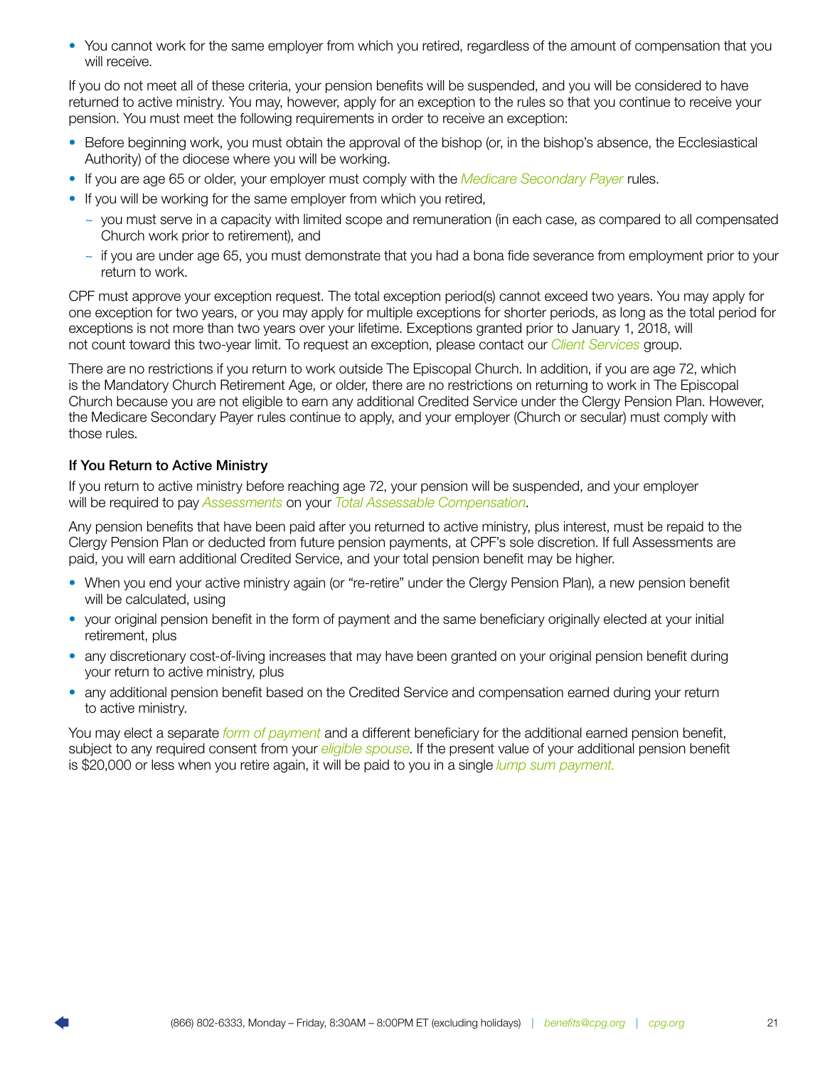- You cannot work for the same employer from which you retired, regardless of the amount of compensation that you will receive.

If you do not meet all of these criteria, your pension benefits will be suspended, and you will be considered to have returned to active ministry. You may, however, apply for an exception to the rules so that you continue to receive your pension. You must meet the following requirements in order to receive an exception:

- Before beginning work, you must obtain the approval of the bishop (or, in the bishop's absence, the Ecclesiastical Authority) of the diocese where you will be working.
- If you are age 65 or older, your employer must comply with the *Medicare Secondary Payer* rules.
- If you will be working for the same employer from which you retired,
  - ~ you must serve in a capacity with limited scope and remuneration (in each case, as compared to all compensated Church work prior to retirement), and
  - ~ if you are under age 65, you must demonstrate that you had a bona fide severance from employment prior to your return to work.

CPF must approve your exception request. The total exception period(s) cannot exceed two years. You may apply for one exception for two years, or you may apply for multiple exceptions for shorter periods, as long as the total period for exceptions is not more than two years over your lifetime. Exceptions granted prior to January 1, 2018, will not count toward this two-year limit. To request an exception, please contact our *Client Services* group.

There are no restrictions if you return to work outside The Episcopal Church. In addition, if you are age 72, which is the Mandatory Church Retirement Age, or older, there are no restrictions on returning to work in The Episcopal Church because you are not eligible to earn any additional Credited Service under the Clergy Pension Plan. However, the Medicare Secondary Payer rules continue to apply, and your employer (Church or secular) must comply with those rules.

### If You Return to Active Ministry

If you return to active ministry before reaching age 72, your pension will be suspended, and your employer will be required to pay *Assessments* on your *Total Assessable Compensation*.

Any pension benefits that have been paid after you returned to active ministry, plus interest, must be repaid to the Clergy Pension Plan or deducted from future pension payments, at CPF's sole discretion. If full Assessments are paid, you will earn additional Credited Service, and your total pension benefit may be higher.

- When you end your active ministry again (or "re-retire" under the Clergy Pension Plan), a new pension benefit will be calculated, using
- your original pension benefit in the form of payment and the same beneficiary originally elected at your initial retirement, plus
- any discretionary cost-of-living increases that may have been granted on your original pension benefit during your return to active ministry, plus
- any additional pension benefit based on the Credited Service and compensation earned during your return to active ministry.

You may elect a separate *form of payment* and a different beneficiary for the additional earned pension benefit, subject to any required consent from your *eligible spouse*. If the present value of your additional pension benefit is $20,000 or less when you retire again, it will be paid to you in a single *lump sum payment.*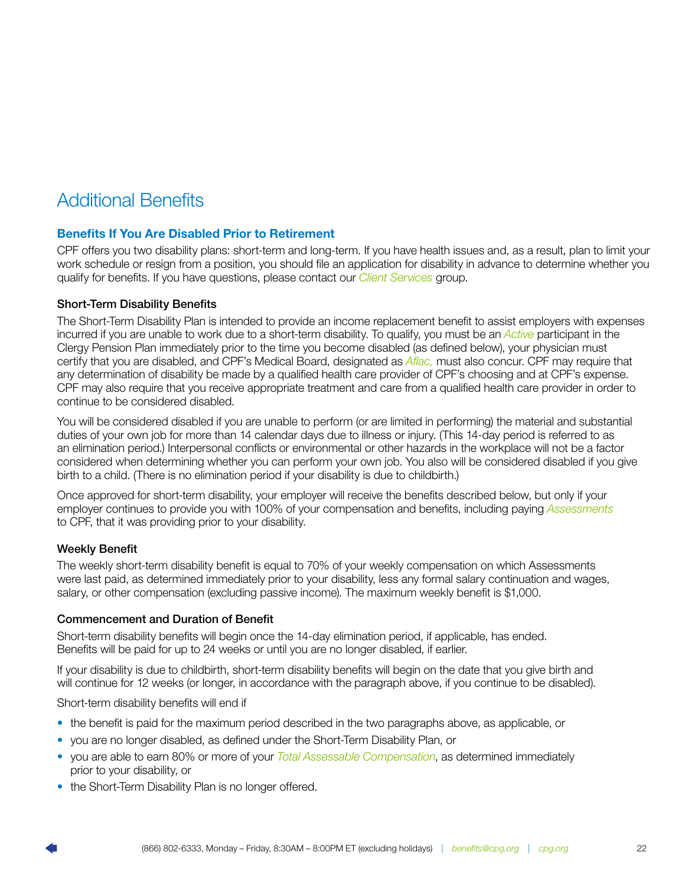# Additional Benefits

## Benefits If You Are Disabled Prior to Retirement

CPF offers you two disability plans: short-term and long-term. If you have health issues and, as a result, plan to limit your work schedule or resign from a position, you should file an application for disability in advance to determine whether you qualify for benefits. If you have questions, please contact our *Client Services* group.

### Short-Term Disability Benefits

The Short-Term Disability Plan is intended to provide an income replacement benefit to assist employers with expenses incurred if you are unable to work due to a short-term disability. To qualify, you must be an *Active* participant in the Clergy Pension Plan immediately prior to the time you become disabled (as defined below), your physician must certify that you are disabled, and CPF's Medical Board, designated as *Aflac,* must also concur. CPF may require that any determination of disability be made by a qualified health care provider of CPF's choosing and at CPF's expense. CPF may also require that you receive appropriate treatment and care from a qualified health care provider in order to continue to be considered disabled.

You will be considered disabled if you are unable to perform (or are limited in performing) the material and substantial duties of your own job for more than 14 calendar days due to illness or injury. (This 14-day period is referred to as an elimination period.) Interpersonal conflicts or environmental or other hazards in the workplace will not be a factor considered when determining whether you can perform your own job. You also will be considered disabled if you give birth to a child. (There is no elimination period if your disability is due to childbirth.)

Once approved for short-term disability, your employer will receive the benefits described below, but only if your employer continues to provide you with 100% of your compensation and benefits, including paying *Assessments* to CPF, that it was providing prior to your disability.

### Weekly Benefit

The weekly short-term disability benefit is equal to 70% of your weekly compensation on which Assessments were last paid, as determined immediately prior to your disability, less any formal salary continuation and wages, salary, or other compensation (excluding passive income). The maximum weekly benefit is $1,000.

### Commencement and Duration of Benefit

Short-term disability benefits will begin once the 14-day elimination period, if applicable, has ended. Benefits will be paid for up to 24 weeks or until you are no longer disabled, if earlier.

If your disability is due to childbirth, short-term disability benefits will begin on the date that you give birth and will continue for 12 weeks (or longer, in accordance with the paragraph above, if you continue to be disabled).

Short-term disability benefits will end if

- the benefit is paid for the maximum period described in the two paragraphs above, as applicable, or
- you are no longer disabled, as defined under the Short-Term Disability Plan, or
- you are able to earn 80% or more of your *Total Assessable Compensation*, as determined immediately prior to your disability, or
- the Short-Term Disability Plan is no longer offered.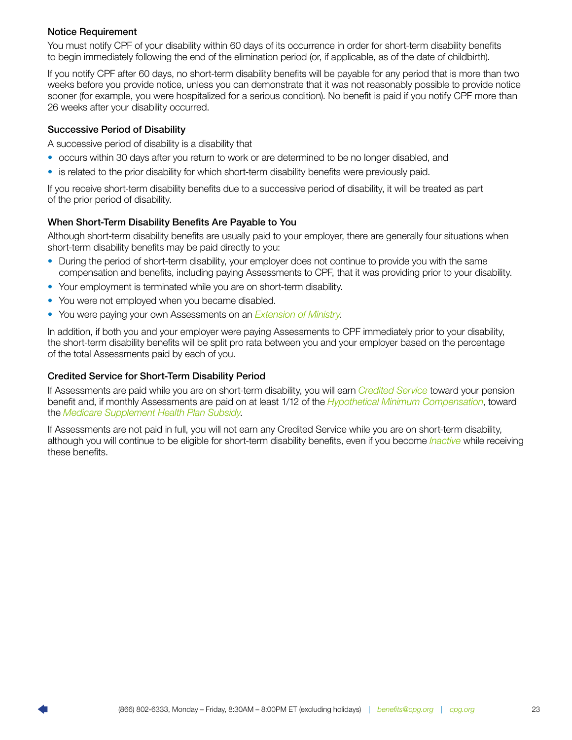### Notice Requirement

You must notify CPF of your disability within 60 days of its occurrence in order for short-term disability benefits to begin immediately following the end of the elimination period (or, if applicable, as of the date of childbirth).

If you notify CPF after 60 days, no short-term disability benefits will be payable for any period that is more than two weeks before you provide notice, unless you can demonstrate that it was not reasonably possible to provide notice sooner (for example, you were hospitalized for a serious condition). No benefit is paid if you notify CPF more than 26 weeks after your disability occurred.

### Successive Period of Disability

A successive period of disability is a disability that

- occurs within 30 days after you return to work or are determined to be no longer disabled, and
- is related to the prior disability for which short-term disability benefits were previously paid.

If you receive short-term disability benefits due to a successive period of disability, it will be treated as part of the prior period of disability.

### When Short-Term Disability Benefits Are Payable to You

Although short-term disability benefits are usually paid to your employer, there are generally four situations when short-term disability benefits may be paid directly to you:

- During the period of short-term disability, your employer does not continue to provide you with the same compensation and benefits, including paying Assessments to CPF, that it was providing prior to your disability.
- Your employment is terminated while you are on short-term disability.
- You were not employed when you became disabled.
- You were paying your own Assessments on an *Extension of Ministry*.

In addition, if both you and your employer were paying Assessments to CPF immediately prior to your disability, the short-term disability benefits will be split pro rata between you and your employer based on the percentage of the total Assessments paid by each of you.

### Credited Service for Short-Term Disability Period

If Assessments are paid while you are on short-term disability, you will earn *Credited Service* toward your pension benefit and, if monthly Assessments are paid on at least 1/12 of the *Hypothetical Minimum Compensation*, toward the *Medicare Supplement Health Plan Subsidy*.

If Assessments are not paid in full, you will not earn any Credited Service while you are on short-term disability, although you will continue to be eligible for short-term disability benefits, even if you become *Inactive* while receiving these benefits.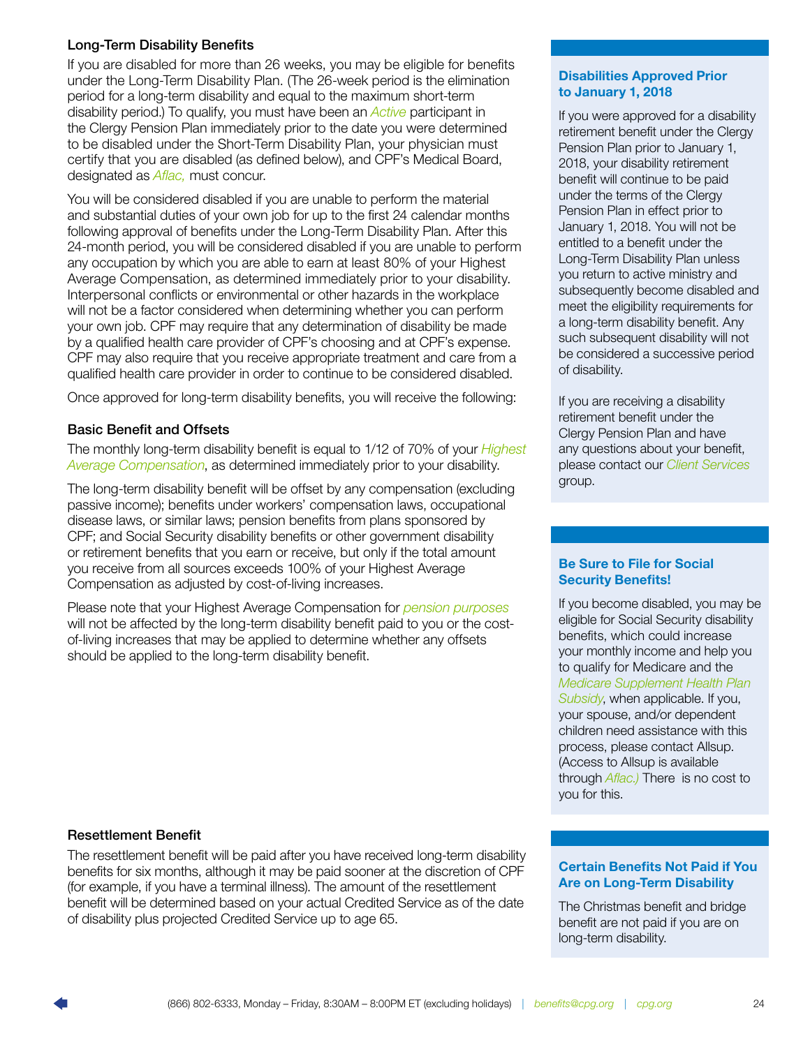### Long-Term Disability Benefits

If you are disabled for more than 26 weeks, you may be eligible for benefits under the Long-Term Disability Plan. (The 26-week period is the elimination period for a long-term disability and equal to the maximum short-term disability period.) To qualify, you must have been an *Active* participant in the Clergy Pension Plan immediately prior to the date you were determined to be disabled under the Short-Term Disability Plan, your physician must certify that you are disabled (as defined below), and CPF's Medical Board, designated as *Aflac,* must concur.

You will be considered disabled if you are unable to perform the material and substantial duties of your own job for up to the first 24 calendar months following approval of benefits under the Long-Term Disability Plan. After this 24-month period, you will be considered disabled if you are unable to perform any occupation by which you are able to earn at least 80% of your Highest Average Compensation, as determined immediately prior to your disability. Interpersonal conflicts or environmental or other hazards in the workplace will not be a factor considered when determining whether you can perform your own job. CPF may require that any determination of disability be made by a qualified health care provider of CPF's choosing and at CPF's expense. CPF may also require that you receive appropriate treatment and care from a qualified health care provider in order to continue to be considered disabled.

Once approved for long-term disability benefits, you will receive the following:

### Basic Benefit and Offsets

The monthly long-term disability benefit is equal to 1/12 of 70% of your *Highest Average Compensation*, as determined immediately prior to your disability.

The long-term disability benefit will be offset by any compensation (excluding passive income); benefits under workers' compensation laws, occupational disease laws, or similar laws; pension benefits from plans sponsored by CPF; and Social Security disability benefits or other government disability or retirement benefits that you earn or receive, but only if the total amount you receive from all sources exceeds 100% of your Highest Average Compensation as adjusted by cost-of-living increases.

Please note that your Highest Average Compensation for *pension purposes* will not be affected by the long-term disability benefit paid to you or the cost-of-living increases that may be applied to determine whether any offsets should be applied to the long-term disability benefit.

### Resettlement Benefit

The resettlement benefit will be paid after you have received long-term disability benefits for six months, although it may be paid sooner at the discretion of CPF (for example, if you have a terminal illness). The amount of the resettlement benefit will be determined based on your actual Credited Service as of the date of disability plus projected Credited Service up to age 65.

### Disabilities Approved Prior to January 1, 2018

If you were approved for a disability retirement benefit under the Clergy Pension Plan prior to January 1, 2018, your disability retirement benefit will continue to be paid under the terms of the Clergy Pension Plan in effect prior to January 1, 2018. You will not be entitled to a benefit under the Long-Term Disability Plan unless you return to active ministry and subsequently become disabled and meet the eligibility requirements for a long-term disability benefit. Any such subsequent disability will not be considered a successive period of disability.

If you are receiving a disability retirement benefit under the Clergy Pension Plan and have any questions about your benefit, please contact our *Client Services* group.

### Be Sure to File for Social Security Benefits!

If you become disabled, you may be eligible for Social Security disability benefits, which could increase your monthly income and help you to qualify for Medicare and the *Medicare Supplement Health Plan Subsidy*, when applicable. If you, your spouse, and/or dependent children need assistance with this process, please contact Allsup. (Access to Allsup is available through *Aflac.)* There is no cost to you for this.

### Certain Benefits Not Paid if You Are on Long-Term Disability

The Christmas benefit and bridge benefit are not paid if you are on long-term disability.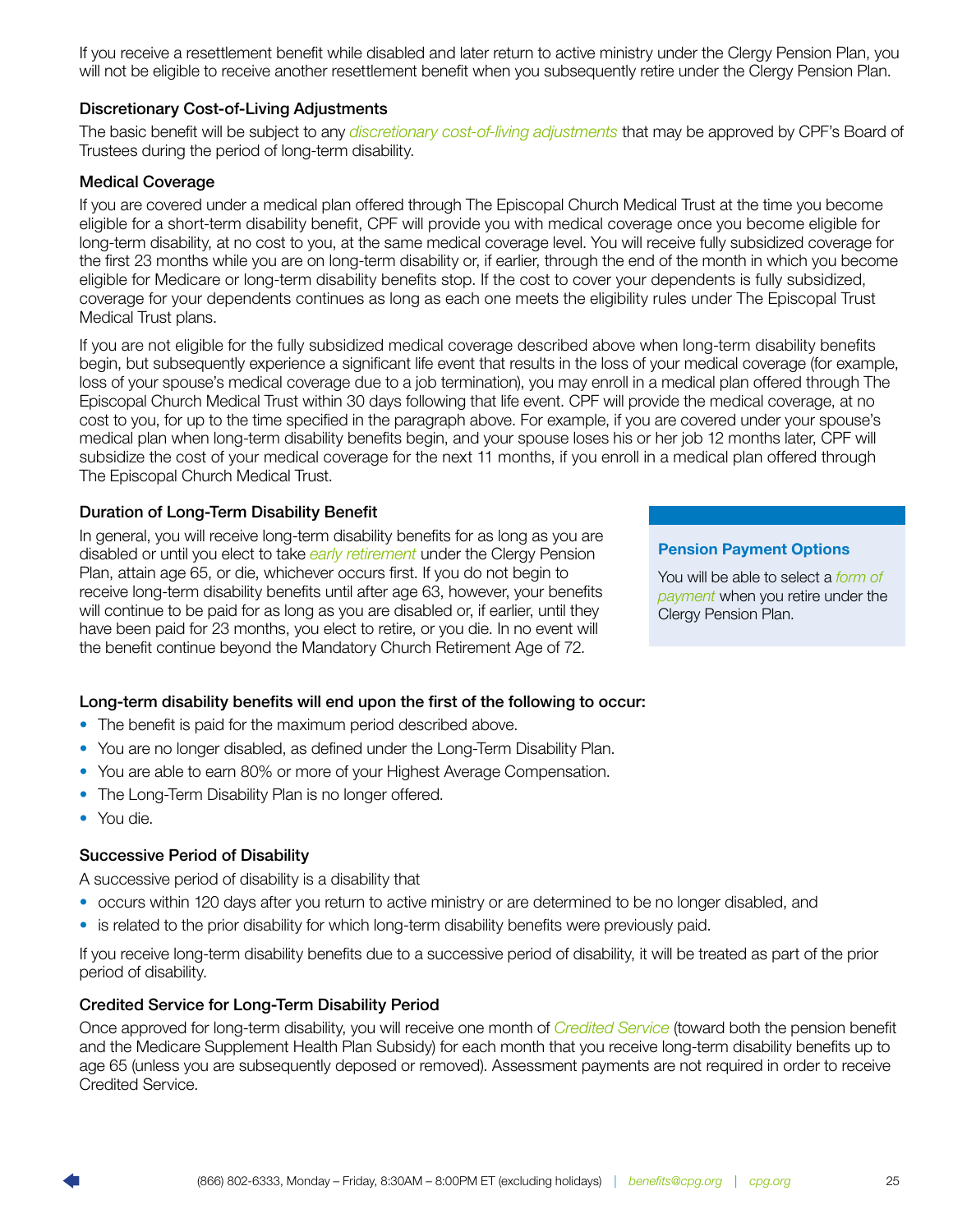If you receive a resettlement benefit while disabled and later return to active ministry under the Clergy Pension Plan, you will not be eligible to receive another resettlement benefit when you subsequently retire under the Clergy Pension Plan.

### Discretionary Cost-of-Living Adjustments

The basic benefit will be subject to any *discretionary cost-of-living adjustments* that may be approved by CPF's Board of Trustees during the period of long-term disability.

### Medical Coverage

If you are covered under a medical plan offered through The Episcopal Church Medical Trust at the time you become eligible for a short-term disability benefit, CPF will provide you with medical coverage once you become eligible for long-term disability, at no cost to you, at the same medical coverage level. You will receive fully subsidized coverage for the first 23 months while you are on long-term disability or, if earlier, through the end of the month in which you become eligible for Medicare or long-term disability benefits stop. If the cost to cover your dependents is fully subsidized, coverage for your dependents continues as long as each one meets the eligibility rules under The Episcopal Trust Medical Trust plans.

If you are not eligible for the fully subsidized medical coverage described above when long-term disability benefits begin, but subsequently experience a significant life event that results in the loss of your medical coverage (for example, loss of your spouse's medical coverage due to a job termination), you may enroll in a medical plan offered through The Episcopal Church Medical Trust within 30 days following that life event. CPF will provide the medical coverage, at no cost to you, for up to the time specified in the paragraph above. For example, if you are covered under your spouse's medical plan when long-term disability benefits begin, and your spouse loses his or her job 12 months later, CPF will subsidize the cost of your medical coverage for the next 11 months, if you enroll in a medical plan offered through The Episcopal Church Medical Trust.

### Duration of Long-Term Disability Benefit

In general, you will receive long-term disability benefits for as long as you are disabled or until you elect to take *early retirement* under the Clergy Pension Plan, attain age 65, or die, whichever occurs first. If you do not begin to receive long-term disability benefits until after age 63, however, your benefits will continue to be paid for as long as you are disabled or, if earlier, until they have been paid for 23 months, you elect to retire, or you die. In no event will the benefit continue beyond the Mandatory Church Retirement Age of 72.

> **Pension Payment Options**
>
> You will be able to select a *form of payment* when you retire under the Clergy Pension Plan.

**Long-term disability benefits will end upon the first of the following to occur:**

- The benefit is paid for the maximum period described above.
- You are no longer disabled, as defined under the Long-Term Disability Plan.
- You are able to earn 80% or more of your Highest Average Compensation.
- The Long-Term Disability Plan is no longer offered.
- You die.

### Successive Period of Disability

A successive period of disability is a disability that

- occurs within 120 days after you return to active ministry or are determined to be no longer disabled, and
- is related to the prior disability for which long-term disability benefits were previously paid.

If you receive long-term disability benefits due to a successive period of disability, it will be treated as part of the prior period of disability.

### Credited Service for Long-Term Disability Period

Once approved for long-term disability, you will receive one month of *Credited Service* (toward both the pension benefit and the Medicare Supplement Health Plan Subsidy) for each month that you receive long-term disability benefits up to age 65 (unless you are subsequently deposed or removed). Assessment payments are not required in order to receive Credited Service.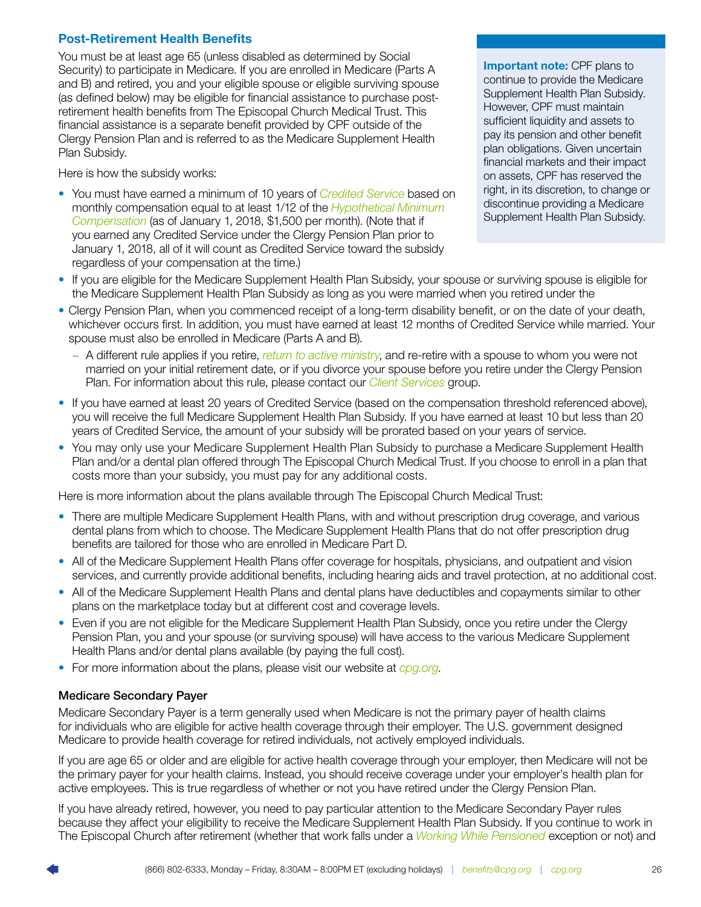## Post-Retirement Health Benefits

You must be at least age 65 (unless disabled as determined by Social Security) to participate in Medicare. If you are enrolled in Medicare (Parts A and B) and retired, you and your eligible spouse or eligible surviving spouse (as defined below) may be eligible for financial assistance to purchase post-retirement health benefits from The Episcopal Church Medical Trust. This financial assistance is a separate benefit provided by CPF outside of the Clergy Pension Plan and is referred to as the Medicare Supplement Health Plan Subsidy.

**Important note:** CPF plans to continue to provide the Medicare Supplement Health Plan Subsidy. However, CPF must maintain sufficient liquidity and assets to pay its pension and other benefit plan obligations. Given uncertain financial markets and their impact on assets, CPF has reserved the right, in its discretion, to change or discontinue providing a Medicare Supplement Health Plan Subsidy.

Here is how the subsidy works:

- You must have earned a minimum of 10 years of *Credited Service* based on monthly compensation equal to at least 1/12 of the *Hypothetical Minimum Compensation* (as of January 1, 2018, $1,500 per month). (Note that if you earned any Credited Service under the Clergy Pension Plan prior to January 1, 2018, all of it will count as Credited Service toward the subsidy regardless of your compensation at the time.)
- If you are eligible for the Medicare Supplement Health Plan Subsidy, your spouse or surviving spouse is eligible for the Medicare Supplement Health Plan Subsidy as long as you were married when you retired under the Clergy Pension Plan, when you commenced receipt of a long-term disability benefit, or on the date of your death, whichever occurs first. In addition, you must have earned at least 12 months of Credited Service while married. Your spouse must also be enrolled in Medicare (Parts A and B).
  - A different rule applies if you retire, *return to active ministry*, and re-retire with a spouse to whom you were not married on your initial retirement date, or if you divorce your spouse before you retire under the Clergy Pension Plan. For information about this rule, please contact our *Client Services* group.
- If you have earned at least 20 years of Credited Service (based on the compensation threshold referenced above), you will receive the full Medicare Supplement Health Plan Subsidy. If you have earned at least 10 but less than 20 years of Credited Service, the amount of your subsidy will be prorated based on your years of service.
- You may only use your Medicare Supplement Health Plan Subsidy to purchase a Medicare Supplement Health Plan and/or a dental plan offered through The Episcopal Church Medical Trust. If you choose to enroll in a plan that costs more than your subsidy, you must pay for any additional costs.

Here is more information about the plans available through The Episcopal Church Medical Trust:

- There are multiple Medicare Supplement Health Plans, with and without prescription drug coverage, and various dental plans from which to choose. The Medicare Supplement Health Plans that do not offer prescription drug benefits are tailored for those who are enrolled in Medicare Part D.
- All of the Medicare Supplement Health Plans offer coverage for hospitals, physicians, and outpatient and vision services, and currently provide additional benefits, including hearing aids and travel protection, at no additional cost.
- All of the Medicare Supplement Health Plans and dental plans have deductibles and copayments similar to other plans on the marketplace today but at different cost and coverage levels.
- Even if you are not eligible for the Medicare Supplement Health Plan Subsidy, once you retire under the Clergy Pension Plan, you and your spouse (or surviving spouse) will have access to the various Medicare Supplement Health Plans and/or dental plans available (by paying the full cost).
- For more information about the plans, please visit our website at *cpg.org*.

### Medicare Secondary Payer

Medicare Secondary Payer is a term generally used when Medicare is not the primary payer of health claims for individuals who are eligible for active health coverage through their employer. The U.S. government designed Medicare to provide health coverage for retired individuals, not actively employed individuals.

If you are age 65 or older and are eligible for active health coverage through your employer, then Medicare will not be the primary payer for your health claims. Instead, you should receive coverage under your employer's health plan for active employees. This is true regardless of whether or not you have retired under the Clergy Pension Plan.

If you have already retired, however, you need to pay particular attention to the Medicare Secondary Payer rules because they affect your eligibility to receive the Medicare Supplement Health Plan Subsidy. If you continue to work in The Episcopal Church after retirement (whether that work falls under a *Working While Pensioned* exception or not) and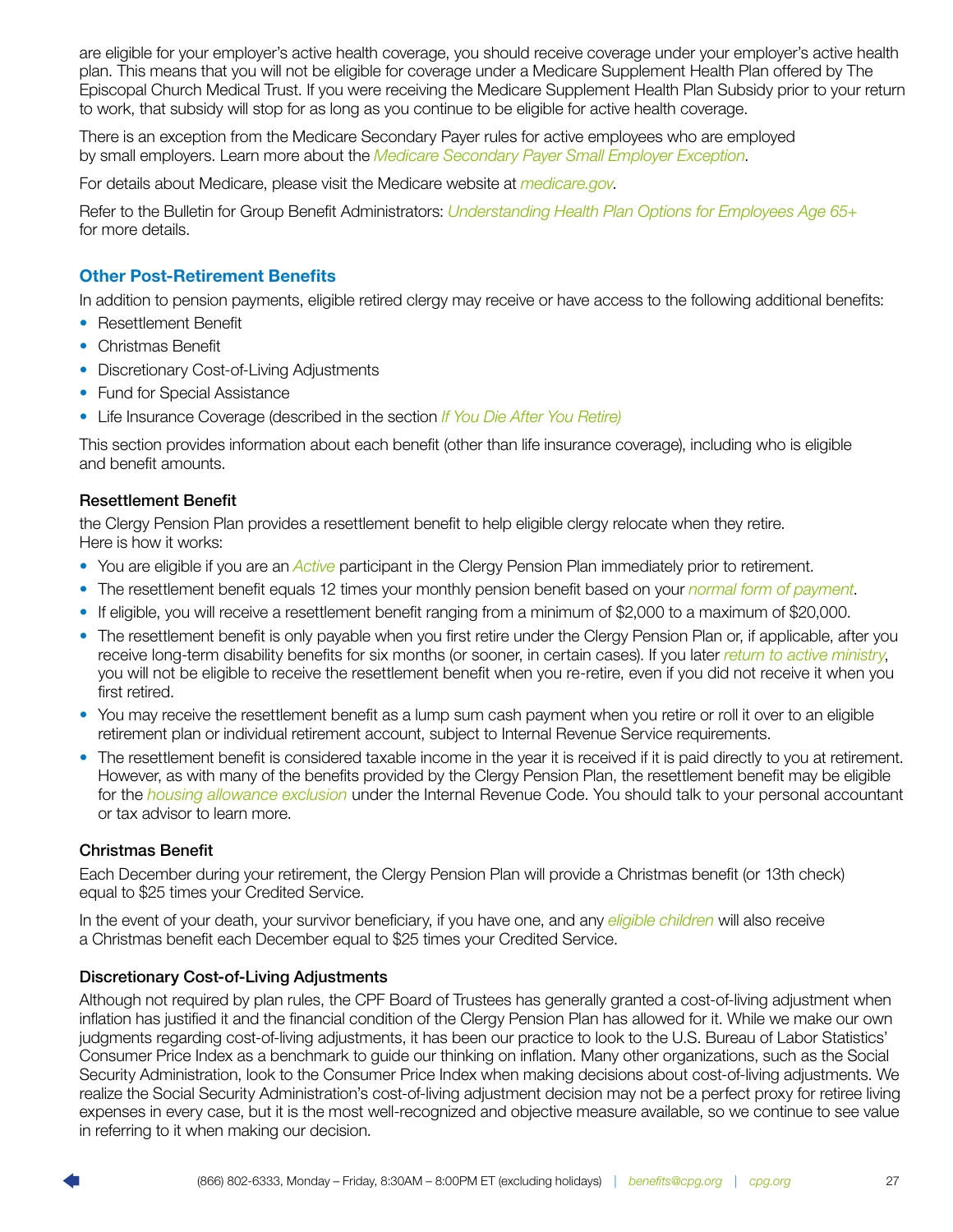are eligible for your employer's active health coverage, you should receive coverage under your employer's active health plan. This means that you will not be eligible for coverage under a Medicare Supplement Health Plan offered by The Episcopal Church Medical Trust. If you were receiving the Medicare Supplement Health Plan Subsidy prior to your return to work, that subsidy will stop for as long as you continue to be eligible for active health coverage.

There is an exception from the Medicare Secondary Payer rules for active employees who are employed by small employers. Learn more about the *Medicare Secondary Payer Small Employer Exception*.

For details about Medicare, please visit the Medicare website at *medicare.gov*.

Refer to the Bulletin for Group Benefit Administrators: *Understanding Health Plan Options for Employees Age 65+* for more details.

## Other Post-Retirement Benefits

In addition to pension payments, eligible retired clergy may receive or have access to the following additional benefits:

- Resettlement Benefit
- Christmas Benefit
- Discretionary Cost-of-Living Adjustments
- Fund for Special Assistance
- Life Insurance Coverage (described in the section *If You Die After You Retire)*

This section provides information about each benefit (other than life insurance coverage), including who is eligible and benefit amounts.

### Resettlement Benefit

the Clergy Pension Plan provides a resettlement benefit to help eligible clergy relocate when they retire. Here is how it works:

- You are eligible if you are an *Active* participant in the Clergy Pension Plan immediately prior to retirement.
- The resettlement benefit equals 12 times your monthly pension benefit based on your *normal form of payment*.
- If eligible, you will receive a resettlement benefit ranging from a minimum of $2,000 to a maximum of $20,000.
- The resettlement benefit is only payable when you first retire under the Clergy Pension Plan or, if applicable, after you receive long-term disability benefits for six months (or sooner, in certain cases). If you later *return to active ministry*, you will not be eligible to receive the resettlement benefit when you re-retire, even if you did not receive it when you first retired.
- You may receive the resettlement benefit as a lump sum cash payment when you retire or roll it over to an eligible retirement plan or individual retirement account, subject to Internal Revenue Service requirements.
- The resettlement benefit is considered taxable income in the year it is received if it is paid directly to you at retirement. However, as with many of the benefits provided by the Clergy Pension Plan, the resettlement benefit may be eligible for the *housing allowance exclusion* under the Internal Revenue Code. You should talk to your personal accountant or tax advisor to learn more.

### Christmas Benefit

Each December during your retirement, the Clergy Pension Plan will provide a Christmas benefit (or 13th check) equal to $25 times your Credited Service.

In the event of your death, your survivor beneficiary, if you have one, and any *eligible children* will also receive a Christmas benefit each December equal to $25 times your Credited Service.

### Discretionary Cost-of-Living Adjustments

Although not required by plan rules, the CPF Board of Trustees has generally granted a cost-of-living adjustment when inflation has justified it and the financial condition of the Clergy Pension Plan has allowed for it. While we make our own judgments regarding cost-of-living adjustments, it has been our practice to look to the U.S. Bureau of Labor Statistics' Consumer Price Index as a benchmark to guide our thinking on inflation. Many other organizations, such as the Social Security Administration, look to the Consumer Price Index when making decisions about cost-of-living adjustments. We realize the Social Security Administration's cost-of-living adjustment decision may not be a perfect proxy for retiree living expenses in every case, but it is the most well-recognized and objective measure available, so we continue to see value in referring to it when making our decision.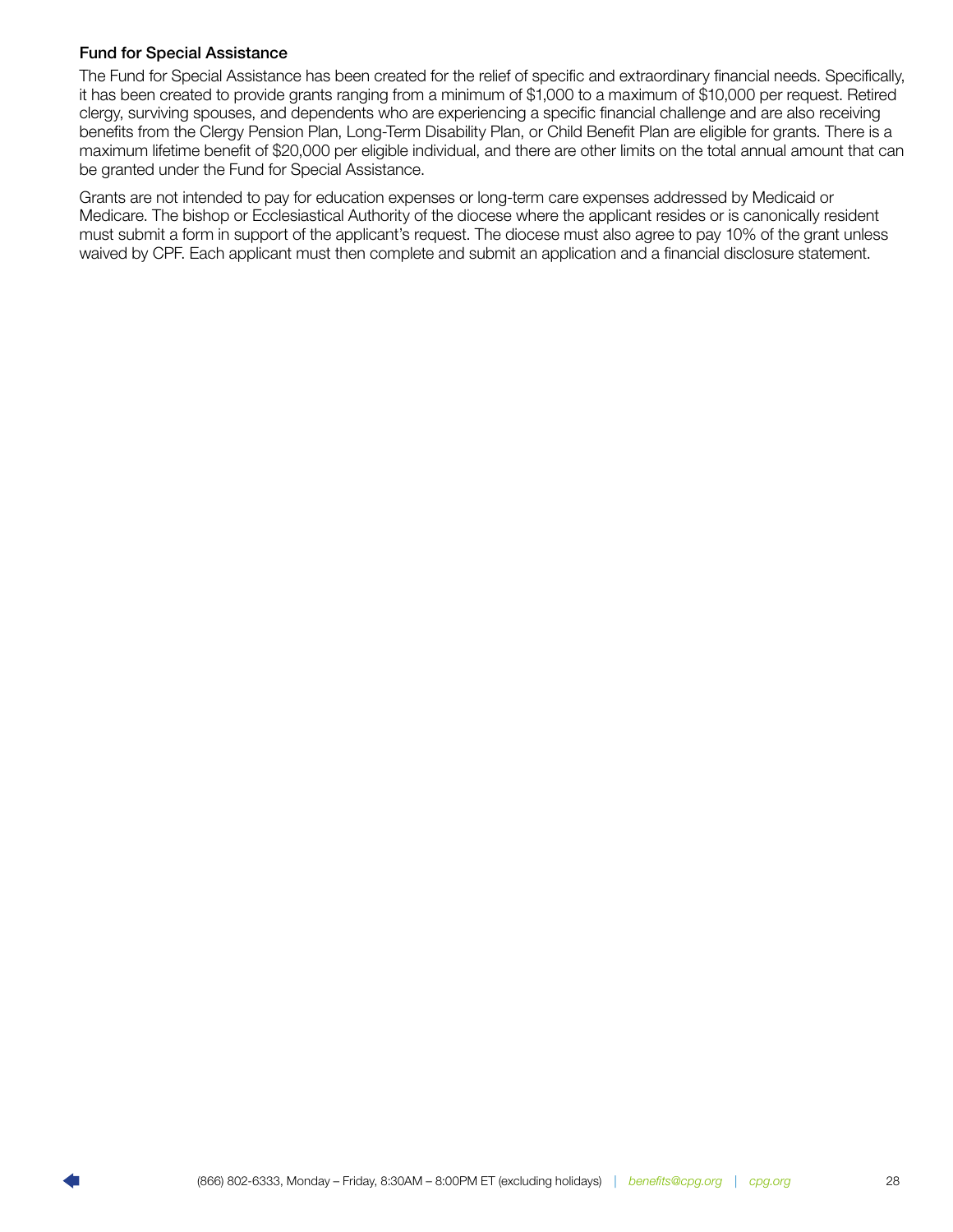### Fund for Special Assistance

The Fund for Special Assistance has been created for the relief of specific and extraordinary financial needs. Specifically, it has been created to provide grants ranging from a minimum of $1,000 to a maximum of $10,000 per request. Retired clergy, surviving spouses, and dependents who are experiencing a specific financial challenge and are also receiving benefits from the Clergy Pension Plan, Long-Term Disability Plan, or Child Benefit Plan are eligible for grants. There is a maximum lifetime benefit of $20,000 per eligible individual, and there are other limits on the total annual amount that can be granted under the Fund for Special Assistance.

Grants are not intended to pay for education expenses or long-term care expenses addressed by Medicaid or Medicare. The bishop or Ecclesiastical Authority of the diocese where the applicant resides or is canonically resident must submit a form in support of the applicant's request. The diocese must also agree to pay 10% of the grant unless waived by CPF. Each applicant must then complete and submit an application and a financial disclosure statement.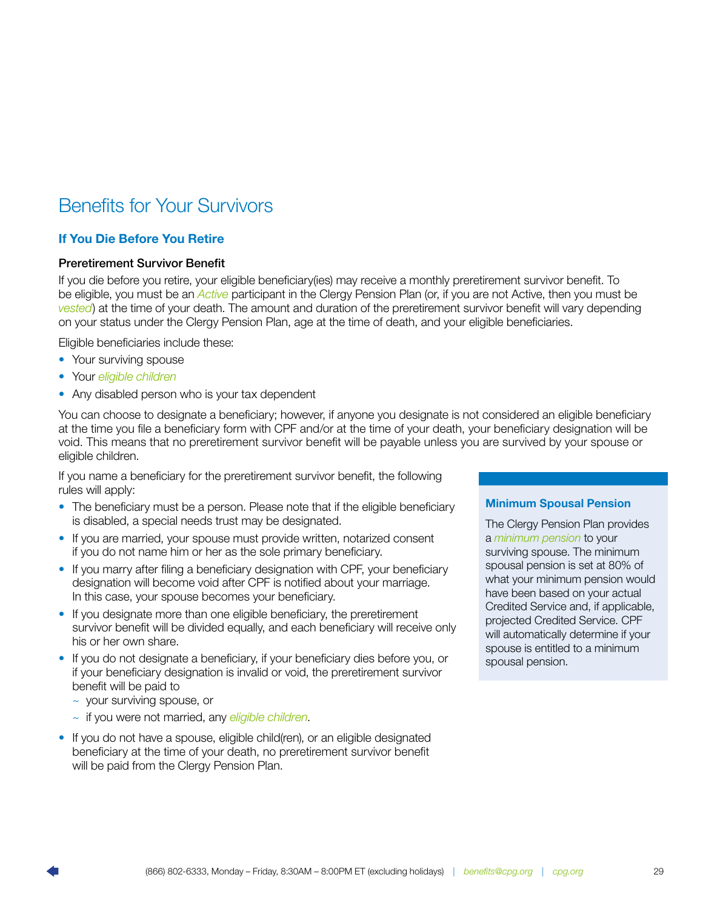# Benefits for Your Survivors

## If You Die Before You Retire

### Preretirement Survivor Benefit

If you die before you retire, your eligible beneficiary(ies) may receive a monthly preretirement survivor benefit. To be eligible, you must be an *Active* participant in the Clergy Pension Plan (or, if you are not Active, then you must be *vested*) at the time of your death. The amount and duration of the preretirement survivor benefit will vary depending on your status under the Clergy Pension Plan, age at the time of death, and your eligible beneficiaries.

Eligible beneficiaries include these:

- Your surviving spouse
- Your *eligible children*
- Any disabled person who is your tax dependent

You can choose to designate a beneficiary; however, if anyone you designate is not considered an eligible beneficiary at the time you file a beneficiary form with CPF and/or at the time of your death, your beneficiary designation will be void. This means that no preretirement survivor benefit will be payable unless you are survived by your spouse or eligible children.

If you name a beneficiary for the preretirement survivor benefit, the following rules will apply:

- The beneficiary must be a person. Please note that if the eligible beneficiary is disabled, a special needs trust may be designated.
- If you are married, your spouse must provide written, notarized consent if you do not name him or her as the sole primary beneficiary.
- If you marry after filing a beneficiary designation with CPF, your beneficiary designation will become void after CPF is notified about your marriage. In this case, your spouse becomes your beneficiary.
- If you designate more than one eligible beneficiary, the preretirement survivor benefit will be divided equally, and each beneficiary will receive only his or her own share.
- If you do not designate a beneficiary, if your beneficiary dies before you, or if your beneficiary designation is invalid or void, the preretirement survivor benefit will be paid to
  - your surviving spouse, or
  - if you were not married, any *eligible children*.
- If you do not have a spouse, eligible child(ren), or an eligible designated beneficiary at the time of your death, no preretirement survivor benefit will be paid from the Clergy Pension Plan.

### Minimum Spousal Pension

The Clergy Pension Plan provides a *minimum pension* to your surviving spouse. The minimum spousal pension is set at 80% of what your minimum pension would have been based on your actual Credited Service and, if applicable, projected Credited Service. CPF will automatically determine if your spouse is entitled to a minimum spousal pension.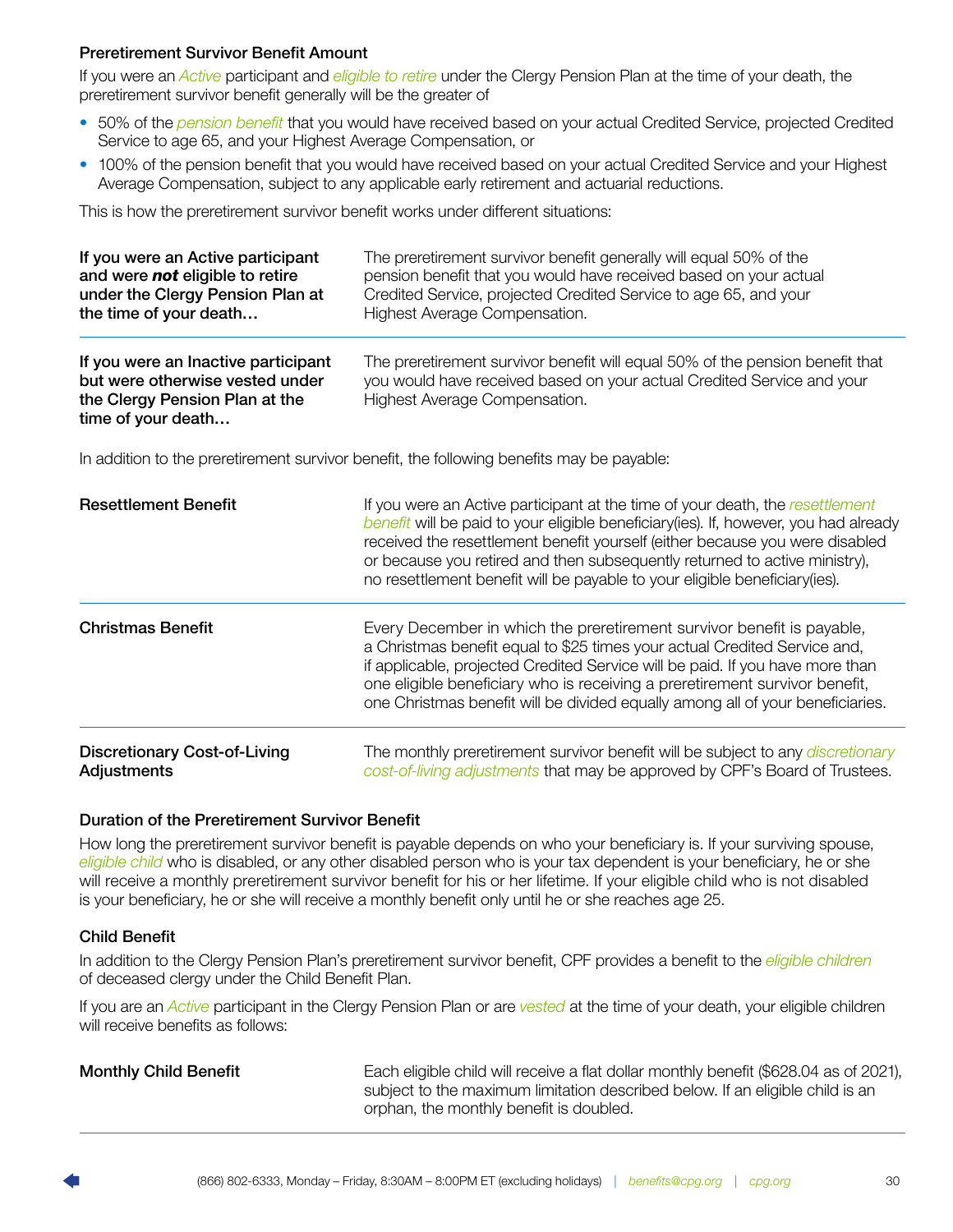### Preretirement Survivor Benefit Amount

If you were an *Active* participant and *eligible to retire* under the Clergy Pension Plan at the time of your death, the preretirement survivor benefit generally will be the greater of

- 50% of the *pension benefit* that you would have received based on your actual Credited Service, projected Credited Service to age 65, and your Highest Average Compensation, or
- 100% of the pension benefit that you would have received based on your actual Credited Service and your Highest Average Compensation, subject to any applicable early retirement and actuarial reductions.

This is how the preretirement survivor benefit works under different situations:

| | |
|---|---|
| **If you were an Active participant and were *not* eligible to retire under the Clergy Pension Plan at the time of your death…** | The preretirement survivor benefit generally will equal 50% of the pension benefit that you would have received based on your actual Credited Service, projected Credited Service to age 65, and your Highest Average Compensation. |
| **If you were an Inactive participant but were otherwise vested under the Clergy Pension Plan at the time of your death…** | The preretirement survivor benefit will equal 50% of the pension benefit that you would have received based on your actual Credited Service and your Highest Average Compensation. |

In addition to the preretirement survivor benefit, the following benefits may be payable:

| | |
|---|---|
| **Resettlement Benefit** | If you were an Active participant at the time of your death, the *resettlement benefit* will be paid to your eligible beneficiary(ies). If, however, you had already received the resettlement benefit yourself (either because you were disabled or because you retired and then subsequently returned to active ministry), no resettlement benefit will be payable to your eligible beneficiary(ies). |
| **Christmas Benefit** | Every December in which the preretirement survivor benefit is payable, a Christmas benefit equal to $25 times your actual Credited Service and, if applicable, projected Credited Service will be paid. If you have more than one eligible beneficiary who is receiving a preretirement survivor benefit, one Christmas benefit will be divided equally among all of your beneficiaries. |
| **Discretionary Cost-of-Living Adjustments** | The monthly preretirement survivor benefit will be subject to any *discretionary cost-of-living adjustments* that may be approved by CPF's Board of Trustees. |

### Duration of the Preretirement Survivor Benefit

How long the preretirement survivor benefit is payable depends on who your beneficiary is. If your surviving spouse, *eligible child* who is disabled, or any other disabled person who is your tax dependent is your beneficiary, he or she will receive a monthly preretirement survivor benefit for his or her lifetime. If your eligible child who is not disabled is your beneficiary, he or she will receive a monthly benefit only until he or she reaches age 25.

### Child Benefit

In addition to the Clergy Pension Plan's preretirement survivor benefit, CPF provides a benefit to the *eligible children* of deceased clergy under the Child Benefit Plan.

If you are an *Active* participant in the Clergy Pension Plan or are *vested* at the time of your death, your eligible children will receive benefits as follows:

| | |
|---|---|
| **Monthly Child Benefit** | Each eligible child will receive a flat dollar monthly benefit ($628.04 as of 2021), subject to the maximum limitation described below. If an eligible child is an orphan, the monthly benefit is doubled. |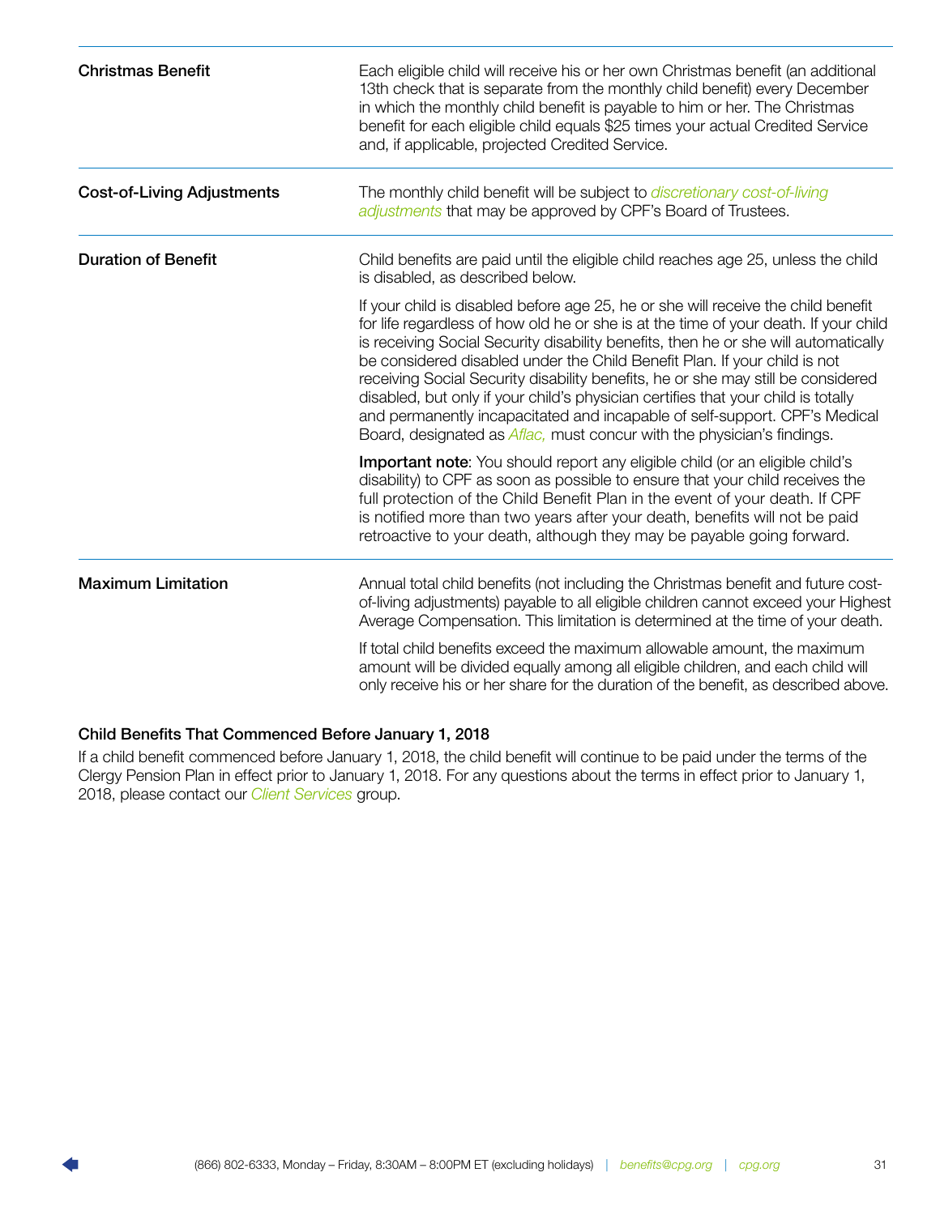| | |
|---|---|
| **Christmas Benefit** | Each eligible child will receive his or her own Christmas benefit (an additional 13th check that is separate from the monthly child benefit) every December in which the monthly child benefit is payable to him or her. The Christmas benefit for each eligible child equals $25 times your actual Credited Service and, if applicable, projected Credited Service. |
| **Cost-of-Living Adjustments** | The monthly child benefit will be subject to *discretionary cost-of-living adjustments* that may be approved by CPF's Board of Trustees. |
| **Duration of Benefit** | Child benefits are paid until the eligible child reaches age 25, unless the child is disabled, as described below.<br><br>If your child is disabled before age 25, he or she will receive the child benefit for life regardless of how old he or she is at the time of your death. If your child is receiving Social Security disability benefits, then he or she will automatically be considered disabled under the Child Benefit Plan. If your child is not receiving Social Security disability benefits, he or she may still be considered disabled, but only if your child's physician certifies that your child is totally and permanently incapacitated and incapable of self-support. CPF's Medical Board, designated as *Aflac,* must concur with the physician's findings.<br><br>**Important note**: You should report any eligible child (or an eligible child's disability) to CPF as soon as possible to ensure that your child receives the full protection of the Child Benefit Plan in the event of your death. If CPF is notified more than two years after your death, benefits will not be paid retroactive to your death, although they may be payable going forward. |
| **Maximum Limitation** | Annual total child benefits (not including the Christmas benefit and future cost-of-living adjustments) payable to all eligible children cannot exceed your Highest Average Compensation. This limitation is determined at the time of your death.<br><br>If total child benefits exceed the maximum allowable amount, the maximum amount will be divided equally among all eligible children, and each child will only receive his or her share for the duration of the benefit, as described above. |

### Child Benefits That Commenced Before January 1, 2018

If a child benefit commenced before January 1, 2018, the child benefit will continue to be paid under the terms of the Clergy Pension Plan in effect prior to January 1, 2018. For any questions about the terms in effect prior to January 1, 2018, please contact our *Client Services* group.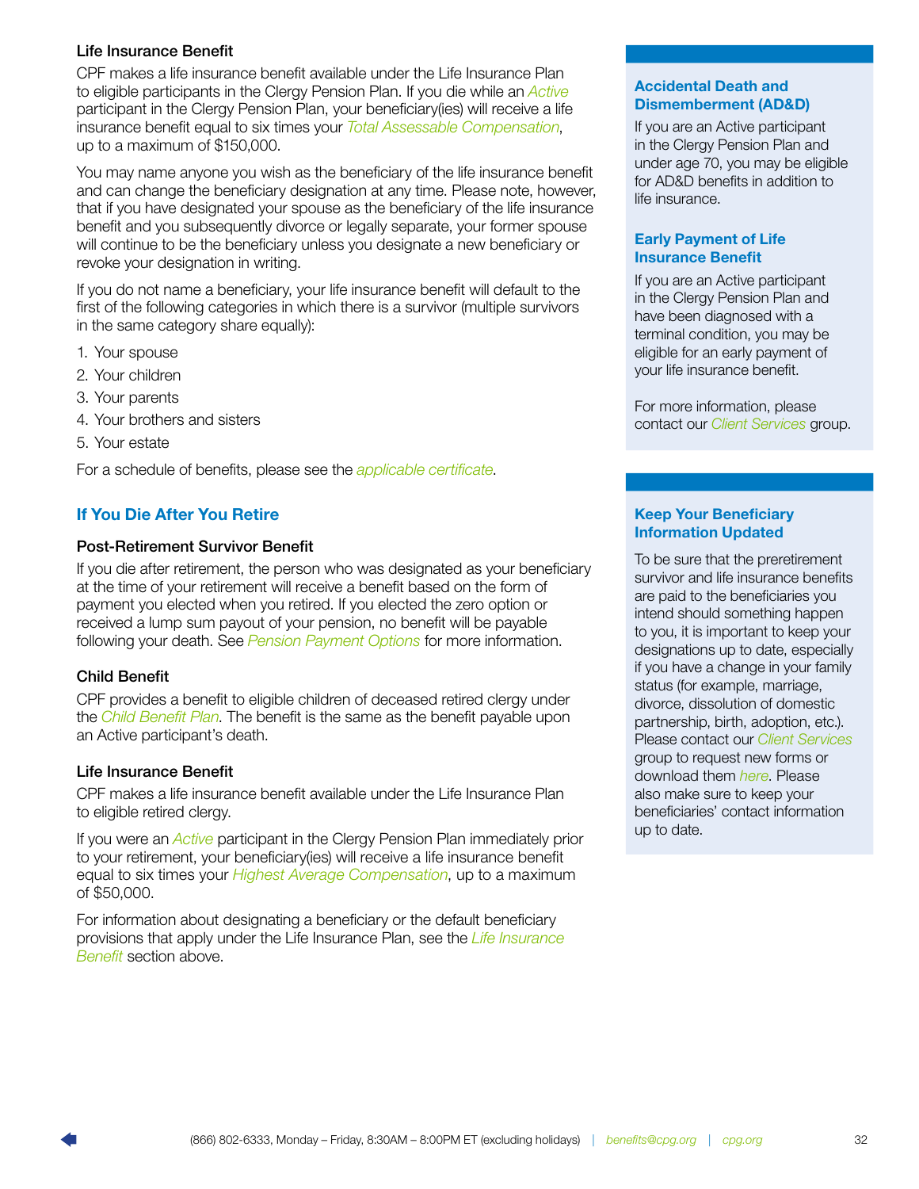### Life Insurance Benefit

CPF makes a life insurance benefit available under the Life Insurance Plan to eligible participants in the Clergy Pension Plan. If you die while an *Active* participant in the Clergy Pension Plan, your beneficiary(ies) will receive a life insurance benefit equal to six times your *Total Assessable Compensation*, up to a maximum of $150,000.

You may name anyone you wish as the beneficiary of the life insurance benefit and can change the beneficiary designation at any time. Please note, however, that if you have designated your spouse as the beneficiary of the life insurance benefit and you subsequently divorce or legally separate, your former spouse will continue to be the beneficiary unless you designate a new beneficiary or revoke your designation in writing.

If you do not name a beneficiary, your life insurance benefit will default to the first of the following categories in which there is a survivor (multiple survivors in the same category share equally):

1. Your spouse
2. Your children
3. Your parents
4. Your brothers and sisters
5. Your estate

For a schedule of benefits, please see the *applicable certificate*.

## If You Die After You Retire

### Post-Retirement Survivor Benefit

If you die after retirement, the person who was designated as your beneficiary at the time of your retirement will receive a benefit based on the form of payment you elected when you retired. If you elected the zero option or received a lump sum payout of your pension, no benefit will be payable following your death. See *Pension Payment Options* for more information.

### Child Benefit

CPF provides a benefit to eligible children of deceased retired clergy under the *Child Benefit Plan*. The benefit is the same as the benefit payable upon an Active participant's death.

### Life Insurance Benefit

CPF makes a life insurance benefit available under the Life Insurance Plan to eligible retired clergy.

If you were an *Active* participant in the Clergy Pension Plan immediately prior to your retirement, your beneficiary(ies) will receive a life insurance benefit equal to six times your *Highest Average Compensation*, up to a maximum of $50,000.

For information about designating a beneficiary or the default beneficiary provisions that apply under the Life Insurance Plan, see the *Life Insurance Benefit* section above.

### Accidental Death and Dismemberment (AD&D)

If you are an Active participant in the Clergy Pension Plan and under age 70, you may be eligible for AD&D benefits in addition to life insurance.

### Early Payment of Life Insurance Benefit

If you are an Active participant in the Clergy Pension Plan and have been diagnosed with a terminal condition, you may be eligible for an early payment of your life insurance benefit.

For more information, please contact our *Client Services* group.

### Keep Your Beneficiary Information Updated

To be sure that the preretirement survivor and life insurance benefits are paid to the beneficiaries you intend should something happen to you, it is important to keep your designations up to date, especially if you have a change in your family status (for example, marriage, divorce, dissolution of domestic partnership, birth, adoption, etc.). Please contact our *Client Services* group to request new forms or download them *here*. Please also make sure to keep your beneficiaries' contact information up to date.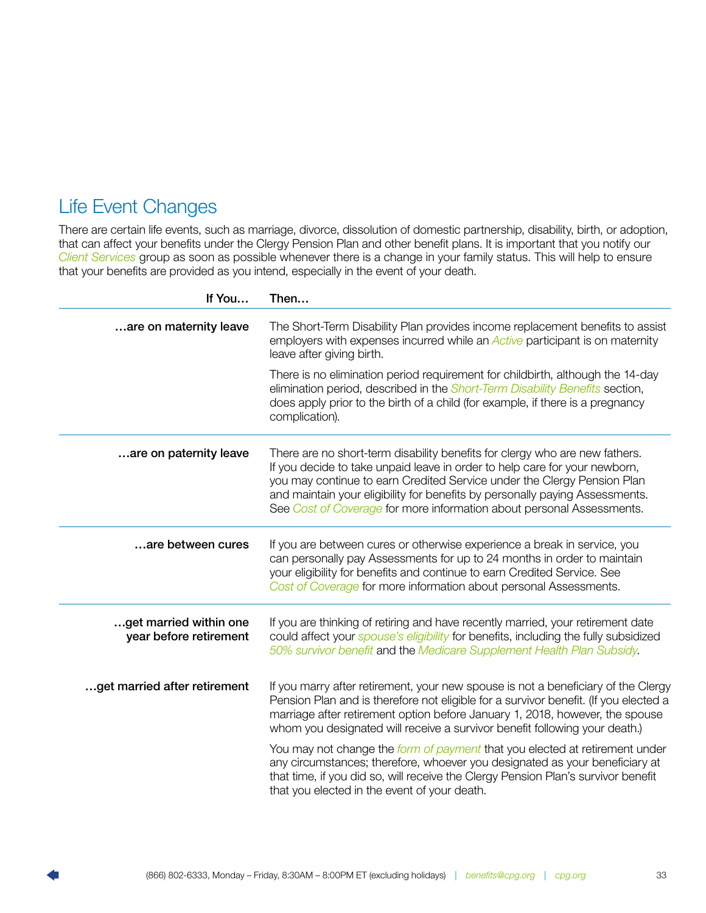## Life Event Changes

There are certain life events, such as marriage, divorce, dissolution of domestic partnership, disability, birth, or adoption, that can affect your benefits under the Clergy Pension Plan and other benefit plans. It is important that you notify our *Client Services* group as soon as possible whenever there is a change in your family status. This will help to ensure that your benefits are provided as you intend, especially in the event of your death.

| If You… | Then… |
|---|---|
| **…are on maternity leave** | The Short-Term Disability Plan provides income replacement benefits to assist employers with expenses incurred while an *Active* participant is on maternity leave after giving birth.<br><br>There is no elimination period requirement for childbirth, although the 14-day elimination period, described in the *Short-Term Disability Benefits* section, does apply prior to the birth of a child (for example, if there is a pregnancy complication). |
| **…are on paternity leave** | There are no short-term disability benefits for clergy who are new fathers. If you decide to take unpaid leave in order to help care for your newborn, you may continue to earn Credited Service under the Clergy Pension Plan and maintain your eligibility for benefits by personally paying Assessments. See *Cost of Coverage* for more information about personal Assessments. |
| **…are between cures** | If you are between cures or otherwise experience a break in service, you can personally pay Assessments for up to 24 months in order to maintain your eligibility for benefits and continue to earn Credited Service. See *Cost of Coverage* for more information about personal Assessments. |
| **…get married within one year before retirement** | If you are thinking of retiring and have recently married, your retirement date could affect your *spouse's eligibility* for benefits, including the fully subsidized *50% survivor benefit* and the *Medicare Supplement Health Plan Subsidy*. |
| **…get married after retirement** | If you marry after retirement, your new spouse is not a beneficiary of the Clergy Pension Plan and is therefore not eligible for a survivor benefit. (If you elected a marriage after retirement option before January 1, 2018, however, the spouse whom you designated will receive a survivor benefit following your death.)<br><br>You may not change the *form of payment* that you elected at retirement under any circumstances; therefore, whoever you designated as your beneficiary at that time, if you did so, will receive the Clergy Pension Plan's survivor benefit that you elected in the event of your death. |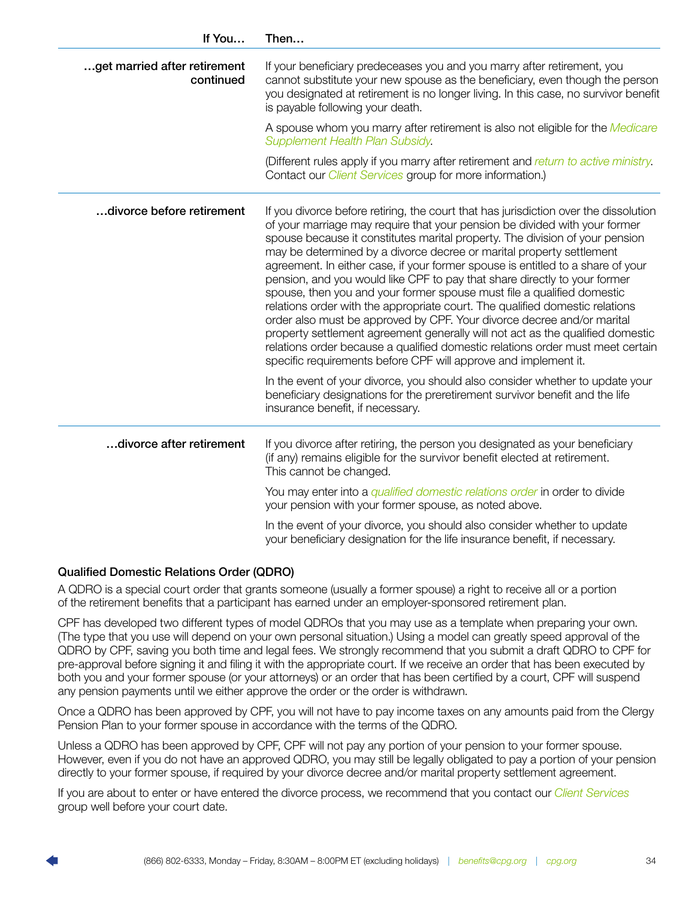| If You… | Then… |
|---|---|
| …get married after retirement continued | If your beneficiary predeceases you and you marry after retirement, you cannot substitute your new spouse as the beneficiary, even though the person you designated at retirement is no longer living. In this case, no survivor benefit is payable following your death.<br><br>A spouse whom you marry after retirement is also not eligible for the *Medicare Supplement Health Plan Subsidy*.<br><br>(Different rules apply if you marry after retirement and *return to active ministry*. Contact our *Client Services* group for more information.) |
| …divorce before retirement | If you divorce before retiring, the court that has jurisdiction over the dissolution of your marriage may require that your pension be divided with your former spouse because it constitutes marital property. The division of your pension may be determined by a divorce decree or marital property settlement agreement. In either case, if your former spouse is entitled to a share of your pension, and you would like CPF to pay that share directly to your former spouse, then you and your former spouse must file a qualified domestic relations order with the appropriate court. The qualified domestic relations order also must be approved by CPF. Your divorce decree and/or marital property settlement agreement generally will not act as the qualified domestic relations order because a qualified domestic relations order must meet certain specific requirements before CPF will approve and implement it.<br><br>In the event of your divorce, you should also consider whether to update your beneficiary designations for the preretirement survivor benefit and the life insurance benefit, if necessary. |
| …divorce after retirement | If you divorce after retiring, the person you designated as your beneficiary (if any) remains eligible for the survivor benefit elected at retirement. This cannot be changed.<br><br>You may enter into a *qualified domestic relations order* in order to divide your pension with your former spouse, as noted above.<br><br>In the event of your divorce, you should also consider whether to update your beneficiary designation for the life insurance benefit, if necessary. |

### Qualified Domestic Relations Order (QDRO)

A QDRO is a special court order that grants someone (usually a former spouse) a right to receive all or a portion of the retirement benefits that a participant has earned under an employer-sponsored retirement plan.

CPF has developed two different types of model QDROs that you may use as a template when preparing your own. (The type that you use will depend on your own personal situation.) Using a model can greatly speed approval of the QDRO by CPF, saving you both time and legal fees. We strongly recommend that you submit a draft QDRO to CPF for pre-approval before signing it and filing it with the appropriate court. If we receive an order that has been executed by both you and your former spouse (or your attorneys) or an order that has been certified by a court, CPF will suspend any pension payments until we either approve the order or the order is withdrawn.

Once a QDRO has been approved by CPF, you will not have to pay income taxes on any amounts paid from the Clergy Pension Plan to your former spouse in accordance with the terms of the QDRO.

Unless a QDRO has been approved by CPF, CPF will not pay any portion of your pension to your former spouse. However, even if you do not have an approved QDRO, you may still be legally obligated to pay a portion of your pension directly to your former spouse, if required by your divorce decree and/or marital property settlement agreement.

If you are about to enter or have entered the divorce process, we recommend that you contact our *Client Services* group well before your court date.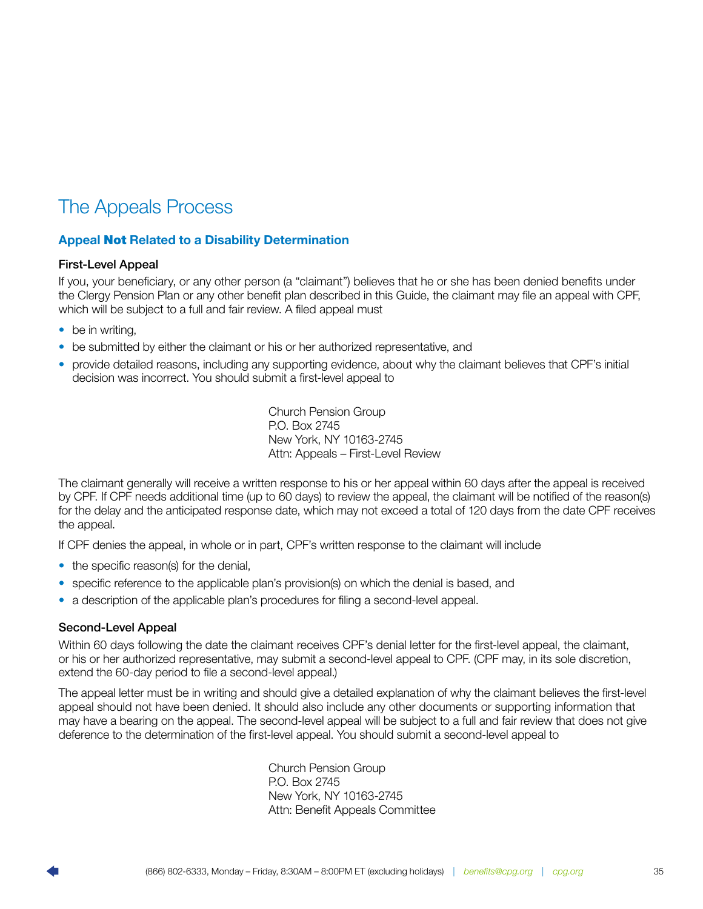# The Appeals Process

## Appeal **Not** Related to a Disability Determination

### First-Level Appeal

If you, your beneficiary, or any other person (a "claimant") believes that he or she has been denied benefits under the Clergy Pension Plan or any other benefit plan described in this Guide, the claimant may file an appeal with CPF, which will be subject to a full and fair review. A filed appeal must

- be in writing,
- be submitted by either the claimant or his or her authorized representative, and
- provide detailed reasons, including any supporting evidence, about why the claimant believes that CPF's initial decision was incorrect. You should submit a first-level appeal to

Church Pension Group
P.O. Box 2745
New York, NY 10163-2745
Attn: Appeals – First-Level Review

The claimant generally will receive a written response to his or her appeal within 60 days after the appeal is received by CPF. If CPF needs additional time (up to 60 days) to review the appeal, the claimant will be notified of the reason(s) for the delay and the anticipated response date, which may not exceed a total of 120 days from the date CPF receives the appeal.

If CPF denies the appeal, in whole or in part, CPF's written response to the claimant will include

- the specific reason(s) for the denial,
- specific reference to the applicable plan's provision(s) on which the denial is based, and
- a description of the applicable plan's procedures for filing a second-level appeal.

### Second-Level Appeal

Within 60 days following the date the claimant receives CPF's denial letter for the first-level appeal, the claimant, or his or her authorized representative, may submit a second-level appeal to CPF. (CPF may, in its sole discretion, extend the 60-day period to file a second-level appeal.)

The appeal letter must be in writing and should give a detailed explanation of why the claimant believes the first-level appeal should not have been denied. It should also include any other documents or supporting information that may have a bearing on the appeal. The second-level appeal will be subject to a full and fair review that does not give deference to the determination of the first-level appeal. You should submit a second-level appeal to

Church Pension Group
P.O. Box 2745
New York, NY 10163-2745
Attn: Benefit Appeals Committee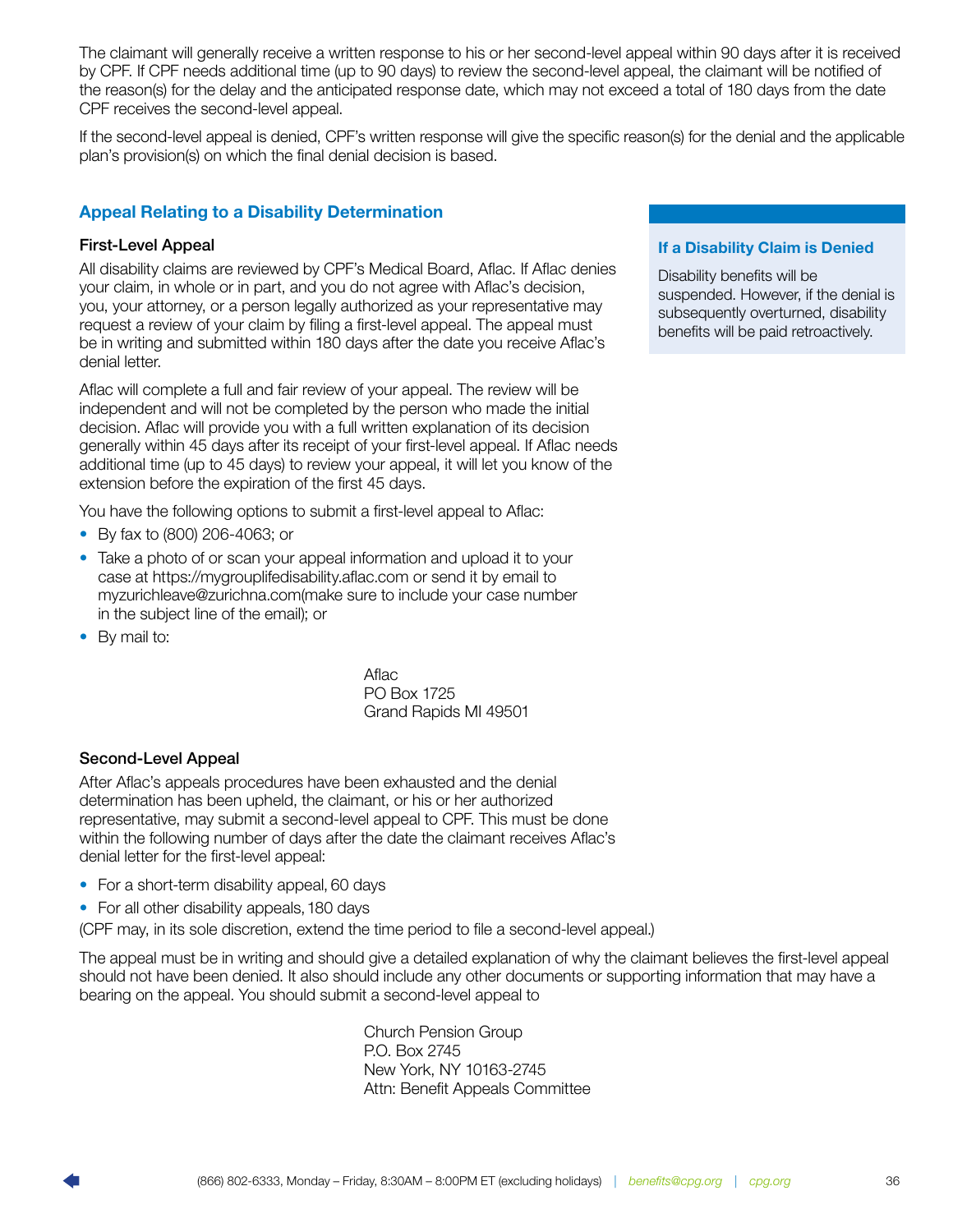The claimant will generally receive a written response to his or her second-level appeal within 90 days after it is received by CPF. If CPF needs additional time (up to 90 days) to review the second-level appeal, the claimant will be notified of the reason(s) for the delay and the anticipated response date, which may not exceed a total of 180 days from the date CPF receives the second-level appeal.

If the second-level appeal is denied, CPF's written response will give the specific reason(s) for the denial and the applicable plan's provision(s) on which the final denial decision is based.

## Appeal Relating to a Disability Determination

### First-Level Appeal

All disability claims are reviewed by CPF's Medical Board, Aflac. If Aflac denies your claim, in whole or in part, and you do not agree with Aflac's decision, you, your attorney, or a person legally authorized as your representative may request a review of your claim by filing a first-level appeal. The appeal must be in writing and submitted within 180 days after the date you receive Aflac's denial letter.

Aflac will complete a full and fair review of your appeal. The review will be independent and will not be completed by the person who made the initial decision. Aflac will provide you with a full written explanation of its decision generally within 45 days after its receipt of your first-level appeal. If Aflac needs additional time (up to 45 days) to review your appeal, it will let you know of the extension before the expiration of the first 45 days.

You have the following options to submit a first-level appeal to Aflac:

- By fax to (800) 206-4063; or
- Take a photo of or scan your appeal information and upload it to your case at https://mygrouplifedisability.aflac.com or send it by email to myzurichleave@zurichna.com(make sure to include your case number in the subject line of the email); or
- By mail to:

Aflac
PO Box 1725
Grand Rapids MI 49501

> **If a Disability Claim is Denied**
>
> Disability benefits will be suspended. However, if the denial is subsequently overturned, disability benefits will be paid retroactively.

### Second-Level Appeal

After Aflac's appeals procedures have been exhausted and the denial determination has been upheld, the claimant, or his or her authorized representative, may submit a second-level appeal to CPF. This must be done within the following number of days after the date the claimant receives Aflac's denial letter for the first-level appeal:

- For a short-term disability appeal, 60 days
- For all other disability appeals, 180 days

(CPF may, in its sole discretion, extend the time period to file a second-level appeal.)

The appeal must be in writing and should give a detailed explanation of why the claimant believes the first-level appeal should not have been denied. It also should include any other documents or supporting information that may have a bearing on the appeal. You should submit a second-level appeal to

Church Pension Group
P.O. Box 2745
New York, NY 10163-2745
Attn: Benefit Appeals Committee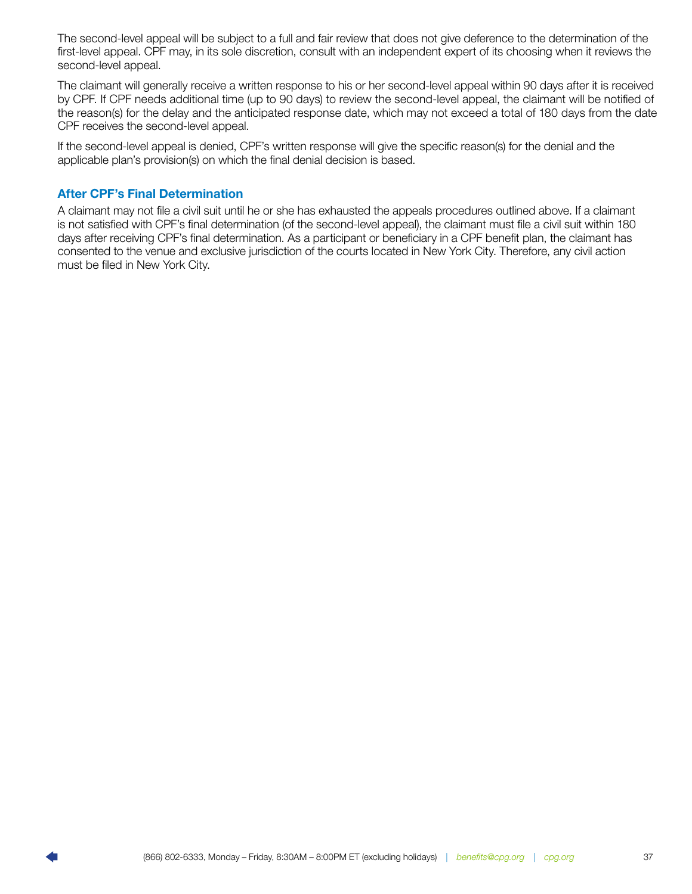The second-level appeal will be subject to a full and fair review that does not give deference to the determination of the first-level appeal. CPF may, in its sole discretion, consult with an independent expert of its choosing when it reviews the second-level appeal.

The claimant will generally receive a written response to his or her second-level appeal within 90 days after it is received by CPF. If CPF needs additional time (up to 90 days) to review the second-level appeal, the claimant will be notified of the reason(s) for the delay and the anticipated response date, which may not exceed a total of 180 days from the date CPF receives the second-level appeal.

If the second-level appeal is denied, CPF's written response will give the specific reason(s) for the denial and the applicable plan's provision(s) on which the final denial decision is based.

### After CPF's Final Determination

A claimant may not file a civil suit until he or she has exhausted the appeals procedures outlined above. If a claimant is not satisfied with CPF's final determination (of the second-level appeal), the claimant must file a civil suit within 180 days after receiving CPF's final determination. As a participant or beneficiary in a CPF benefit plan, the claimant has consented to the venue and exclusive jurisdiction of the courts located in New York City. Therefore, any civil action must be filed in New York City.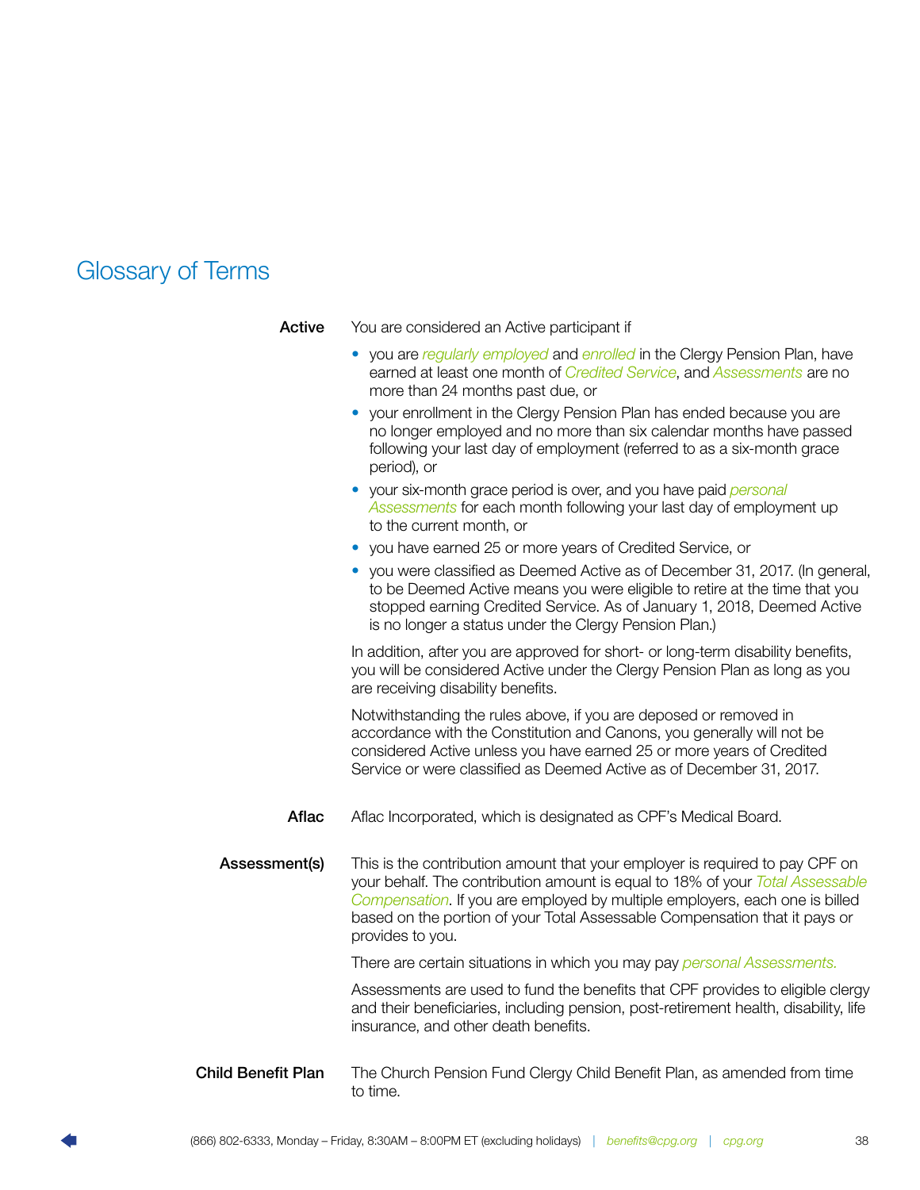# Glossary of Terms

**Active**

You are considered an Active participant if

- you are *regularly employed* and *enrolled* in the Clergy Pension Plan, have earned at least one month of *Credited Service*, and *Assessments* are no more than 24 months past due, or
- your enrollment in the Clergy Pension Plan has ended because you are no longer employed and no more than six calendar months have passed following your last day of employment (referred to as a six-month grace period), or
- your six-month grace period is over, and you have paid *personal Assessments* for each month following your last day of employment up to the current month, or
- you have earned 25 or more years of Credited Service, or
- you were classified as Deemed Active as of December 31, 2017. (In general, to be Deemed Active means you were eligible to retire at the time that you stopped earning Credited Service. As of January 1, 2018, Deemed Active is no longer a status under the Clergy Pension Plan.)

In addition, after you are approved for short- or long-term disability benefits, you will be considered Active under the Clergy Pension Plan as long as you are receiving disability benefits.

Notwithstanding the rules above, if you are deposed or removed in accordance with the Constitution and Canons, you generally will not be considered Active unless you have earned 25 or more years of Credited Service or were classified as Deemed Active as of December 31, 2017.

**Aflac**

Aflac Incorporated, which is designated as CPF's Medical Board.

**Assessment(s)**

This is the contribution amount that your employer is required to pay CPF on your behalf. The contribution amount is equal to 18% of your *Total Assessable Compensation*. If you are employed by multiple employers, each one is billed based on the portion of your Total Assessable Compensation that it pays or provides to you.

There are certain situations in which you may pay *personal Assessments.*

Assessments are used to fund the benefits that CPF provides to eligible clergy and their beneficiaries, including pension, post-retirement health, disability, life insurance, and other death benefits.

**Child Benefit Plan**

The Church Pension Fund Clergy Child Benefit Plan, as amended from time to time.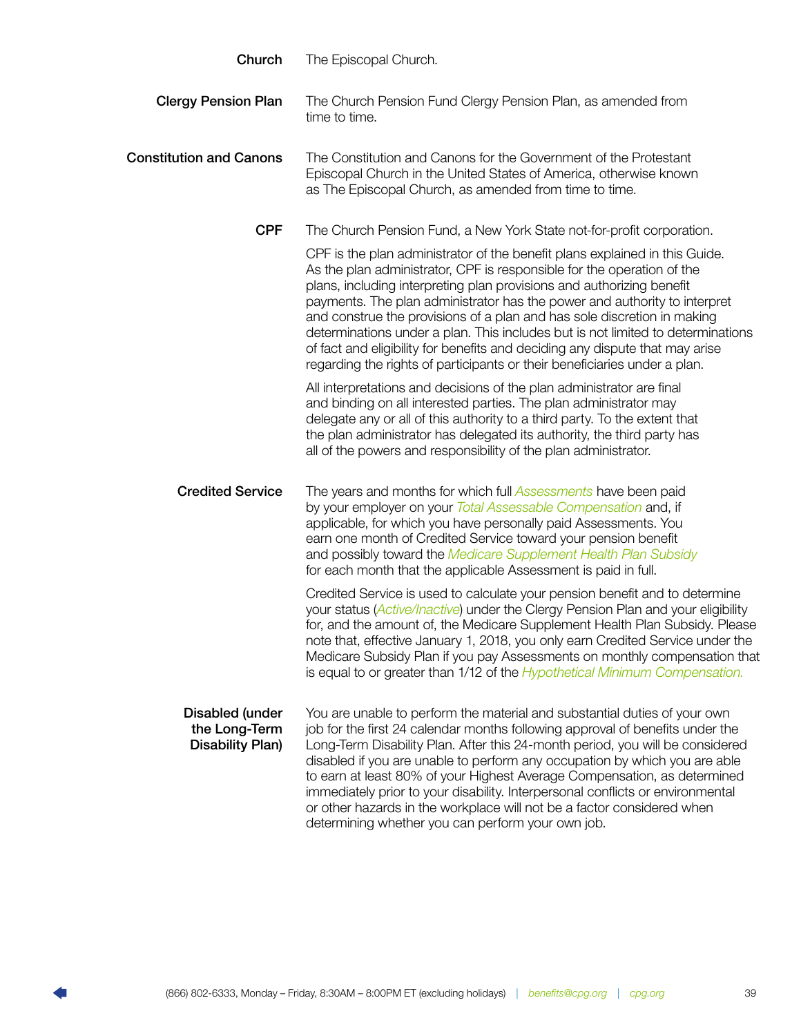**Church**

The Episcopal Church.

**Clergy Pension Plan**

The Church Pension Fund Clergy Pension Plan, as amended from time to time.

**Constitution and Canons**

The Constitution and Canons for the Government of the Protestant Episcopal Church in the United States of America, otherwise known as The Episcopal Church, as amended from time to time.

**CPF**

The Church Pension Fund, a New York State not-for-profit corporation.

CPF is the plan administrator of the benefit plans explained in this Guide. As the plan administrator, CPF is responsible for the operation of the plans, including interpreting plan provisions and authorizing benefit payments. The plan administrator has the power and authority to interpret and construe the provisions of a plan and has sole discretion in making determinations under a plan. This includes but is not limited to determinations of fact and eligibility for benefits and deciding any dispute that may arise regarding the rights of participants or their beneficiaries under a plan.

All interpretations and decisions of the plan administrator are final and binding on all interested parties. The plan administrator may delegate any or all of this authority to a third party. To the extent that the plan administrator has delegated its authority, the third party has all of the powers and responsibility of the plan administrator.

**Credited Service**

The years and months for which full *Assessments* have been paid by your employer on your *Total Assessable Compensation* and, if applicable, for which you have personally paid Assessments. You earn one month of Credited Service toward your pension benefit and possibly toward the *Medicare Supplement Health Plan Subsidy* for each month that the applicable Assessment is paid in full.

Credited Service is used to calculate your pension benefit and to determine your status (*Active/Inactive*) under the Clergy Pension Plan and your eligibility for, and the amount of, the Medicare Supplement Health Plan Subsidy. Please note that, effective January 1, 2018, you only earn Credited Service under the Medicare Subsidy Plan if you pay Assessments on monthly compensation that is equal to or greater than 1/12 of the *Hypothetical Minimum Compensation.*

**Disabled (under the Long-Term Disability Plan)**

You are unable to perform the material and substantial duties of your own job for the first 24 calendar months following approval of benefits under the Long-Term Disability Plan. After this 24-month period, you will be considered disabled if you are unable to perform any occupation by which you are able to earn at least 80% of your Highest Average Compensation, as determined immediately prior to your disability. Interpersonal conflicts or environmental or other hazards in the workplace will not be a factor considered when determining whether you can perform your own job.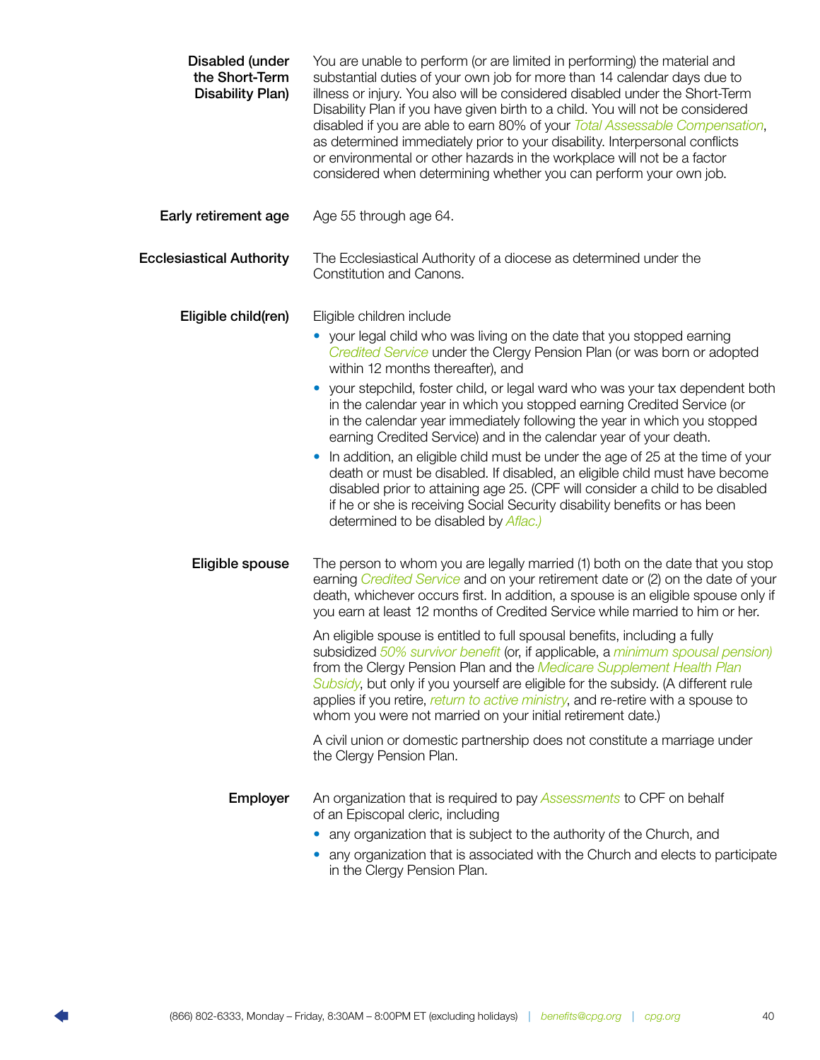**Disabled (under the Short-Term Disability Plan)**

You are unable to perform (or are limited in performing) the material and substantial duties of your own job for more than 14 calendar days due to illness or injury. You also will be considered disabled under the Short-Term Disability Plan if you have given birth to a child. You will not be considered disabled if you are able to earn 80% of your *Total Assessable Compensation*, as determined immediately prior to your disability. Interpersonal conflicts or environmental or other hazards in the workplace will not be a factor considered when determining whether you can perform your own job.

**Early retirement age**

Age 55 through age 64.

**Ecclesiastical Authority**

The Ecclesiastical Authority of a diocese as determined under the Constitution and Canons.

**Eligible child(ren)**

Eligible children include

- your legal child who was living on the date that you stopped earning *Credited Service* under the Clergy Pension Plan (or was born or adopted within 12 months thereafter), and
- your stepchild, foster child, or legal ward who was your tax dependent both in the calendar year in which you stopped earning Credited Service (or in the calendar year immediately following the year in which you stopped earning Credited Service) and in the calendar year of your death.
- In addition, an eligible child must be under the age of 25 at the time of your death or must be disabled. If disabled, an eligible child must have become disabled prior to attaining age 25. (CPF will consider a child to be disabled if he or she is receiving Social Security disability benefits or has been determined to be disabled by *Aflac.)*

**Eligible spouse**

The person to whom you are legally married (1) both on the date that you stop earning *Credited Service* and on your retirement date or (2) on the date of your death, whichever occurs first. In addition, a spouse is an eligible spouse only if you earn at least 12 months of Credited Service while married to him or her.

An eligible spouse is entitled to full spousal benefits, including a fully subsidized *50% survivor benefit* (or, if applicable, a *minimum spousal pension)* from the Clergy Pension Plan and the *Medicare Supplement Health Plan Subsidy*, but only if you yourself are eligible for the subsidy. (A different rule applies if you retire, *return to active ministry*, and re-retire with a spouse to whom you were not married on your initial retirement date.)

A civil union or domestic partnership does not constitute a marriage under the Clergy Pension Plan.

**Employer**

An organization that is required to pay *Assessments* to CPF on behalf of an Episcopal cleric, including

- any organization that is subject to the authority of the Church, and
- any organization that is associated with the Church and elects to participate in the Clergy Pension Plan.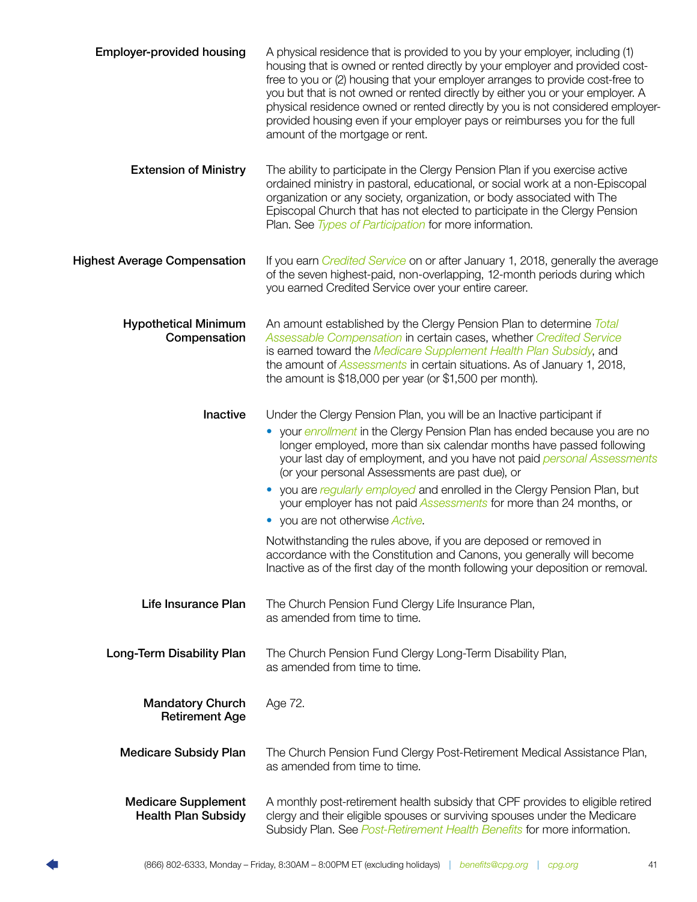**Employer-provided housing**

A physical residence that is provided to you by your employer, including (1) housing that is owned or rented directly by your employer and provided cost-free to you or (2) housing that your employer arranges to provide cost-free to you but that is not owned or rented directly by either you or your employer. A physical residence owned or rented directly by you is not considered employer-provided housing even if your employer pays or reimburses you for the full amount of the mortgage or rent.

**Extension of Ministry**

The ability to participate in the Clergy Pension Plan if you exercise active ordained ministry in pastoral, educational, or social work at a non-Episcopal organization or any society, organization, or body associated with The Episcopal Church that has not elected to participate in the Clergy Pension Plan. See *Types of Participation* for more information.

**Highest Average Compensation**

If you earn *Credited Service* on or after January 1, 2018, generally the average of the seven highest-paid, non-overlapping, 12-month periods during which you earned Credited Service over your entire career.

**Hypothetical Minimum Compensation**

An amount established by the Clergy Pension Plan to determine *Total Assessable Compensation* in certain cases, whether *Credited Service* is earned toward the *Medicare Supplement Health Plan Subsidy*, and the amount of *Assessments* in certain situations. As of January 1, 2018, the amount is $18,000 per year (or $1,500 per month).

**Inactive**

Under the Clergy Pension Plan, you will be an Inactive participant if

- your *enrollment* in the Clergy Pension Plan has ended because you are no longer employed, more than six calendar months have passed following your last day of employment, and you have not paid *personal Assessments* (or your personal Assessments are past due), or
- you are *regularly employed* and enrolled in the Clergy Pension Plan, but your employer has not paid *Assessments* for more than 24 months, or
- you are not otherwise *Active*.

Notwithstanding the rules above, if you are deposed or removed in accordance with the Constitution and Canons, you generally will become Inactive as of the first day of the month following your deposition or removal.

**Life Insurance Plan**

The Church Pension Fund Clergy Life Insurance Plan, as amended from time to time.

**Long-Term Disability Plan**

The Church Pension Fund Clergy Long-Term Disability Plan, as amended from time to time.

**Mandatory Church Retirement Age**

Age 72.

**Medicare Subsidy Plan**

The Church Pension Fund Clergy Post-Retirement Medical Assistance Plan, as amended from time to time.

**Medicare Supplement Health Plan Subsidy**

A monthly post-retirement health subsidy that CPF provides to eligible retired clergy and their eligible spouses or surviving spouses under the Medicare Subsidy Plan. See *Post-Retirement Health Benefits* for more information.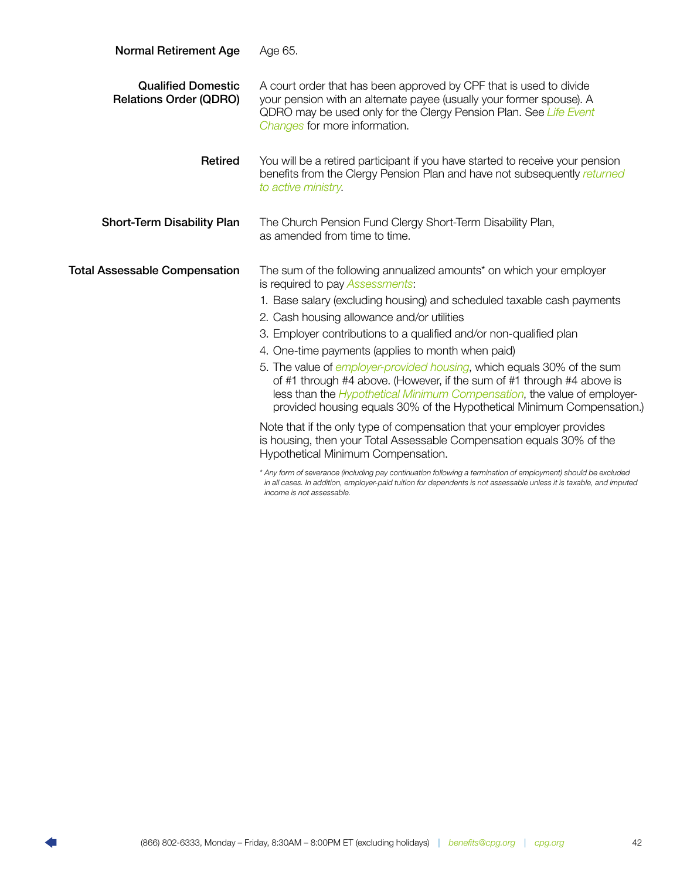**Normal Retirement Age** Age 65.

**Qualified Domestic Relations Order (QDRO)** A court order that has been approved by CPF that is used to divide your pension with an alternate payee (usually your former spouse). A QDRO may be used only for the Clergy Pension Plan. See *Life Event Changes* for more information.

**Retired** You will be a retired participant if you have started to receive your pension benefits from the Clergy Pension Plan and have not subsequently *returned to active ministry*.

**Short-Term Disability Plan** The Church Pension Fund Clergy Short-Term Disability Plan, as amended from time to time.

**Total Assessable Compensation** The sum of the following annualized amounts* on which your employer is required to pay *Assessments*:

1. Base salary (excluding housing) and scheduled taxable cash payments
2. Cash housing allowance and/or utilities
3. Employer contributions to a qualified and/or non-qualified plan
4. One-time payments (applies to month when paid)
5. The value of *employer-provided housing*, which equals 30% of the sum of #1 through #4 above. (However, if the sum of #1 through #4 above is less than the *Hypothetical Minimum Compensation*, the value of employer-provided housing equals 30% of the Hypothetical Minimum Compensation.)

Note that if the only type of compensation that your employer provides is housing, then your Total Assessable Compensation equals 30% of the Hypothetical Minimum Compensation.

*\* Any form of severance (including pay continuation following a termination of employment) should be excluded in all cases. In addition, employer-paid tuition for dependents is not assessable unless it is taxable, and imputed income is not assessable.*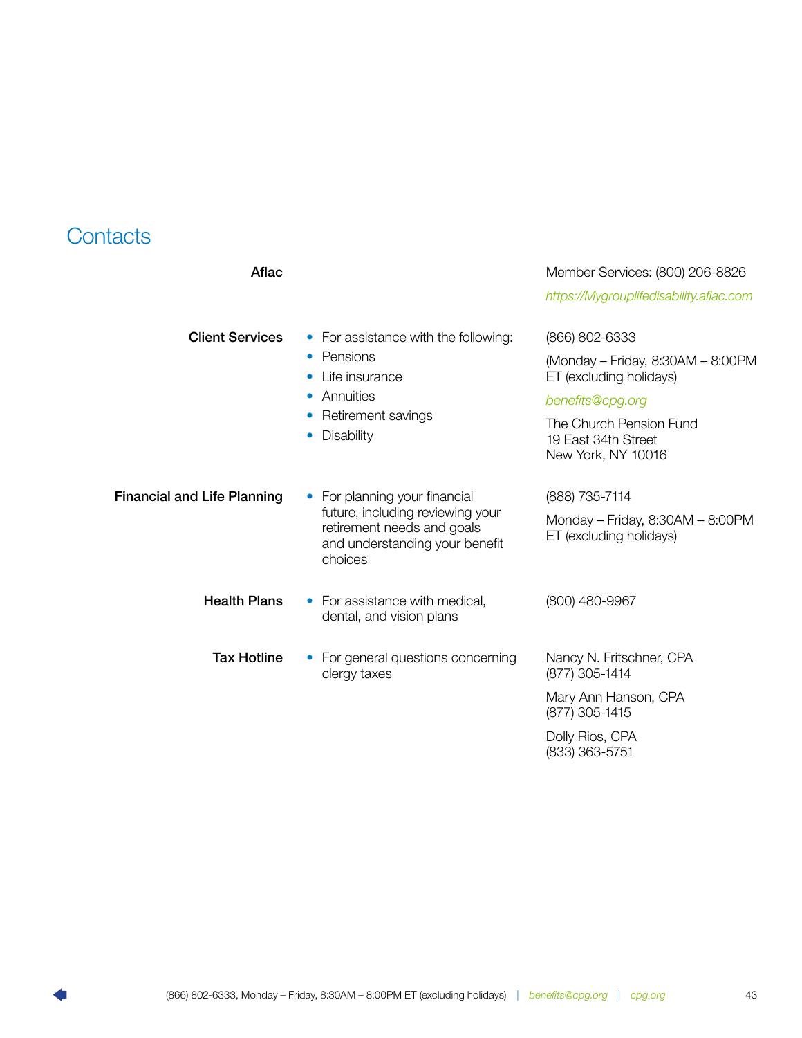## Contacts

| | | |
|---|---|---|
| **Aflac** | | Member Services: (800) 206-8826<br>*https://Mygrouplifedisability.aflac.com* |
| **Client Services** | • For assistance with the following:<br>• Pensions<br>• Life insurance<br>• Annuities<br>• Retirement savings<br>• Disability | (866) 802-6333<br>(Monday – Friday, 8:30AM – 8:00PM ET (excluding holidays)<br>*benefits@cpg.org*<br>The Church Pension Fund<br>19 East 34th Street<br>New York, NY 10016 |
| **Financial and Life Planning** | • For planning your financial future, including reviewing your retirement needs and goals and understanding your benefit choices | (888) 735-7114<br>Monday – Friday, 8:30AM – 8:00PM ET (excluding holidays) |
| **Health Plans** | • For assistance with medical, dental, and vision plans | (800) 480-9967 |
| **Tax Hotline** | • For general questions concerning clergy taxes | Nancy N. Fritschner, CPA<br>(877) 305-1414<br>Mary Ann Hanson, CPA<br>(877) 305-1415<br>Dolly Rios, CPA<br>(833) 363-5751 |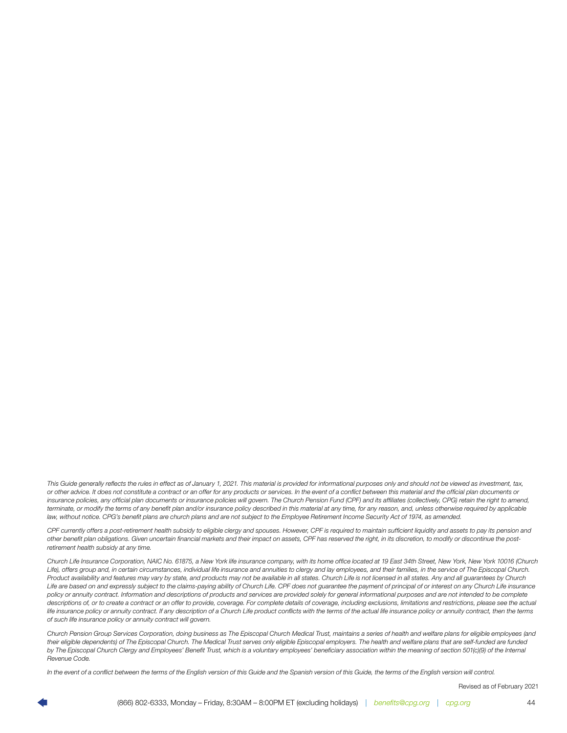*This Guide generally reflects the rules in effect as of January 1, 2021. This material is provided for informational purposes only and should not be viewed as investment, tax, or other advice. It does not constitute a contract or an offer for any products or services. In the event of a conflict between this material and the official plan documents or insurance policies, any official plan documents or insurance policies will govern. The Church Pension Fund (CPF) and its affiliates (collectively, CPG) retain the right to amend, terminate, or modify the terms of any benefit plan and/or insurance policy described in this material at any time, for any reason, and, unless otherwise required by applicable law, without notice. CPG's benefit plans are church plans and are not subject to the Employee Retirement Income Security Act of 1974, as amended.*

*CPF currently offers a post-retirement health subsidy to eligible clergy and spouses. However, CPF is required to maintain sufficient liquidity and assets to pay its pension and other benefit plan obligations. Given uncertain financial markets and their impact on assets, CPF has reserved the right, in its discretion, to modify or discontinue the post-retirement health subsidy at any time.*

*Church Life Insurance Corporation, NAIC No. 61875, a New York life insurance company, with its home office located at 19 East 34th Street, New York, New York 10016 (Church Life), offers group and, in certain circumstances, individual life insurance and annuities to clergy and lay employees, and their families, in the service of The Episcopal Church. Product availability and features may vary by state, and products may not be available in all states. Church Life is not licensed in all states. Any and all guarantees by Church Life are based on and expressly subject to the claims-paying ability of Church Life. CPF does not guarantee the payment of principal of or interest on any Church Life insurance policy or annuity contract. Information and descriptions of products and services are provided solely for general informational purposes and are not intended to be complete descriptions of, or to create a contract or an offer to provide, coverage. For complete details of coverage, including exclusions, limitations and restrictions, please see the actual life insurance policy or annuity contract. If any description of a Church Life product conflicts with the terms of the actual life insurance policy or annuity contract, then the terms of such life insurance policy or annuity contract will govern.*

*Church Pension Group Services Corporation, doing business as The Episcopal Church Medical Trust, maintains a series of health and welfare plans for eligible employees (and their eligible dependents) of The Episcopal Church. The Medical Trust serves only eligible Episcopal employers. The health and welfare plans that are self-funded are funded by The Episcopal Church Clergy and Employees' Benefit Trust, which is a voluntary employees' beneficiary association within the meaning of section 501(c)(9) of the Internal Revenue Code.*

*In the event of a conflict between the terms of the English version of this Guide and the Spanish version of this Guide, the terms of the English version will control.*

Revised as of February 2021